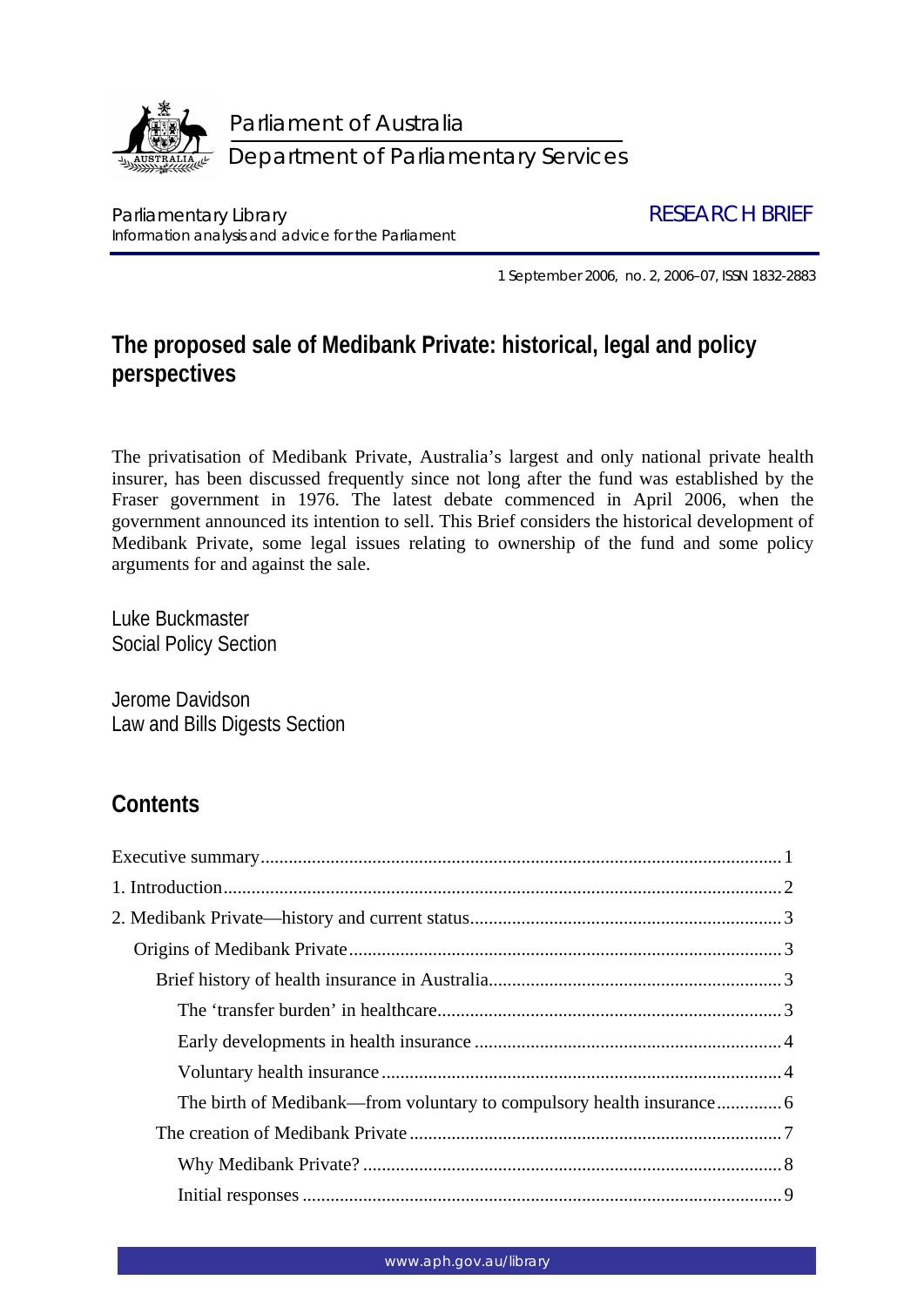Parliament of Australia

Department of Parliamentary Services

Parliamentary Library

Information analysis and advice for the Parliament

RESEARCH BRIEF

1 September 2006, no. 2, 2006–07, ISSN 1832-2883

# The proposed sale of Medibank Private: historical, legal and policy perspectives

The privatisation of Medibank Private, Australia's largest and only national private health insurer, has been discussed frequently since not long after the fund was established by the Fraser government in 1976. The latest debate commenced in April 2006, when the government announced its intention to sell. This Brief considers the historical development of Medibank Private, some legal issues relating to ownership of the fund and some policy arguments for and against the sale.

Luke Buckmaster
Social Policy Section

Jerome Davidson
Law and Bills Digests Section

## Contents

- Executive summary ........ 1
- 1. Introduction ........ 2
- 2. Medibank Private—history and current status ........ 3
  - Origins of Medibank Private ........ 3
    - Brief history of health insurance in Australia ........ 3
      - The 'transfer burden' in healthcare ........ 3
      - Early developments in health insurance ........ 4
      - Voluntary health insurance ........ 4
      - The birth of Medibank—from voluntary to compulsory health insurance ........ 6
    - The creation of Medibank Private ........ 7
      - Why Medibank Private? ........ 8
      - Initial responses ........ 9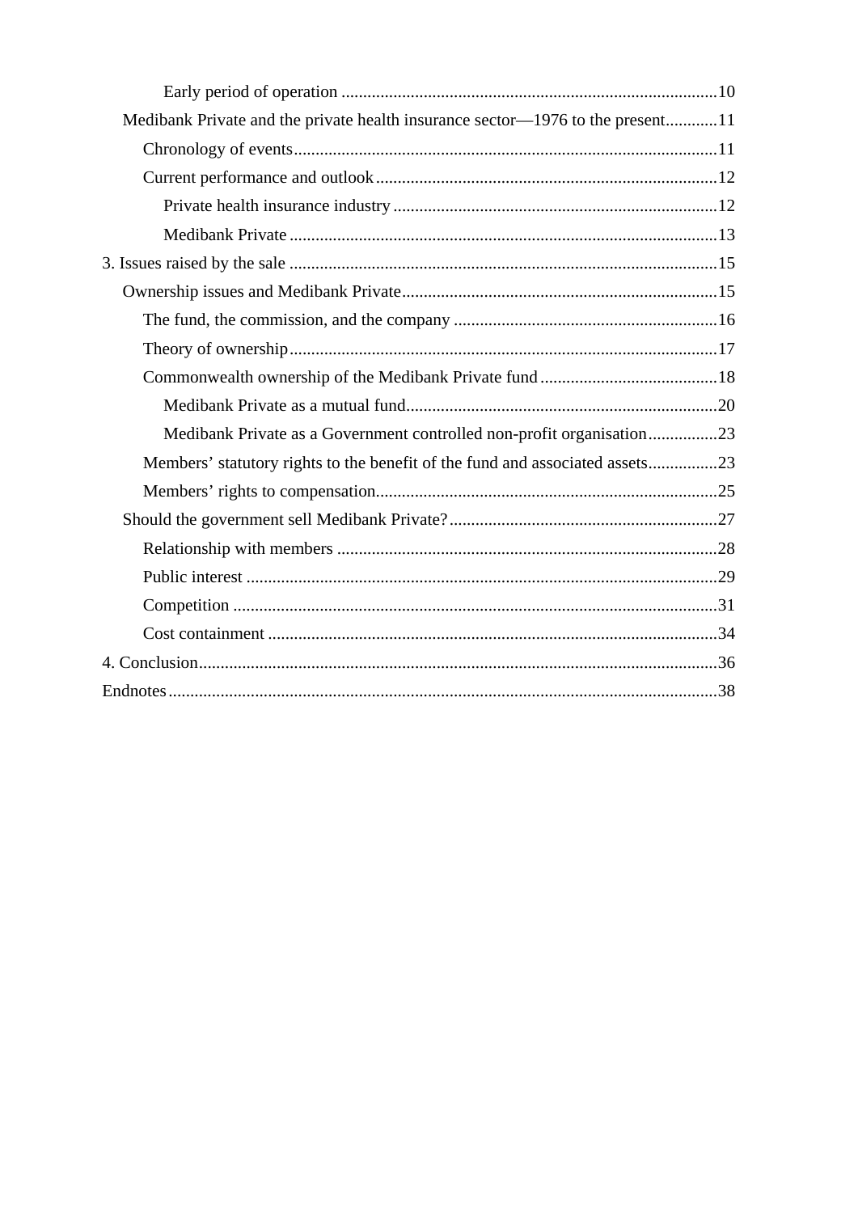- Early period of operation ....................................................................................10
- Medibank Private and the private health insurance sector—1976 to the present............11
  - Chronology of events ..................................................................................11
  - Current performance and outlook ..................................................................12
    - Private health insurance industry ............................................................12
    - Medibank Private ..................................................................................13
- 3. Issues raised by the sale ..................................................................................15
  - Ownership issues and Medibank Private .........................................................15
    - The fund, the commission, and the company ................................................16
    - Theory of ownership ..................................................................................17
    - Commonwealth ownership of the Medibank Private fund ...................................18
      - Medibank Private as a mutual fund.........................................................20
      - Medibank Private as a Government controlled non-profit organisation................23
    - Members' statutory rights to the benefit of the fund and associated assets................23
    - Members' rights to compensation...............................................................25
  - Should the government sell Medibank Private? ..............................................27
    - Relationship with members ........................................................................28
    - Public interest ............................................................................................29
    - Competition ..............................................................................................31
    - Cost containment .......................................................................................34
- 4. Conclusion........................................................................................................36
- Endnotes .............................................................................................................38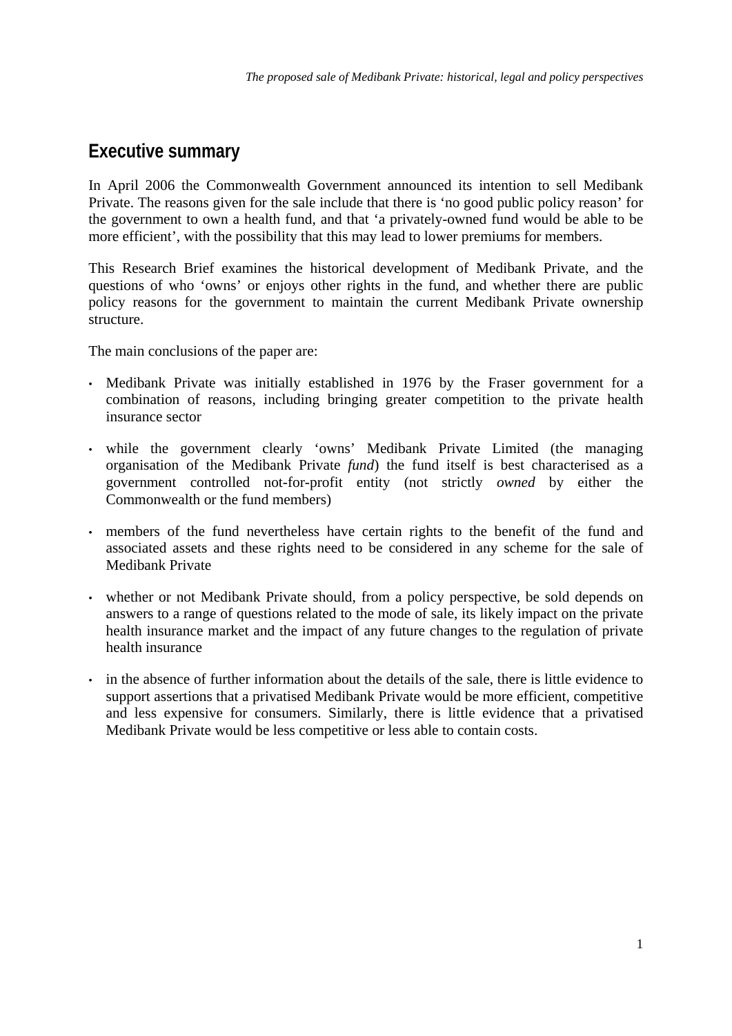## Executive summary

In April 2006 the Commonwealth Government announced its intention to sell Medibank Private. The reasons given for the sale include that there is 'no good public policy reason' for the government to own a health fund, and that 'a privately-owned fund would be able to be more efficient', with the possibility that this may lead to lower premiums for members.

This Research Brief examines the historical development of Medibank Private, and the questions of who 'owns' or enjoys other rights in the fund, and whether there are public policy reasons for the government to maintain the current Medibank Private ownership structure.

The main conclusions of the paper are:

- Medibank Private was initially established in 1976 by the Fraser government for a combination of reasons, including bringing greater competition to the private health insurance sector
- while the government clearly 'owns' Medibank Private Limited (the managing organisation of the Medibank Private *fund*) the fund itself is best characterised as a government controlled not-for-profit entity (not strictly *owned* by either the Commonwealth or the fund members)
- members of the fund nevertheless have certain rights to the benefit of the fund and associated assets and these rights need to be considered in any scheme for the sale of Medibank Private
- whether or not Medibank Private should, from a policy perspective, be sold depends on answers to a range of questions related to the mode of sale, its likely impact on the private health insurance market and the impact of any future changes to the regulation of private health insurance
- in the absence of further information about the details of the sale, there is little evidence to support assertions that a privatised Medibank Private would be more efficient, competitive and less expensive for consumers. Similarly, there is little evidence that a privatised Medibank Private would be less competitive or less able to contain costs.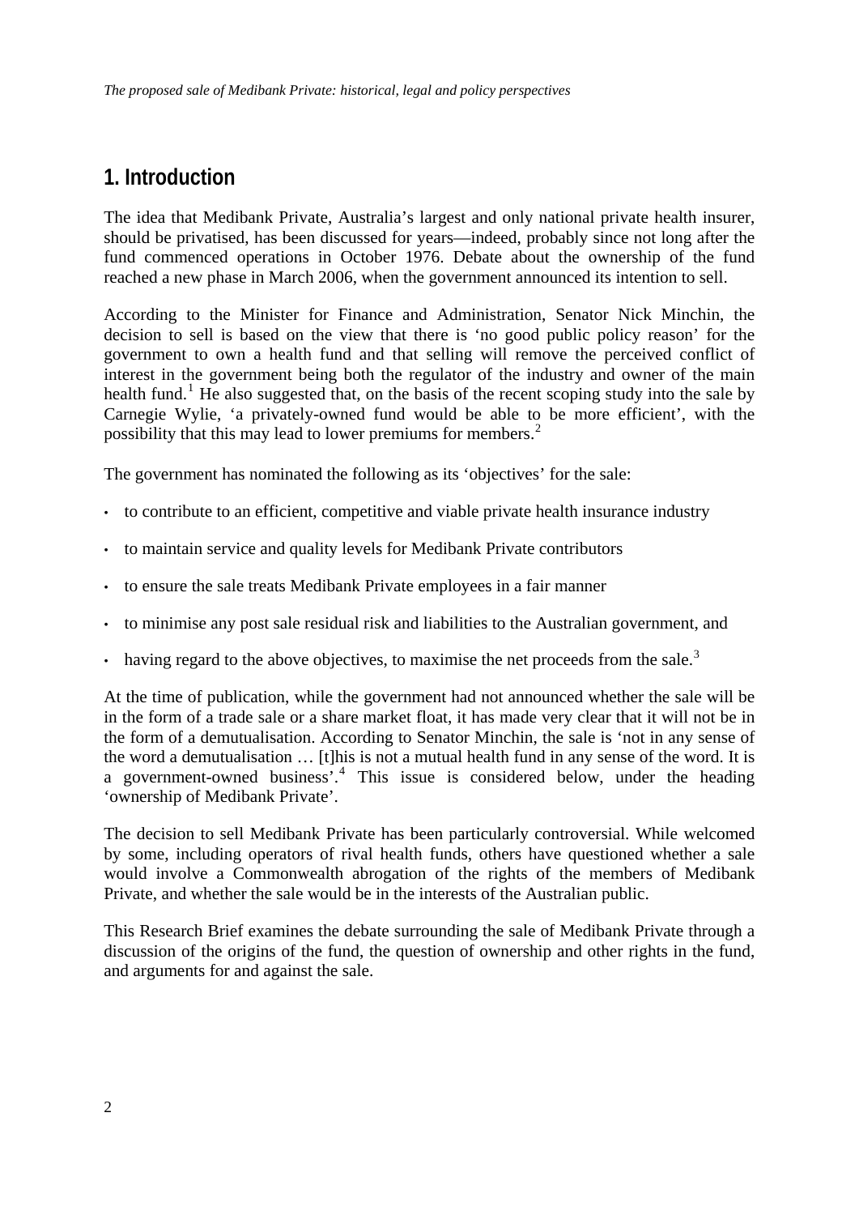## 1. Introduction

The idea that Medibank Private, Australia's largest and only national private health insurer, should be privatised, has been discussed for years—indeed, probably since not long after the fund commenced operations in October 1976. Debate about the ownership of the fund reached a new phase in March 2006, when the government announced its intention to sell.

According to the Minister for Finance and Administration, Senator Nick Minchin, the decision to sell is based on the view that there is 'no good public policy reason' for the government to own a health fund and that selling will remove the perceived conflict of interest in the government being both the regulator of the industry and owner of the main health fund.[1] He also suggested that, on the basis of the recent scoping study into the sale by Carnegie Wylie, 'a privately-owned fund would be able to be more efficient', with the possibility that this may lead to lower premiums for members.[2]

The government has nominated the following as its 'objectives' for the sale:

- to contribute to an efficient, competitive and viable private health insurance industry
- to maintain service and quality levels for Medibank Private contributors
- to ensure the sale treats Medibank Private employees in a fair manner
- to minimise any post sale residual risk and liabilities to the Australian government, and
- having regard to the above objectives, to maximise the net proceeds from the sale.[3]

At the time of publication, while the government had not announced whether the sale will be in the form of a trade sale or a share market float, it has made very clear that it will not be in the form of a demutualisation. According to Senator Minchin, the sale is 'not in any sense of the word a demutualisation … [t]his is not a mutual health fund in any sense of the word. It is a government-owned business'.[4] This issue is considered below, under the heading 'ownership of Medibank Private'.

The decision to sell Medibank Private has been particularly controversial. While welcomed by some, including operators of rival health funds, others have questioned whether a sale would involve a Commonwealth abrogation of the rights of the members of Medibank Private, and whether the sale would be in the interests of the Australian public.

This Research Brief examines the debate surrounding the sale of Medibank Private through a discussion of the origins of the fund, the question of ownership and other rights in the fund, and arguments for and against the sale.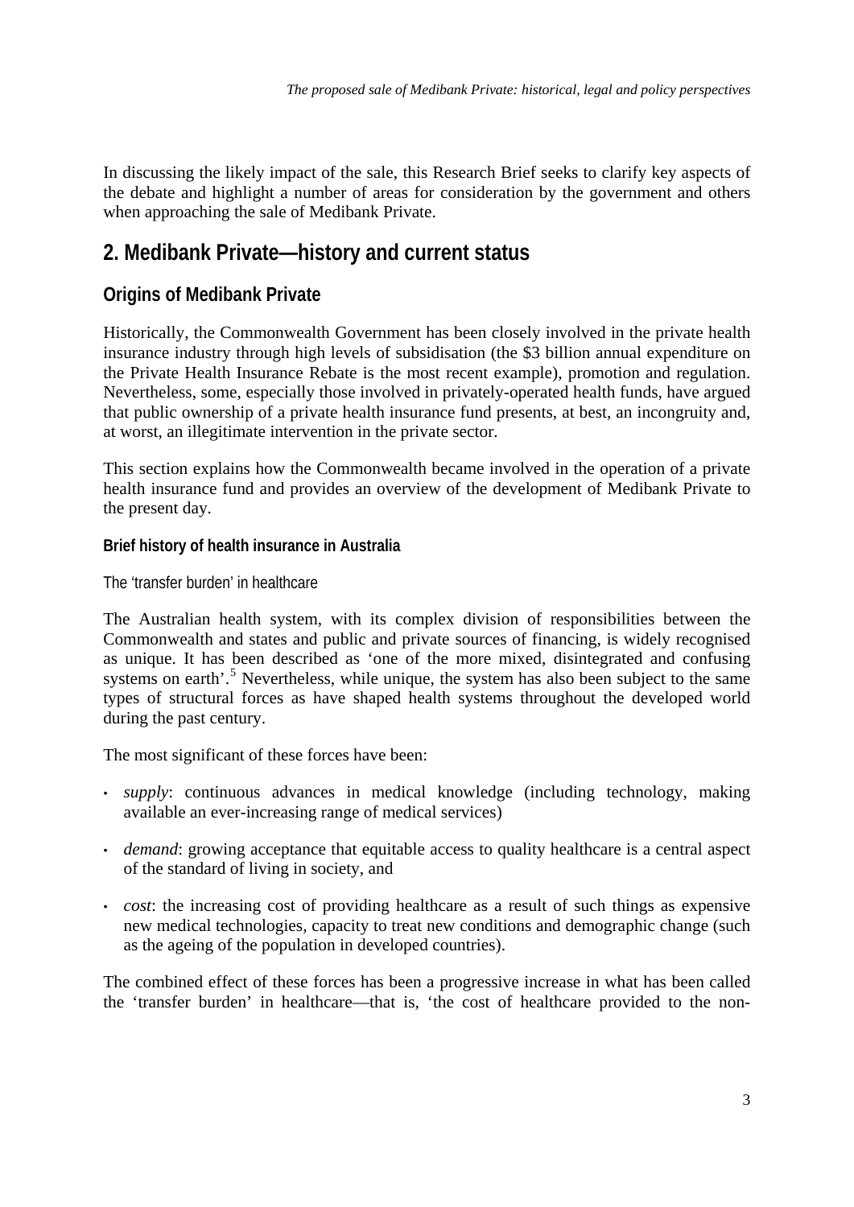In discussing the likely impact of the sale, this Research Brief seeks to clarify key aspects of the debate and highlight a number of areas for consideration by the government and others when approaching the sale of Medibank Private.

## 2. Medibank Private—history and current status

### Origins of Medibank Private

Historically, the Commonwealth Government has been closely involved in the private health insurance industry through high levels of subsidisation (the $3 billion annual expenditure on the Private Health Insurance Rebate is the most recent example), promotion and regulation. Nevertheless, some, especially those involved in privately-operated health funds, have argued that public ownership of a private health insurance fund presents, at best, an incongruity and, at worst, an illegitimate intervention in the private sector.

This section explains how the Commonwealth became involved in the operation of a private health insurance fund and provides an overview of the development of Medibank Private to the present day.

#### Brief history of health insurance in Australia

##### The 'transfer burden' in healthcare

The Australian health system, with its complex division of responsibilities between the Commonwealth and states and public and private sources of financing, is widely recognised as unique. It has been described as 'one of the more mixed, disintegrated and confusing systems on earth'.[5] Nevertheless, while unique, the system has also been subject to the same types of structural forces as have shaped health systems throughout the developed world during the past century.

The most significant of these forces have been:

- *supply*: continuous advances in medical knowledge (including technology, making available an ever-increasing range of medical services)
- *demand*: growing acceptance that equitable access to quality healthcare is a central aspect of the standard of living in society, and
- *cost*: the increasing cost of providing healthcare as a result of such things as expensive new medical technologies, capacity to treat new conditions and demographic change (such as the ageing of the population in developed countries).

The combined effect of these forces has been a progressive increase in what has been called the 'transfer burden' in healthcare—that is, 'the cost of healthcare provided to the non-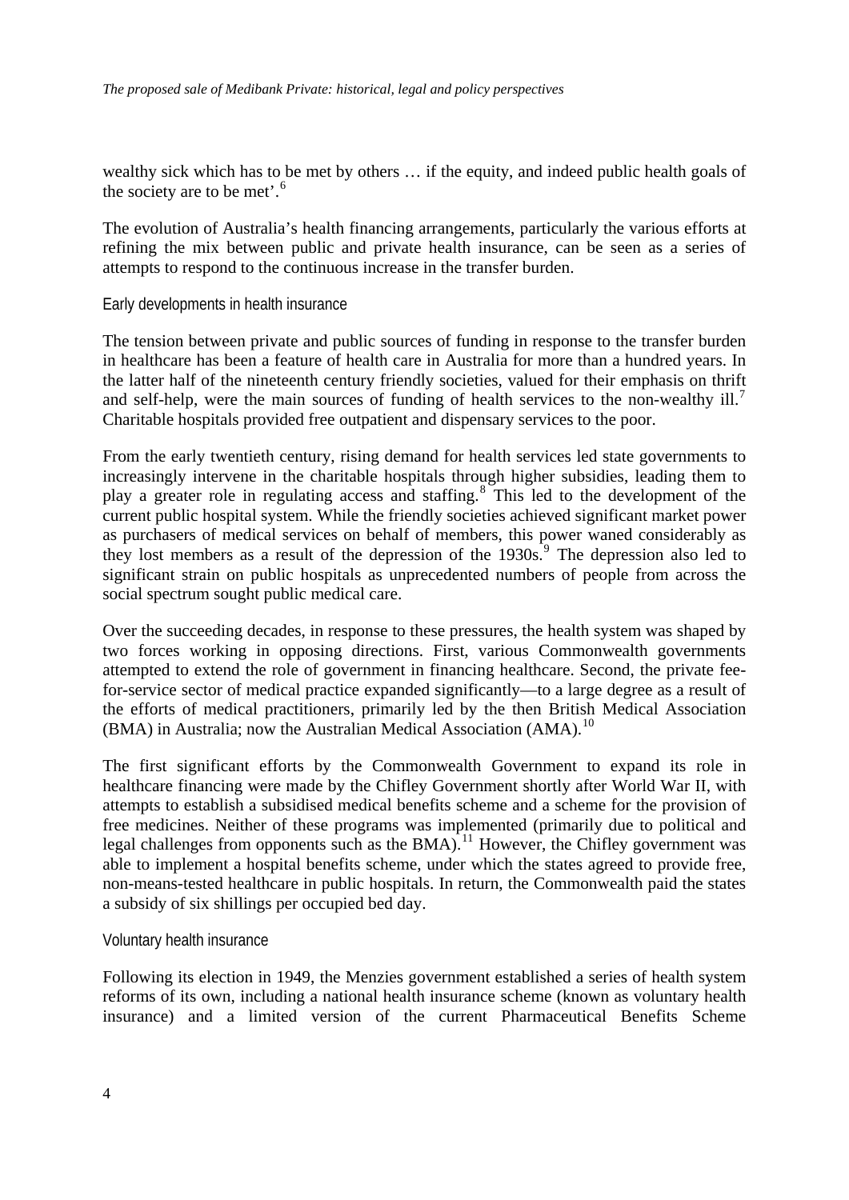wealthy sick which has to be met by others … if the equity, and indeed public health goals of the society are to be met'.[6]

The evolution of Australia's health financing arrangements, particularly the various efforts at refining the mix between public and private health insurance, can be seen as a series of attempts to respond to the continuous increase in the transfer burden.

### Early developments in health insurance

The tension between private and public sources of funding in response to the transfer burden in healthcare has been a feature of health care in Australia for more than a hundred years. In the latter half of the nineteenth century friendly societies, valued for their emphasis on thrift and self-help, were the main sources of funding of health services to the non-wealthy ill.[7] Charitable hospitals provided free outpatient and dispensary services to the poor.

From the early twentieth century, rising demand for health services led state governments to increasingly intervene in the charitable hospitals through higher subsidies, leading them to play a greater role in regulating access and staffing.[8] This led to the development of the current public hospital system. While the friendly societies achieved significant market power as purchasers of medical services on behalf of members, this power waned considerably as they lost members as a result of the depression of the 1930s.[9] The depression also led to significant strain on public hospitals as unprecedented numbers of people from across the social spectrum sought public medical care.

Over the succeeding decades, in response to these pressures, the health system was shaped by two forces working in opposing directions. First, various Commonwealth governments attempted to extend the role of government in financing healthcare. Second, the private fee-for-service sector of medical practice expanded significantly—to a large degree as a result of the efforts of medical practitioners, primarily led by the then British Medical Association (BMA) in Australia; now the Australian Medical Association (AMA).[10]

The first significant efforts by the Commonwealth Government to expand its role in healthcare financing were made by the Chifley Government shortly after World War II, with attempts to establish a subsidised medical benefits scheme and a scheme for the provision of free medicines. Neither of these programs was implemented (primarily due to political and legal challenges from opponents such as the BMA).[11] However, the Chifley government was able to implement a hospital benefits scheme, under which the states agreed to provide free, non-means-tested healthcare in public hospitals. In return, the Commonwealth paid the states a subsidy of six shillings per occupied bed day.

### Voluntary health insurance

Following its election in 1949, the Menzies government established a series of health system reforms of its own, including a national health insurance scheme (known as voluntary health insurance) and a limited version of the current Pharmaceutical Benefits Scheme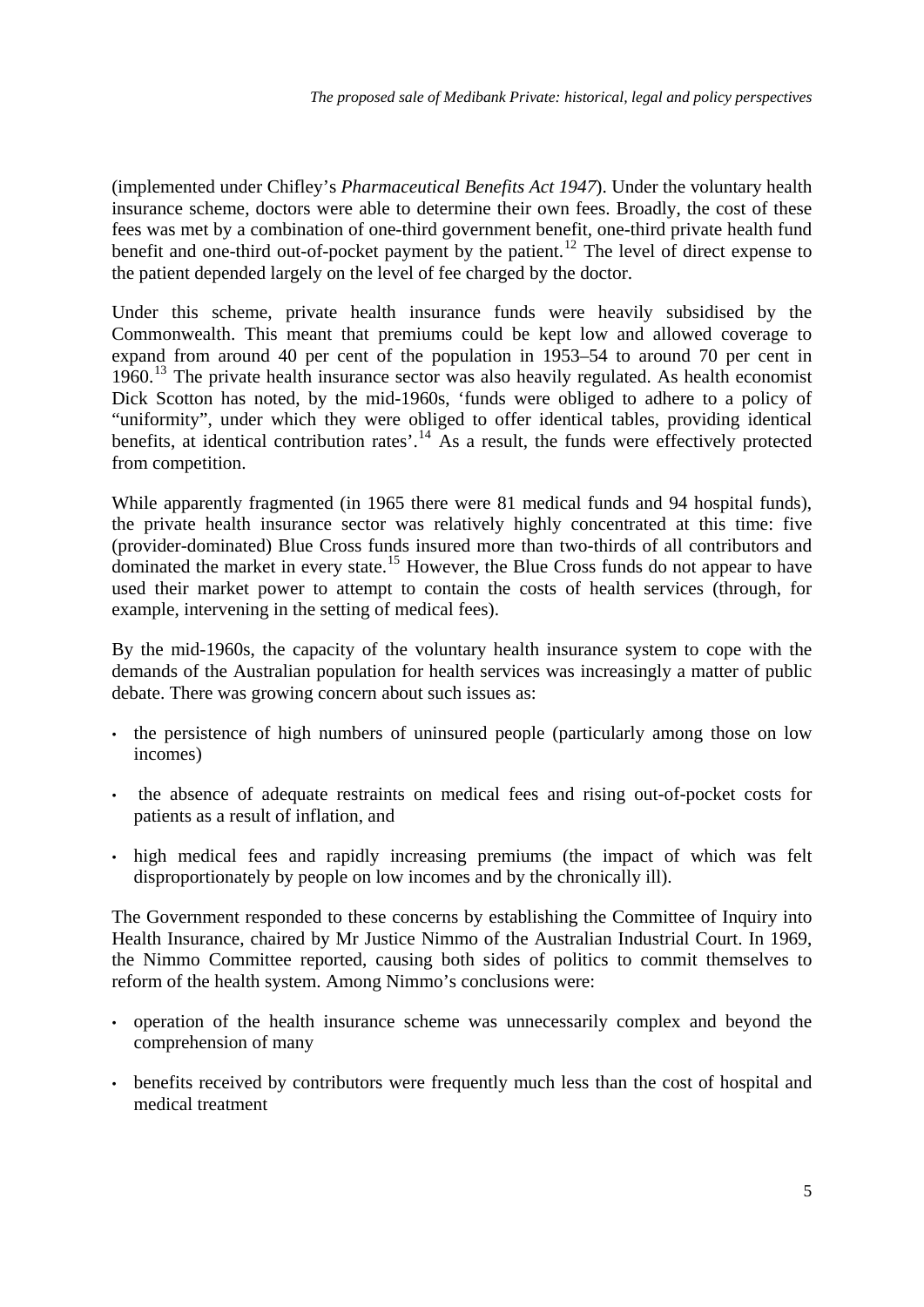(implemented under Chifley's *Pharmaceutical Benefits Act 1947*). Under the voluntary health insurance scheme, doctors were able to determine their own fees. Broadly, the cost of these fees was met by a combination of one-third government benefit, one-third private health fund benefit and one-third out-of-pocket payment by the patient.[12] The level of direct expense to the patient depended largely on the level of fee charged by the doctor.

Under this scheme, private health insurance funds were heavily subsidised by the Commonwealth. This meant that premiums could be kept low and allowed coverage to expand from around 40 per cent of the population in 1953–54 to around 70 per cent in 1960.[13] The private health insurance sector was also heavily regulated. As health economist Dick Scotton has noted, by the mid-1960s, 'funds were obliged to adhere to a policy of "uniformity", under which they were obliged to offer identical tables, providing identical benefits, at identical contribution rates'.[14] As a result, the funds were effectively protected from competition.

While apparently fragmented (in 1965 there were 81 medical funds and 94 hospital funds), the private health insurance sector was relatively highly concentrated at this time: five (provider-dominated) Blue Cross funds insured more than two-thirds of all contributors and dominated the market in every state.[15] However, the Blue Cross funds do not appear to have used their market power to attempt to contain the costs of health services (through, for example, intervening in the setting of medical fees).

By the mid-1960s, the capacity of the voluntary health insurance system to cope with the demands of the Australian population for health services was increasingly a matter of public debate. There was growing concern about such issues as:

- the persistence of high numbers of uninsured people (particularly among those on low incomes)
- the absence of adequate restraints on medical fees and rising out-of-pocket costs for patients as a result of inflation, and
- high medical fees and rapidly increasing premiums (the impact of which was felt disproportionately by people on low incomes and by the chronically ill).

The Government responded to these concerns by establishing the Committee of Inquiry into Health Insurance, chaired by Mr Justice Nimmo of the Australian Industrial Court. In 1969, the Nimmo Committee reported, causing both sides of politics to commit themselves to reform of the health system. Among Nimmo's conclusions were:

- operation of the health insurance scheme was unnecessarily complex and beyond the comprehension of many
- benefits received by contributors were frequently much less than the cost of hospital and medical treatment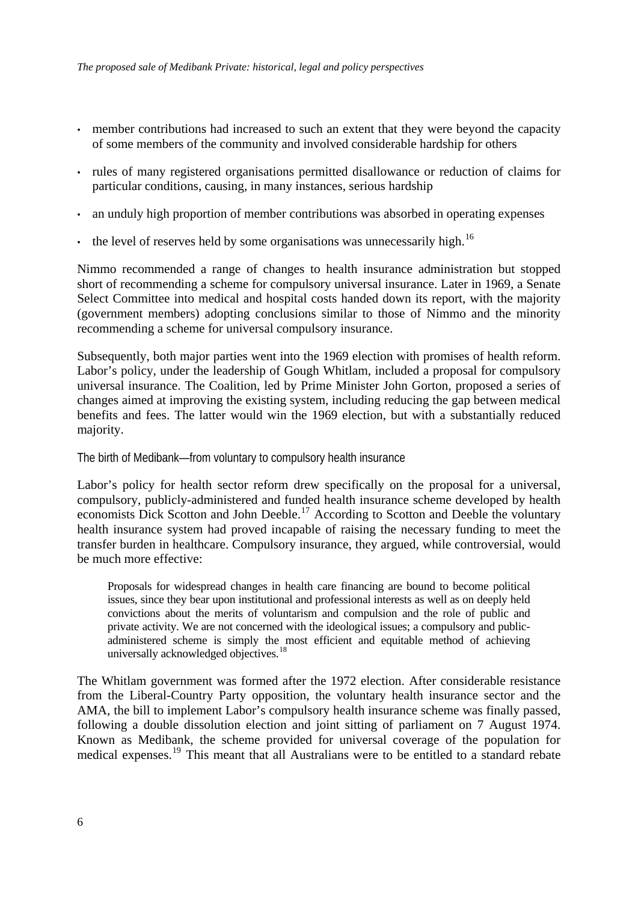- member contributions had increased to such an extent that they were beyond the capacity of some members of the community and involved considerable hardship for others
- rules of many registered organisations permitted disallowance or reduction of claims for particular conditions, causing, in many instances, serious hardship
- an unduly high proportion of member contributions was absorbed in operating expenses
- the level of reserves held by some organisations was unnecessarily high.[16]

Nimmo recommended a range of changes to health insurance administration but stopped short of recommending a scheme for compulsory universal insurance. Later in 1969, a Senate Select Committee into medical and hospital costs handed down its report, with the majority (government members) adopting conclusions similar to those of Nimmo and the minority recommending a scheme for universal compulsory insurance.

Subsequently, both major parties went into the 1969 election with promises of health reform. Labor's policy, under the leadership of Gough Whitlam, included a proposal for compulsory universal insurance. The Coalition, led by Prime Minister John Gorton, proposed a series of changes aimed at improving the existing system, including reducing the gap between medical benefits and fees. The latter would win the 1969 election, but with a substantially reduced majority.

### The birth of Medibank—from voluntary to compulsory health insurance

Labor's policy for health sector reform drew specifically on the proposal for a universal, compulsory, publicly-administered and funded health insurance scheme developed by health economists Dick Scotton and John Deeble.[17] According to Scotton and Deeble the voluntary health insurance system had proved incapable of raising the necessary funding to meet the transfer burden in healthcare. Compulsory insurance, they argued, while controversial, would be much more effective:

> Proposals for widespread changes in health care financing are bound to become political issues, since they bear upon institutional and professional interests as well as on deeply held convictions about the merits of voluntarism and compulsion and the role of public and private activity. We are not concerned with the ideological issues; a compulsory and public-administered scheme is simply the most efficient and equitable method of achieving universally acknowledged objectives.[18]

The Whitlam government was formed after the 1972 election. After considerable resistance from the Liberal-Country Party opposition, the voluntary health insurance sector and the AMA, the bill to implement Labor's compulsory health insurance scheme was finally passed, following a double dissolution election and joint sitting of parliament on 7 August 1974. Known as Medibank, the scheme provided for universal coverage of the population for medical expenses.[19] This meant that all Australians were to be entitled to a standard rebate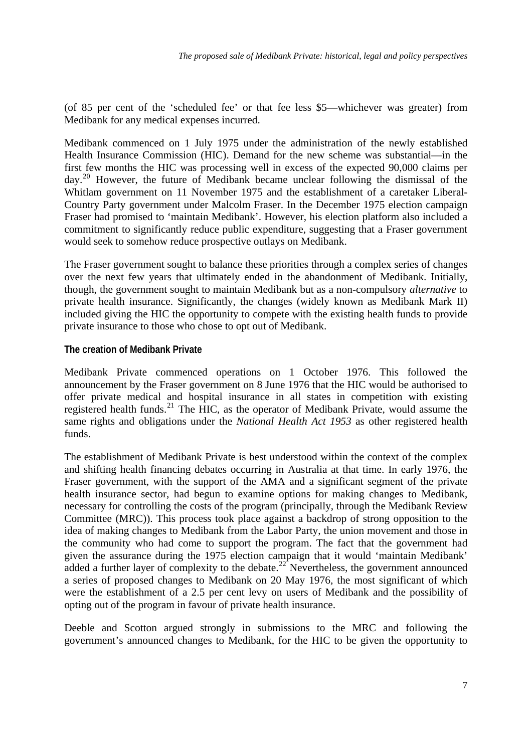(of 85 per cent of the 'scheduled fee' or that fee less $5—whichever was greater) from Medibank for any medical expenses incurred.

Medibank commenced on 1 July 1975 under the administration of the newly established Health Insurance Commission (HIC). Demand for the new scheme was substantial—in the first few months the HIC was processing well in excess of the expected 90,000 claims per day.[20] However, the future of Medibank became unclear following the dismissal of the Whitlam government on 11 November 1975 and the establishment of a caretaker Liberal-Country Party government under Malcolm Fraser. In the December 1975 election campaign Fraser had promised to 'maintain Medibank'. However, his election platform also included a commitment to significantly reduce public expenditure, suggesting that a Fraser government would seek to somehow reduce prospective outlays on Medibank.

The Fraser government sought to balance these priorities through a complex series of changes over the next few years that ultimately ended in the abandonment of Medibank. Initially, though, the government sought to maintain Medibank but as a non-compulsory *alternative* to private health insurance. Significantly, the changes (widely known as Medibank Mark II) included giving the HIC the opportunity to compete with the existing health funds to provide private insurance to those who chose to opt out of Medibank.

### The creation of Medibank Private

Medibank Private commenced operations on 1 October 1976. This followed the announcement by the Fraser government on 8 June 1976 that the HIC would be authorised to offer private medical and hospital insurance in all states in competition with existing registered health funds.[21] The HIC, as the operator of Medibank Private, would assume the same rights and obligations under the *National Health Act 1953* as other registered health funds.

The establishment of Medibank Private is best understood within the context of the complex and shifting health financing debates occurring in Australia at that time. In early 1976, the Fraser government, with the support of the AMA and a significant segment of the private health insurance sector, had begun to examine options for making changes to Medibank, necessary for controlling the costs of the program (principally, through the Medibank Review Committee (MRC)). This process took place against a backdrop of strong opposition to the idea of making changes to Medibank from the Labor Party, the union movement and those in the community who had come to support the program. The fact that the government had given the assurance during the 1975 election campaign that it would 'maintain Medibank' added a further layer of complexity to the debate.[22] Nevertheless, the government announced a series of proposed changes to Medibank on 20 May 1976, the most significant of which were the establishment of a 2.5 per cent levy on users of Medibank and the possibility of opting out of the program in favour of private health insurance.

Deeble and Scotton argued strongly in submissions to the MRC and following the government's announced changes to Medibank, for the HIC to be given the opportunity to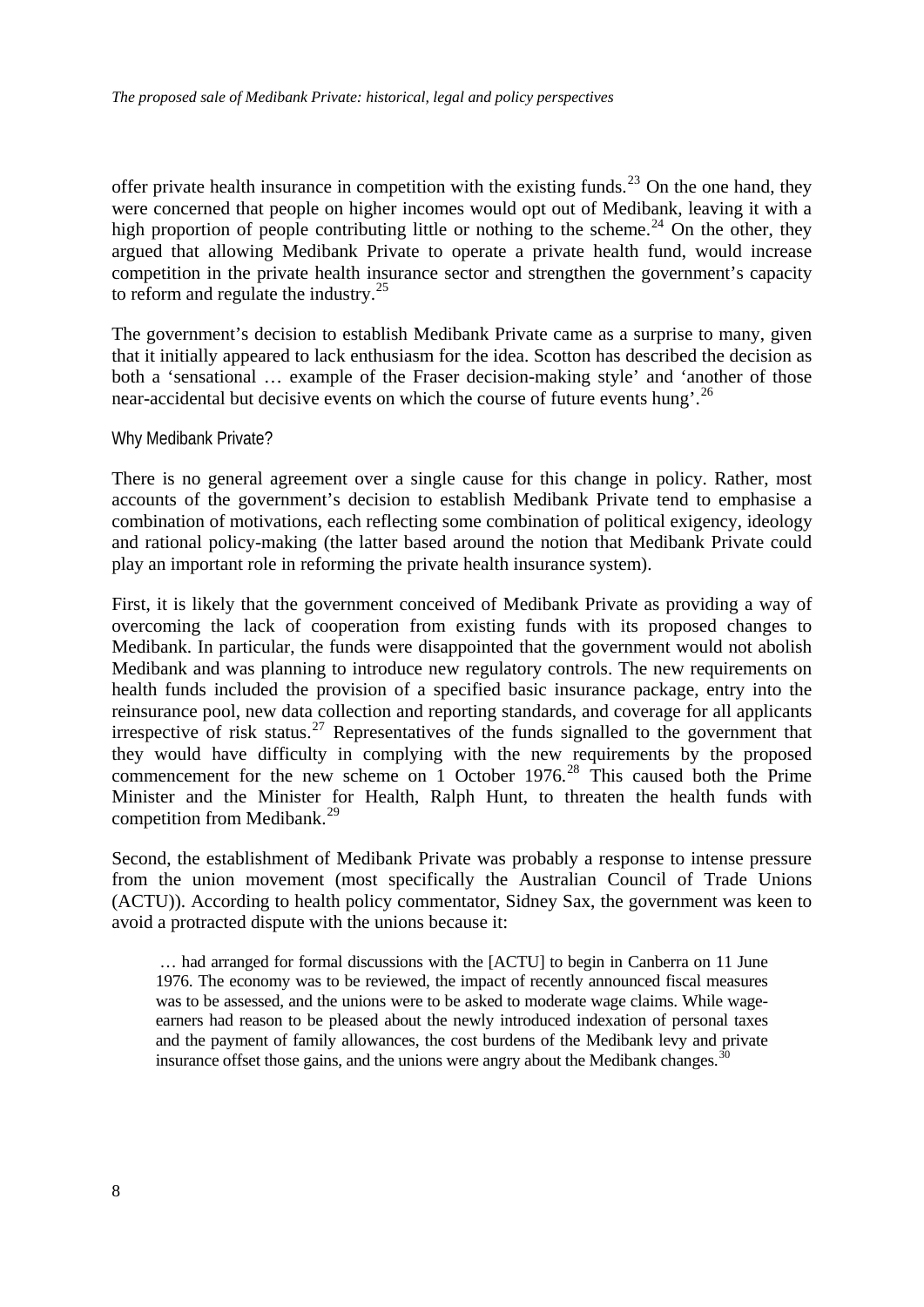offer private health insurance in competition with the existing funds.[23] On the one hand, they were concerned that people on higher incomes would opt out of Medibank, leaving it with a high proportion of people contributing little or nothing to the scheme.[24] On the other, they argued that allowing Medibank Private to operate a private health fund, would increase competition in the private health insurance sector and strengthen the government's capacity to reform and regulate the industry.[25]

The government's decision to establish Medibank Private came as a surprise to many, given that it initially appeared to lack enthusiasm for the idea. Scotton has described the decision as both a 'sensational … example of the Fraser decision-making style' and 'another of those near-accidental but decisive events on which the course of future events hung'.[26]

### Why Medibank Private?

There is no general agreement over a single cause for this change in policy. Rather, most accounts of the government's decision to establish Medibank Private tend to emphasise a combination of motivations, each reflecting some combination of political exigency, ideology and rational policy-making (the latter based around the notion that Medibank Private could play an important role in reforming the private health insurance system).

First, it is likely that the government conceived of Medibank Private as providing a way of overcoming the lack of cooperation from existing funds with its proposed changes to Medibank. In particular, the funds were disappointed that the government would not abolish Medibank and was planning to introduce new regulatory controls. The new requirements on health funds included the provision of a specified basic insurance package, entry into the reinsurance pool, new data collection and reporting standards, and coverage for all applicants irrespective of risk status.[27] Representatives of the funds signalled to the government that they would have difficulty in complying with the new requirements by the proposed commencement for the new scheme on 1 October 1976.[28] This caused both the Prime Minister and the Minister for Health, Ralph Hunt, to threaten the health funds with competition from Medibank.[29]

Second, the establishment of Medibank Private was probably a response to intense pressure from the union movement (most specifically the Australian Council of Trade Unions (ACTU)). According to health policy commentator, Sidney Sax, the government was keen to avoid a protracted dispute with the unions because it:

> … had arranged for formal discussions with the [ACTU] to begin in Canberra on 11 June 1976. The economy was to be reviewed, the impact of recently announced fiscal measures was to be assessed, and the unions were to be asked to moderate wage claims. While wage-earners had reason to be pleased about the newly introduced indexation of personal taxes and the payment of family allowances, the cost burdens of the Medibank levy and private insurance offset those gains, and the unions were angry about the Medibank changes.[30]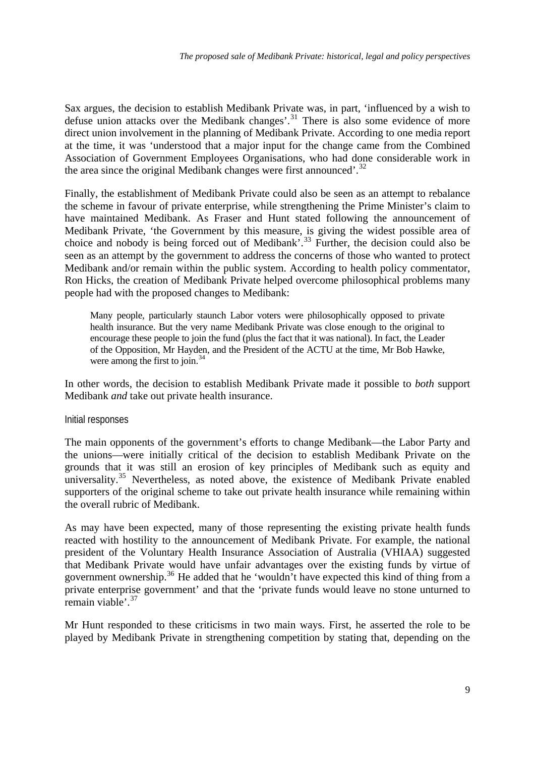Sax argues, the decision to establish Medibank Private was, in part, 'influenced by a wish to defuse union attacks over the Medibank changes'.[31] There is also some evidence of more direct union involvement in the planning of Medibank Private. According to one media report at the time, it was 'understood that a major input for the change came from the Combined Association of Government Employees Organisations, who had done considerable work in the area since the original Medibank changes were first announced'.[32]

Finally, the establishment of Medibank Private could also be seen as an attempt to rebalance the scheme in favour of private enterprise, while strengthening the Prime Minister's claim to have maintained Medibank. As Fraser and Hunt stated following the announcement of Medibank Private, 'the Government by this measure, is giving the widest possible area of choice and nobody is being forced out of Medibank'.[33] Further, the decision could also be seen as an attempt by the government to address the concerns of those who wanted to protect Medibank and/or remain within the public system. According to health policy commentator, Ron Hicks, the creation of Medibank Private helped overcome philosophical problems many people had with the proposed changes to Medibank:

> Many people, particularly staunch Labor voters were philosophically opposed to private health insurance. But the very name Medibank Private was close enough to the original to encourage these people to join the fund (plus the fact that it was national). In fact, the Leader of the Opposition, Mr Hayden, and the President of the ACTU at the time, Mr Bob Hawke, were among the first to join.[34]

In other words, the decision to establish Medibank Private made it possible to *both* support Medibank *and* take out private health insurance.

### Initial responses

The main opponents of the government's efforts to change Medibank—the Labor Party and the unions—were initially critical of the decision to establish Medibank Private on the grounds that it was still an erosion of key principles of Medibank such as equity and universality.[35] Nevertheless, as noted above, the existence of Medibank Private enabled supporters of the original scheme to take out private health insurance while remaining within the overall rubric of Medibank.

As may have been expected, many of those representing the existing private health funds reacted with hostility to the announcement of Medibank Private. For example, the national president of the Voluntary Health Insurance Association of Australia (VHIAA) suggested that Medibank Private would have unfair advantages over the existing funds by virtue of government ownership.[36] He added that he 'wouldn't have expected this kind of thing from a private enterprise government' and that the 'private funds would leave no stone unturned to remain viable'.[37]

Mr Hunt responded to these criticisms in two main ways. First, he asserted the role to be played by Medibank Private in strengthening competition by stating that, depending on the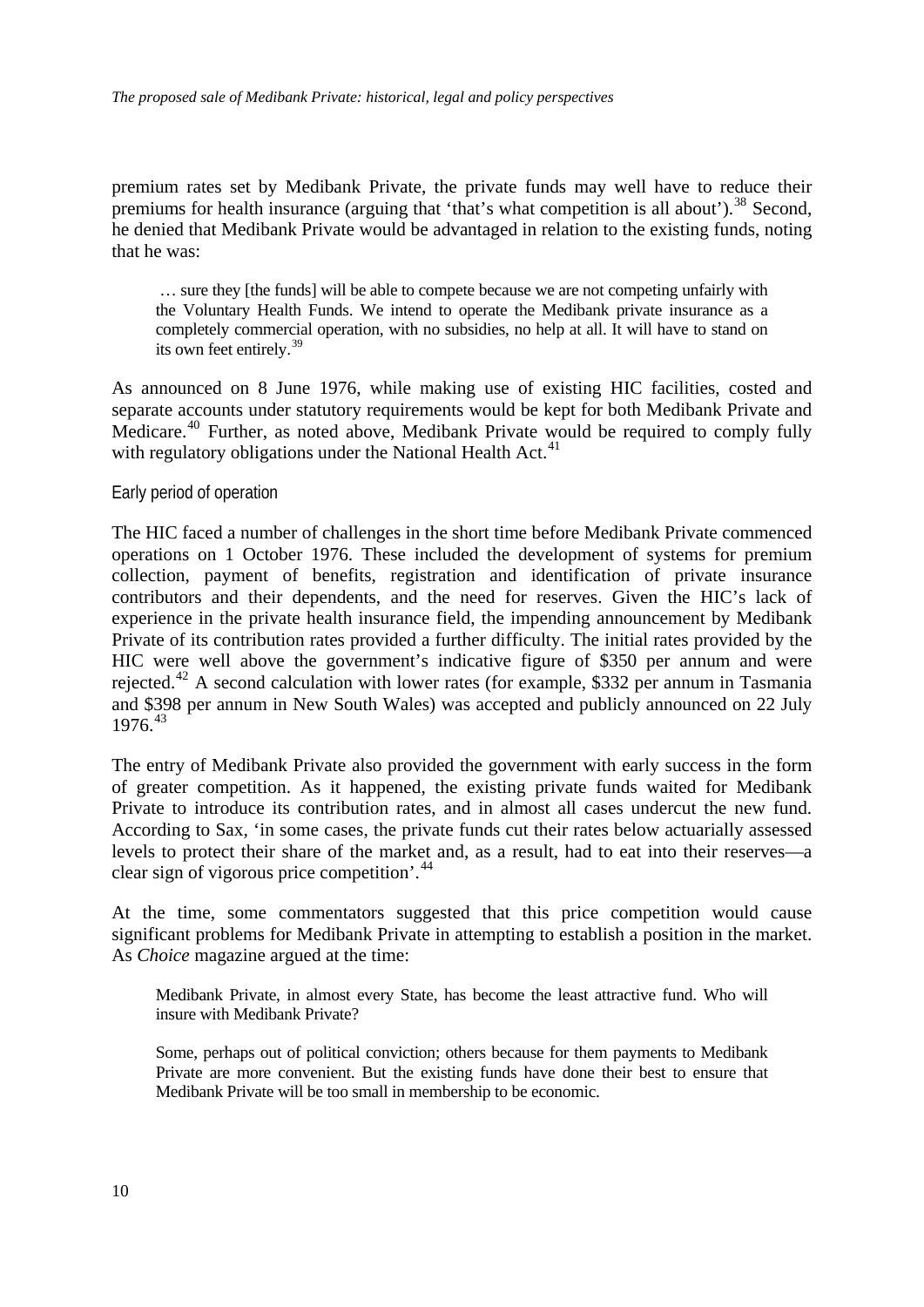premium rates set by Medibank Private, the private funds may well have to reduce their premiums for health insurance (arguing that 'that's what competition is all about').[38] Second, he denied that Medibank Private would be advantaged in relation to the existing funds, noting that he was:

> … sure they [the funds] will be able to compete because we are not competing unfairly with the Voluntary Health Funds. We intend to operate the Medibank private insurance as a completely commercial operation, with no subsidies, no help at all. It will have to stand on its own feet entirely.[39]

As announced on 8 June 1976, while making use of existing HIC facilities, costed and separate accounts under statutory requirements would be kept for both Medibank Private and Medicare.[40] Further, as noted above, Medibank Private would be required to comply fully with regulatory obligations under the National Health Act.[41]

### Early period of operation

The HIC faced a number of challenges in the short time before Medibank Private commenced operations on 1 October 1976. These included the development of systems for premium collection, payment of benefits, registration and identification of private insurance contributors and their dependents, and the need for reserves. Given the HIC's lack of experience in the private health insurance field, the impending announcement by Medibank Private of its contribution rates provided a further difficulty. The initial rates provided by the HIC were well above the government's indicative figure of $350 per annum and were rejected.[42] A second calculation with lower rates (for example, $332 per annum in Tasmania and $398 per annum in New South Wales) was accepted and publicly announced on 22 July 1976.[43]

The entry of Medibank Private also provided the government with early success in the form of greater competition. As it happened, the existing private funds waited for Medibank Private to introduce its contribution rates, and in almost all cases undercut the new fund. According to Sax, 'in some cases, the private funds cut their rates below actuarially assessed levels to protect their share of the market and, as a result, had to eat into their reserves—a clear sign of vigorous price competition'.[44]

At the time, some commentators suggested that this price competition would cause significant problems for Medibank Private in attempting to establish a position in the market. As *Choice* magazine argued at the time:

> Medibank Private, in almost every State, has become the least attractive fund. Who will insure with Medibank Private?
>
> Some, perhaps out of political conviction; others because for them payments to Medibank Private are more convenient. But the existing funds have done their best to ensure that Medibank Private will be too small in membership to be economic.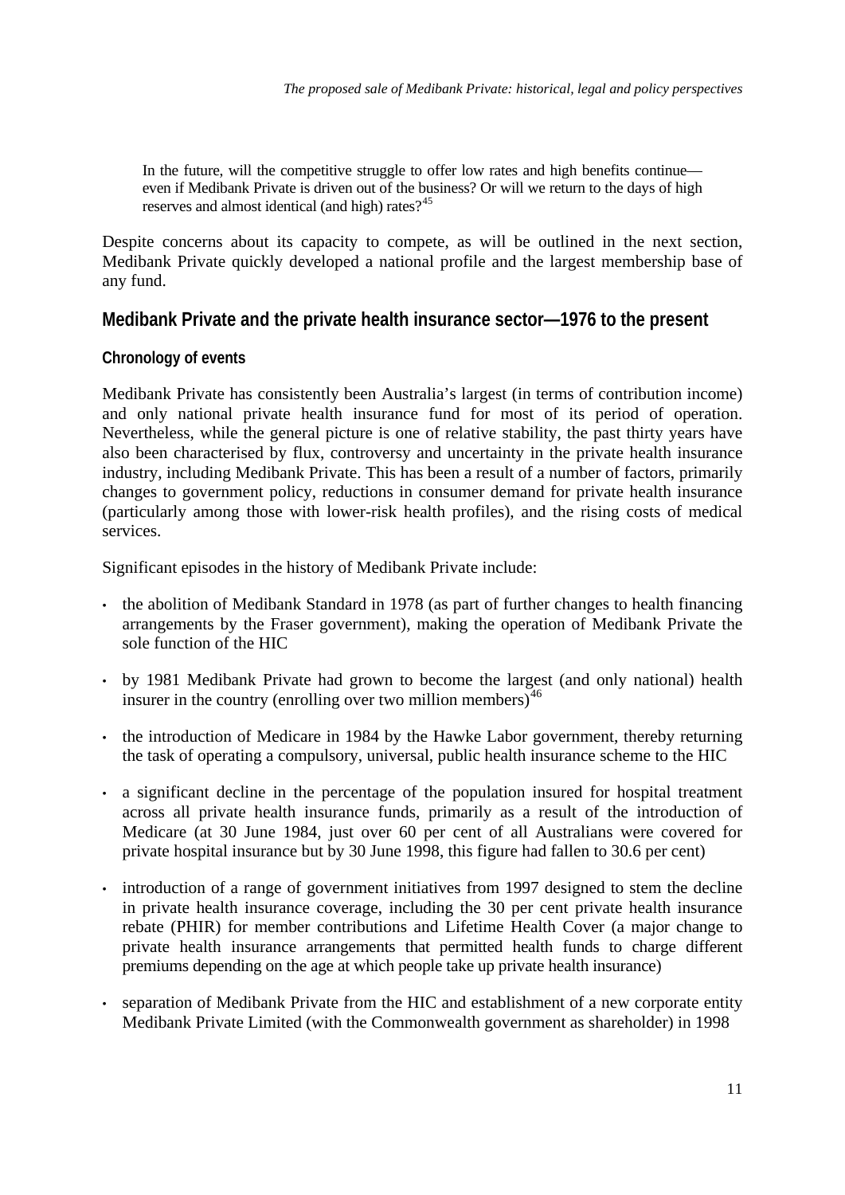> In the future, will the competitive struggle to offer low rates and high benefits continue—even if Medibank Private is driven out of the business? Or will we return to the days of high reserves and almost identical (and high) rates?[45]

Despite concerns about its capacity to compete, as will be outlined in the next section, Medibank Private quickly developed a national profile and the largest membership base of any fund.

## Medibank Private and the private health insurance sector—1976 to the present

### Chronology of events

Medibank Private has consistently been Australia's largest (in terms of contribution income) and only national private health insurance fund for most of its period of operation. Nevertheless, while the general picture is one of relative stability, the past thirty years have also been characterised by flux, controversy and uncertainty in the private health insurance industry, including Medibank Private. This has been a result of a number of factors, primarily changes to government policy, reductions in consumer demand for private health insurance (particularly among those with lower-risk health profiles), and the rising costs of medical services.

Significant episodes in the history of Medibank Private include:

- the abolition of Medibank Standard in 1978 (as part of further changes to health financing arrangements by the Fraser government), making the operation of Medibank Private the sole function of the HIC
- by 1981 Medibank Private had grown to become the largest (and only national) health insurer in the country (enrolling over two million members)[46]
- the introduction of Medicare in 1984 by the Hawke Labor government, thereby returning the task of operating a compulsory, universal, public health insurance scheme to the HIC
- a significant decline in the percentage of the population insured for hospital treatment across all private health insurance funds, primarily as a result of the introduction of Medicare (at 30 June 1984, just over 60 per cent of all Australians were covered for private hospital insurance but by 30 June 1998, this figure had fallen to 30.6 per cent)
- introduction of a range of government initiatives from 1997 designed to stem the decline in private health insurance coverage, including the 30 per cent private health insurance rebate (PHIR) for member contributions and Lifetime Health Cover (a major change to private health insurance arrangements that permitted health funds to charge different premiums depending on the age at which people take up private health insurance)
- separation of Medibank Private from the HIC and establishment of a new corporate entity Medibank Private Limited (with the Commonwealth government as shareholder) in 1998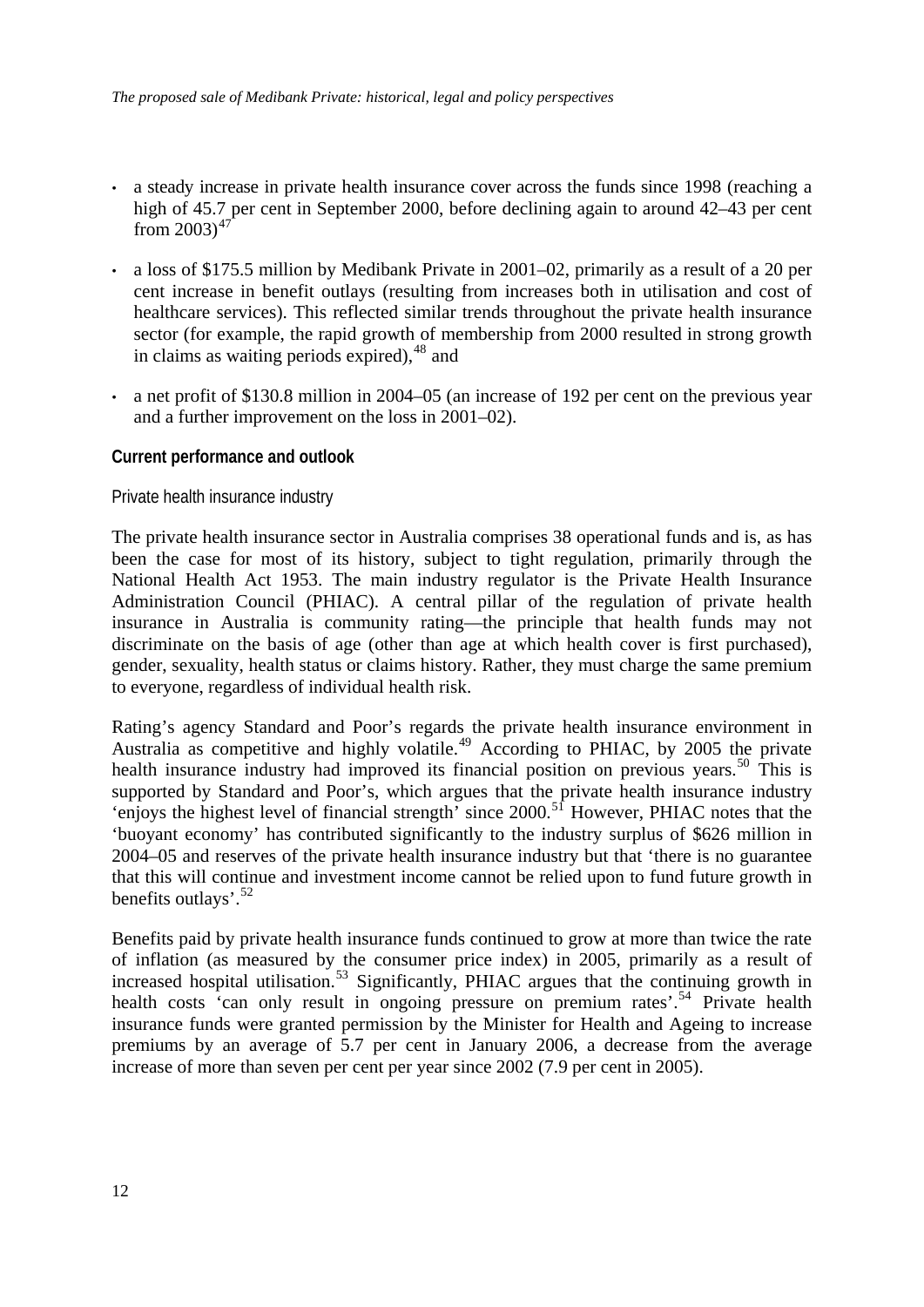- a steady increase in private health insurance cover across the funds since 1998 (reaching a high of 45.7 per cent in September 2000, before declining again to around 42–43 per cent from 2003)[47]
- a loss of $175.5 million by Medibank Private in 2001–02, primarily as a result of a 20 per cent increase in benefit outlays (resulting from increases both in utilisation and cost of healthcare services). This reflected similar trends throughout the private health insurance sector (for example, the rapid growth of membership from 2000 resulted in strong growth in claims as waiting periods expired),[48] and
- a net profit of $130.8 million in 2004–05 (an increase of 192 per cent on the previous year and a further improvement on the loss in 2001–02).

### Current performance and outlook

#### Private health insurance industry

The private health insurance sector in Australia comprises 38 operational funds and is, as has been the case for most of its history, subject to tight regulation, primarily through the National Health Act 1953. The main industry regulator is the Private Health Insurance Administration Council (PHIAC). A central pillar of the regulation of private health insurance in Australia is community rating—the principle that health funds may not discriminate on the basis of age (other than age at which health cover is first purchased), gender, sexuality, health status or claims history. Rather, they must charge the same premium to everyone, regardless of individual health risk.

Rating's agency Standard and Poor's regards the private health insurance environment in Australia as competitive and highly volatile.[49] According to PHIAC, by 2005 the private health insurance industry had improved its financial position on previous years.[50] This is supported by Standard and Poor's, which argues that the private health insurance industry 'enjoys the highest level of financial strength' since 2000.[51] However, PHIAC notes that the 'buoyant economy' has contributed significantly to the industry surplus of $626 million in 2004–05 and reserves of the private health insurance industry but that 'there is no guarantee that this will continue and investment income cannot be relied upon to fund future growth in benefits outlays'.[52]

Benefits paid by private health insurance funds continued to grow at more than twice the rate of inflation (as measured by the consumer price index) in 2005, primarily as a result of increased hospital utilisation.[53] Significantly, PHIAC argues that the continuing growth in health costs 'can only result in ongoing pressure on premium rates'.[54] Private health insurance funds were granted permission by the Minister for Health and Ageing to increase premiums by an average of 5.7 per cent in January 2006, a decrease from the average increase of more than seven per cent per year since 2002 (7.9 per cent in 2005).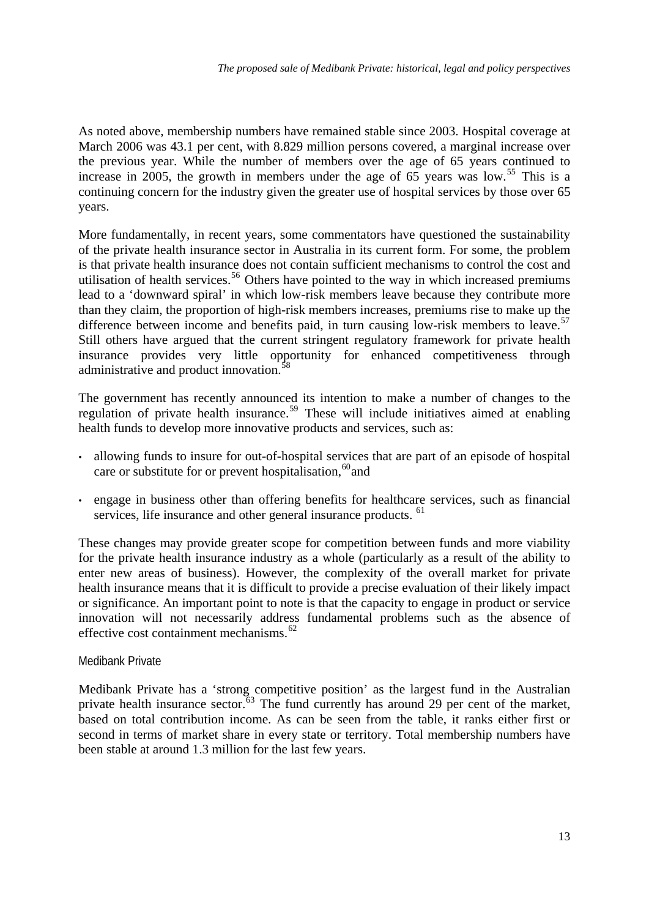As noted above, membership numbers have remained stable since 2003. Hospital coverage at March 2006 was 43.1 per cent, with 8.829 million persons covered, a marginal increase over the previous year. While the number of members over the age of 65 years continued to increase in 2005, the growth in members under the age of 65 years was low.[55] This is a continuing concern for the industry given the greater use of hospital services by those over 65 years.

More fundamentally, in recent years, some commentators have questioned the sustainability of the private health insurance sector in Australia in its current form. For some, the problem is that private health insurance does not contain sufficient mechanisms to control the cost and utilisation of health services.[56] Others have pointed to the way in which increased premiums lead to a 'downward spiral' in which low-risk members leave because they contribute more than they claim, the proportion of high-risk members increases, premiums rise to make up the difference between income and benefits paid, in turn causing low-risk members to leave.[57] Still others have argued that the current stringent regulatory framework for private health insurance provides very little opportunity for enhanced competitiveness through administrative and product innovation.[58]

The government has recently announced its intention to make a number of changes to the regulation of private health insurance.[59] These will include initiatives aimed at enabling health funds to develop more innovative products and services, such as:

- allowing funds to insure for out-of-hospital services that are part of an episode of hospital care or substitute for or prevent hospitalisation,[60] and
- engage in business other than offering benefits for healthcare services, such as financial services, life insurance and other general insurance products.[61]

These changes may provide greater scope for competition between funds and more viability for the private health insurance industry as a whole (particularly as a result of the ability to enter new areas of business). However, the complexity of the overall market for private health insurance means that it is difficult to provide a precise evaluation of their likely impact or significance. An important point to note is that the capacity to engage in product or service innovation will not necessarily address fundamental problems such as the absence of effective cost containment mechanisms.[62]

### Medibank Private

Medibank Private has a 'strong competitive position' as the largest fund in the Australian private health insurance sector.[63] The fund currently has around 29 per cent of the market, based on total contribution income. As can be seen from the table, it ranks either first or second in terms of market share in every state or territory. Total membership numbers have been stable at around 1.3 million for the last few years.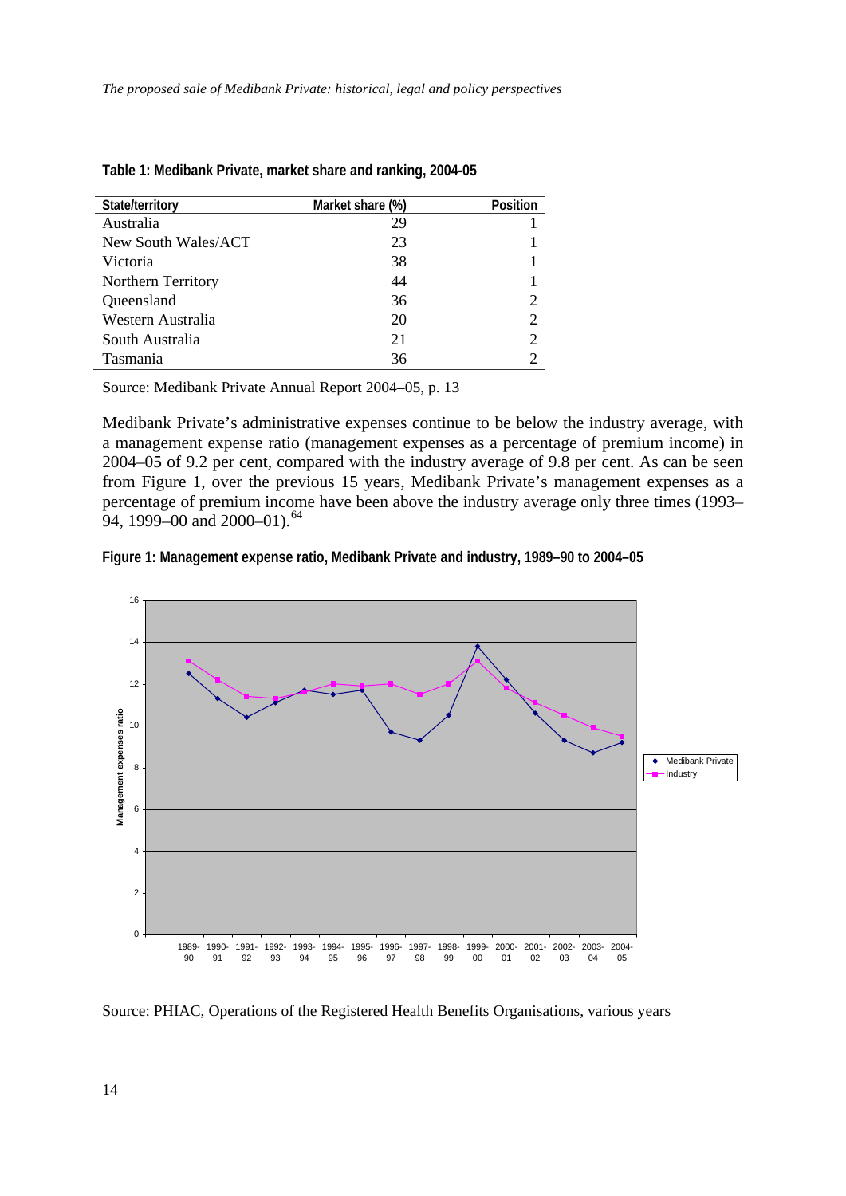**Table 1: Medibank Private, market share and ranking, 2004-05**

| State/territory | Market share (%) | Position |
|---|---|---|
| Australia | 29 | 1 |
| New South Wales/ACT | 23 | 1 |
| Victoria | 38 | 1 |
| Northern Territory | 44 | 1 |
| Queensland | 36 | 2 |
| Western Australia | 20 | 2 |
| South Australia | 21 | 2 |
| Tasmania | 36 | 2 |

Source: Medibank Private Annual Report 2004–05, p. 13

Medibank Private's administrative expenses continue to be below the industry average, with a management expense ratio (management expenses as a percentage of premium income) in 2004–05 of 9.2 per cent, compared with the industry average of 9.8 per cent. As can be seen from Figure 1, over the previous 15 years, Medibank Private's management expenses as a percentage of premium income have been above the industry average only three times (1993–94, 1999–00 and 2000–01).[64]

**Figure 1: Management expense ratio, Medibank Private and industry, 1989–90 to 2004–05**

Source: PHIAC, Operations of the Registered Health Benefits Organisations, various years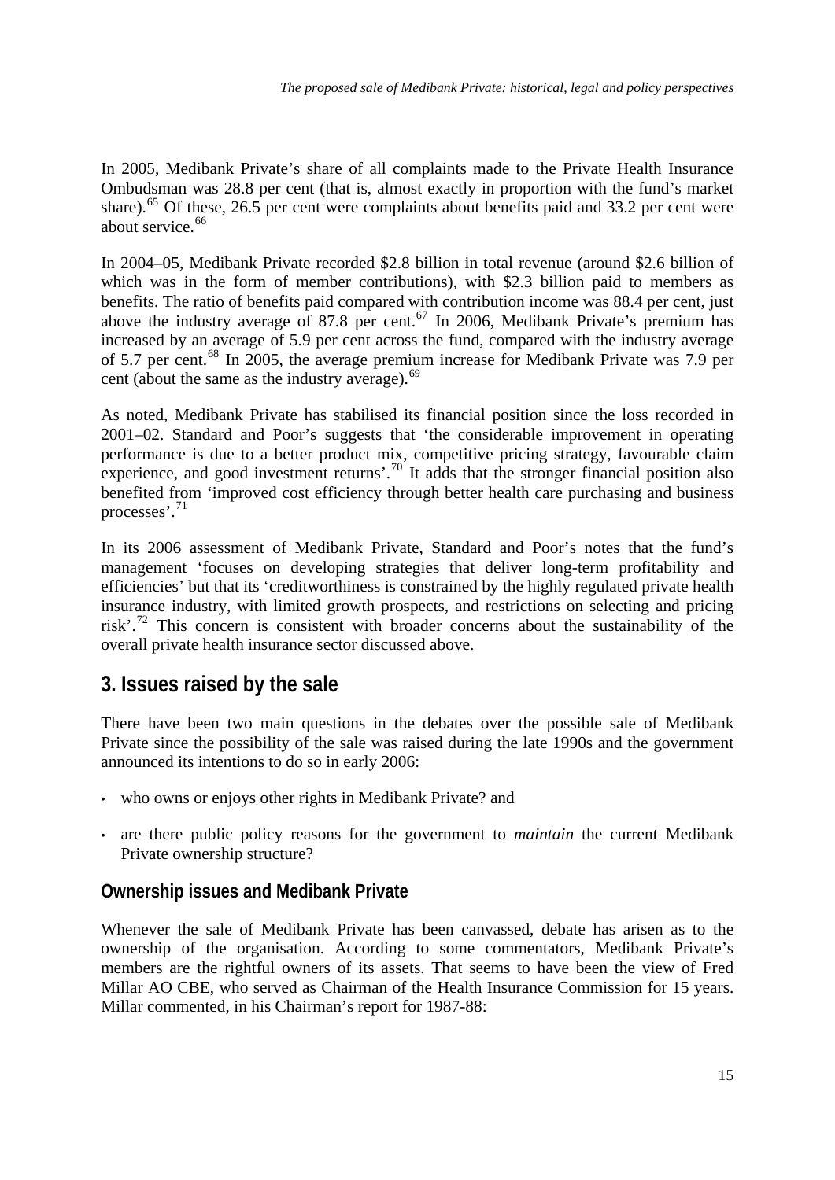In 2005, Medibank Private's share of all complaints made to the Private Health Insurance Ombudsman was 28.8 per cent (that is, almost exactly in proportion with the fund's market share).[65] Of these, 26.5 per cent were complaints about benefits paid and 33.2 per cent were about service.[66]

In 2004–05, Medibank Private recorded $2.8 billion in total revenue (around $2.6 billion of which was in the form of member contributions), with $2.3 billion paid to members as benefits. The ratio of benefits paid compared with contribution income was 88.4 per cent, just above the industry average of 87.8 per cent.[67] In 2006, Medibank Private's premium has increased by an average of 5.9 per cent across the fund, compared with the industry average of 5.7 per cent.[68] In 2005, the average premium increase for Medibank Private was 7.9 per cent (about the same as the industry average).[69]

As noted, Medibank Private has stabilised its financial position since the loss recorded in 2001–02. Standard and Poor's suggests that 'the considerable improvement in operating performance is due to a better product mix, competitive pricing strategy, favourable claim experience, and good investment returns'.[70] It adds that the stronger financial position also benefited from 'improved cost efficiency through better health care purchasing and business processes'.[71]

In its 2006 assessment of Medibank Private, Standard and Poor's notes that the fund's management 'focuses on developing strategies that deliver long-term profitability and efficiencies' but that its 'creditworthiness is constrained by the highly regulated private health insurance industry, with limited growth prospects, and restrictions on selecting and pricing risk'.[72] This concern is consistent with broader concerns about the sustainability of the overall private health insurance sector discussed above.

## 3. Issues raised by the sale

There have been two main questions in the debates over the possible sale of Medibank Private since the possibility of the sale was raised during the late 1990s and the government announced its intentions to do so in early 2006:

- who owns or enjoys other rights in Medibank Private? and
- are there public policy reasons for the government to *maintain* the current Medibank Private ownership structure?

### Ownership issues and Medibank Private

Whenever the sale of Medibank Private has been canvassed, debate has arisen as to the ownership of the organisation. According to some commentators, Medibank Private's members are the rightful owners of its assets. That seems to have been the view of Fred Millar AO CBE, who served as Chairman of the Health Insurance Commission for 15 years. Millar commented, in his Chairman's report for 1987-88: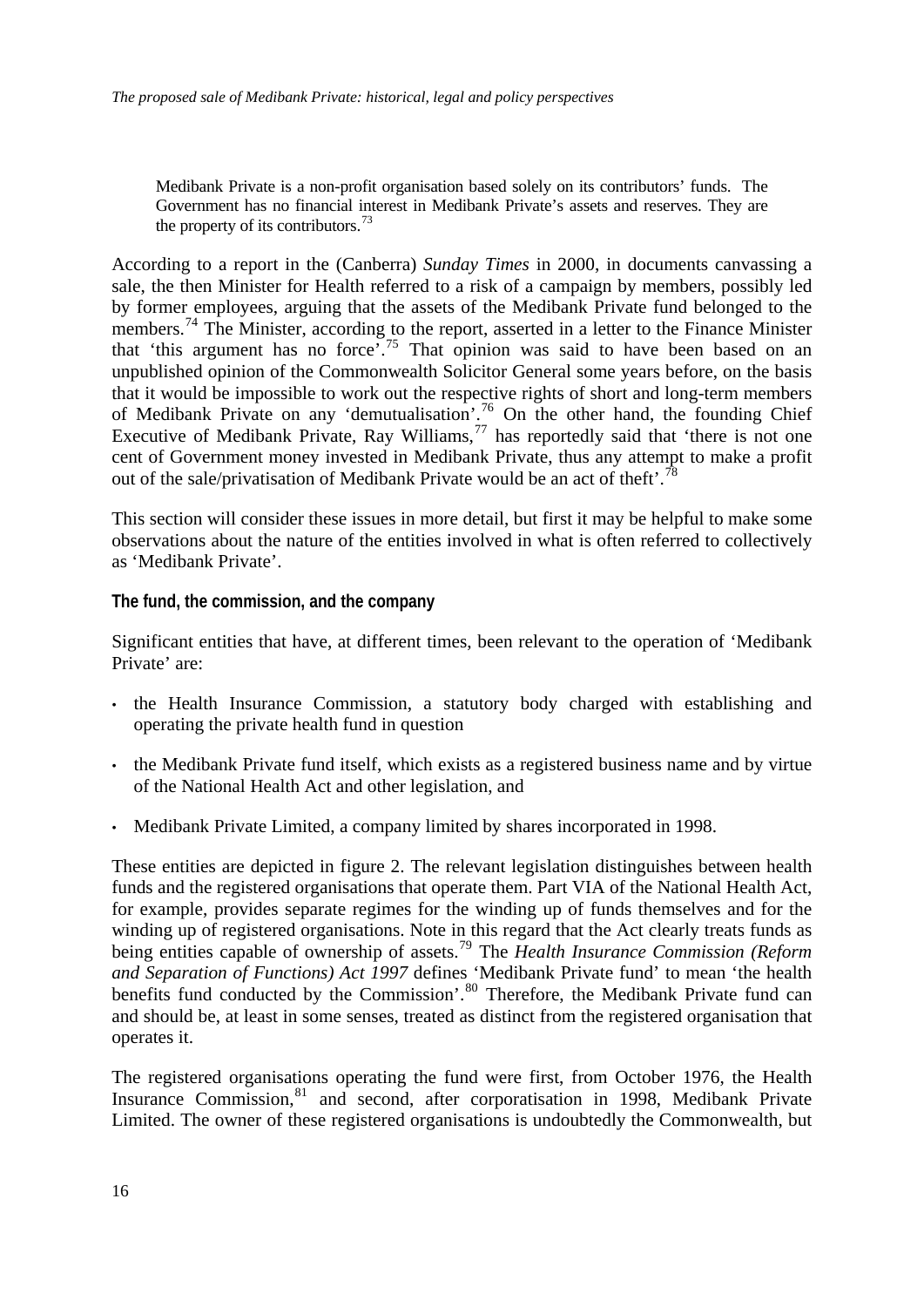> Medibank Private is a non-profit organisation based solely on its contributors' funds. The Government has no financial interest in Medibank Private's assets and reserves. They are the property of its contributors.[73]

According to a report in the (Canberra) *Sunday Times* in 2000, in documents canvassing a sale, the then Minister for Health referred to a risk of a campaign by members, possibly led by former employees, arguing that the assets of the Medibank Private fund belonged to the members.[74] The Minister, according to the report, asserted in a letter to the Finance Minister that 'this argument has no force'.[75] That opinion was said to have been based on an unpublished opinion of the Commonwealth Solicitor General some years before, on the basis that it would be impossible to work out the respective rights of short and long-term members of Medibank Private on any 'demutualisation'.[76] On the other hand, the founding Chief Executive of Medibank Private, Ray Williams,[77] has reportedly said that 'there is not one cent of Government money invested in Medibank Private, thus any attempt to make a profit out of the sale/privatisation of Medibank Private would be an act of theft'.[78]

This section will consider these issues in more detail, but first it may be helpful to make some observations about the nature of the entities involved in what is often referred to collectively as 'Medibank Private'.

### The fund, the commission, and the company

Significant entities that have, at different times, been relevant to the operation of 'Medibank Private' are:

- the Health Insurance Commission, a statutory body charged with establishing and operating the private health fund in question
- the Medibank Private fund itself, which exists as a registered business name and by virtue of the National Health Act and other legislation, and
- Medibank Private Limited, a company limited by shares incorporated in 1998.

These entities are depicted in figure 2. The relevant legislation distinguishes between health funds and the registered organisations that operate them. Part VIA of the National Health Act, for example, provides separate regimes for the winding up of funds themselves and for the winding up of registered organisations. Note in this regard that the Act clearly treats funds as being entities capable of ownership of assets.[79] The *Health Insurance Commission (Reform and Separation of Functions) Act 1997* defines 'Medibank Private fund' to mean 'the health benefits fund conducted by the Commission'.[80] Therefore, the Medibank Private fund can and should be, at least in some senses, treated as distinct from the registered organisation that operates it.

The registered organisations operating the fund were first, from October 1976, the Health Insurance Commission,[81] and second, after corporatisation in 1998, Medibank Private Limited. The owner of these registered organisations is undoubtedly the Commonwealth, but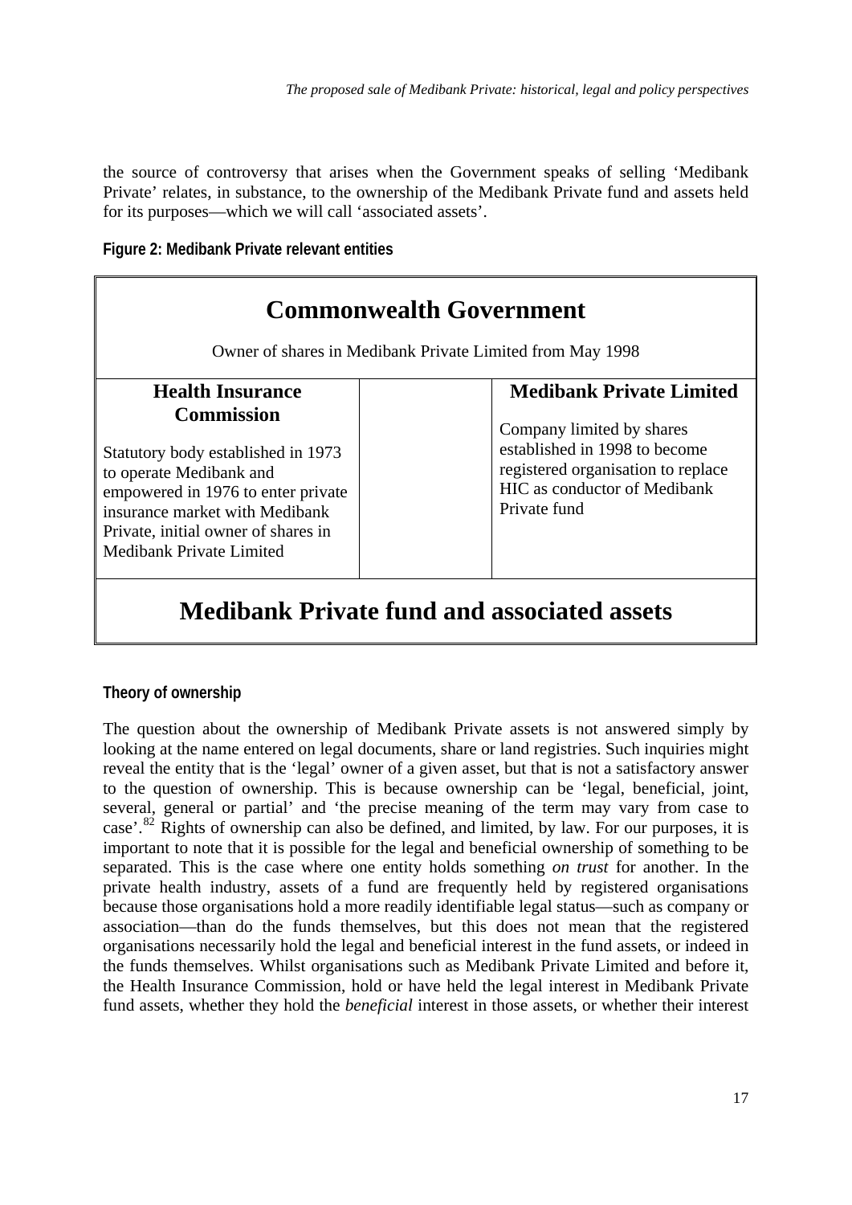the source of controversy that arises when the Government speaks of selling 'Medibank Private' relates, in substance, to the ownership of the Medibank Private fund and assets held for its purposes—which we will call 'associated assets'.

**Figure 2: Medibank Private relevant entities**

| **Commonwealth Government**<br>Owner of shares in Medibank Private Limited from May 1998 | | |
|---|---|---|
| **Health Insurance Commission**<br>Statutory body established in 1973 to operate Medibank and empowered in 1976 to enter private insurance market with Medibank Private, initial owner of shares in Medibank Private Limited | | **Medibank Private Limited**<br>Company limited by shares established in 1998 to become registered organisation to replace HIC as conductor of Medibank Private fund |
| **Medibank Private fund and associated assets** | | |

**Theory of ownership**

The question about the ownership of Medibank Private assets is not answered simply by looking at the name entered on legal documents, share or land registries. Such inquiries might reveal the entity that is the 'legal' owner of a given asset, but that is not a satisfactory answer to the question of ownership. This is because ownership can be 'legal, beneficial, joint, several, general or partial' and 'the precise meaning of the term may vary from case to case'.[82] Rights of ownership can also be defined, and limited, by law. For our purposes, it is important to note that it is possible for the legal and beneficial ownership of something to be separated. This is the case where one entity holds something *on trust* for another. In the private health industry, assets of a fund are frequently held by registered organisations because those organisations hold a more readily identifiable legal status—such as company or association—than do the funds themselves, but this does not mean that the registered organisations necessarily hold the legal and beneficial interest in the fund assets, or indeed in the funds themselves. Whilst organisations such as Medibank Private Limited and before it, the Health Insurance Commission, hold or have held the legal interest in Medibank Private fund assets, whether they hold the *beneficial* interest in those assets, or whether their interest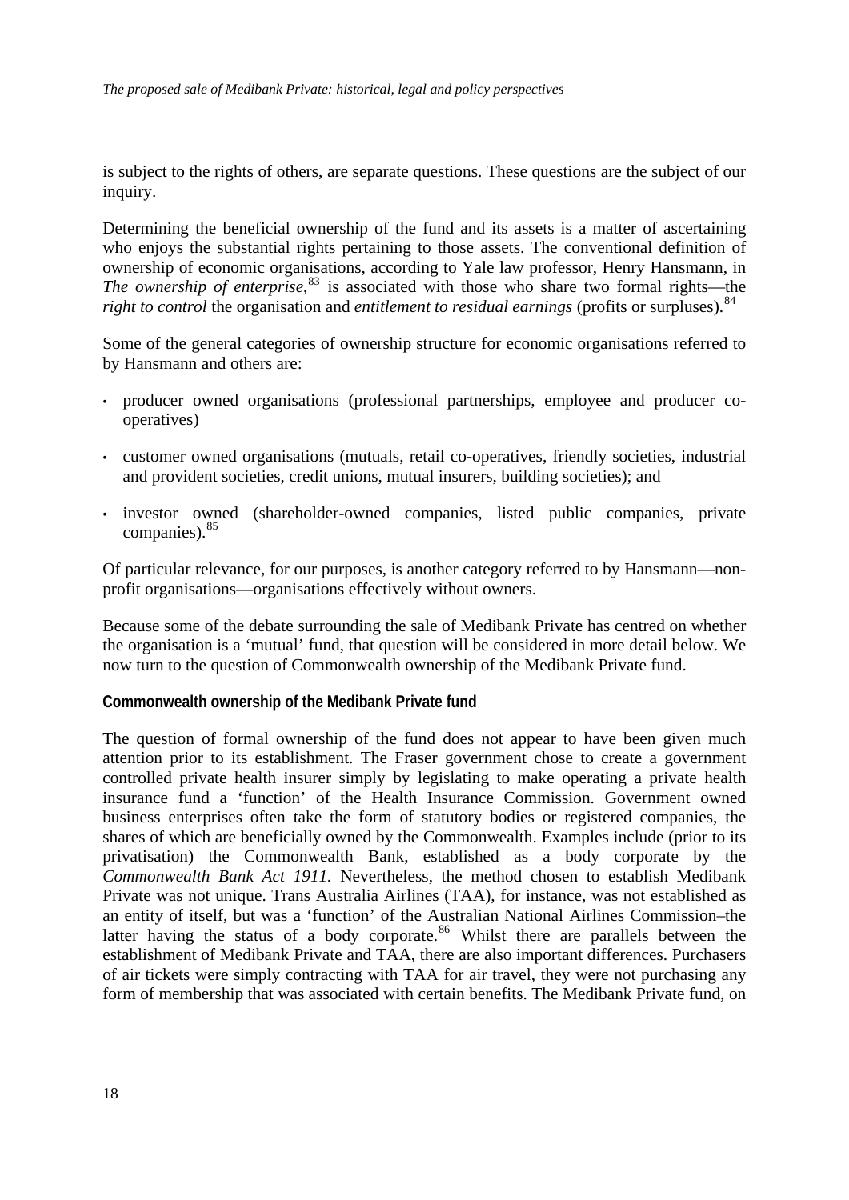is subject to the rights of others, are separate questions. These questions are the subject of our inquiry.

Determining the beneficial ownership of the fund and its assets is a matter of ascertaining who enjoys the substantial rights pertaining to those assets. The conventional definition of ownership of economic organisations, according to Yale law professor, Henry Hansmann, in *The ownership of enterprise*,[83] is associated with those who share two formal rights—the *right to control* the organisation and *entitlement to residual earnings* (profits or surpluses).[84]

Some of the general categories of ownership structure for economic organisations referred to by Hansmann and others are:

- producer owned organisations (professional partnerships, employee and producer co-operatives)
- customer owned organisations (mutuals, retail co-operatives, friendly societies, industrial and provident societies, credit unions, mutual insurers, building societies); and
- investor owned (shareholder-owned companies, listed public companies, private companies).[85]

Of particular relevance, for our purposes, is another category referred to by Hansmann—non-profit organisations—organisations effectively without owners.

Because some of the debate surrounding the sale of Medibank Private has centred on whether the organisation is a 'mutual' fund, that question will be considered in more detail below. We now turn to the question of Commonwealth ownership of the Medibank Private fund.

#### Commonwealth ownership of the Medibank Private fund

The question of formal ownership of the fund does not appear to have been given much attention prior to its establishment. The Fraser government chose to create a government controlled private health insurer simply by legislating to make operating a private health insurance fund a 'function' of the Health Insurance Commission. Government owned business enterprises often take the form of statutory bodies or registered companies, the shares of which are beneficially owned by the Commonwealth. Examples include (prior to its privatisation) the Commonwealth Bank, established as a body corporate by the *Commonwealth Bank Act 1911.* Nevertheless, the method chosen to establish Medibank Private was not unique. Trans Australia Airlines (TAA), for instance, was not established as an entity of itself, but was a 'function' of the Australian National Airlines Commission–the latter having the status of a body corporate.[86] Whilst there are parallels between the establishment of Medibank Private and TAA, there are also important differences. Purchasers of air tickets were simply contracting with TAA for air travel, they were not purchasing any form of membership that was associated with certain benefits. The Medibank Private fund, on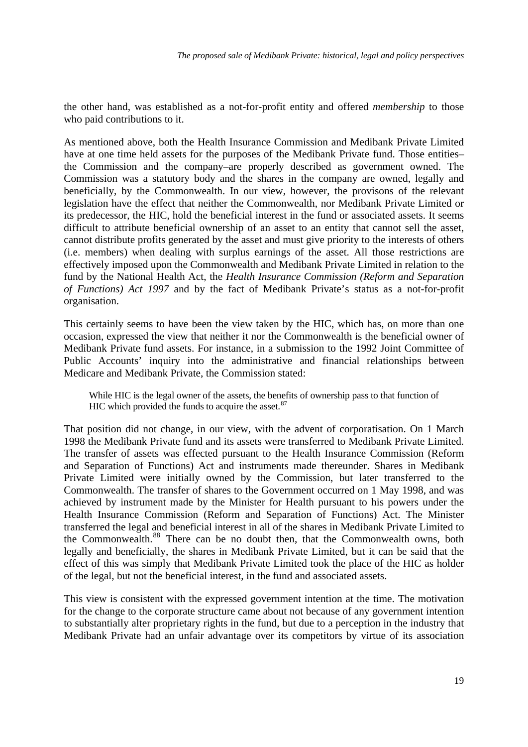the other hand, was established as a not-for-profit entity and offered *membership* to those who paid contributions to it.

As mentioned above, both the Health Insurance Commission and Medibank Private Limited have at one time held assets for the purposes of the Medibank Private fund. Those entities–the Commission and the company–are properly described as government owned. The Commission was a statutory body and the shares in the company are owned, legally and beneficially, by the Commonwealth. In our view, however, the provisons of the relevant legislation have the effect that neither the Commonwealth, nor Medibank Private Limited or its predecessor, the HIC, hold the beneficial interest in the fund or associated assets. It seems difficult to attribute beneficial ownership of an asset to an entity that cannot sell the asset, cannot distribute profits generated by the asset and must give priority to the interests of others (i.e. members) when dealing with surplus earnings of the asset. All those restrictions are effectively imposed upon the Commonwealth and Medibank Private Limited in relation to the fund by the National Health Act, the *Health Insurance Commission (Reform and Separation of Functions) Act 1997* and by the fact of Medibank Private's status as a not-for-profit organisation.

This certainly seems to have been the view taken by the HIC, which has, on more than one occasion, expressed the view that neither it nor the Commonwealth is the beneficial owner of Medibank Private fund assets. For instance, in a submission to the 1992 Joint Committee of Public Accounts' inquiry into the administrative and financial relationships between Medicare and Medibank Private, the Commission stated:

> While HIC is the legal owner of the assets, the benefits of ownership pass to that function of HIC which provided the funds to acquire the asset.[87]

That position did not change, in our view, with the advent of corporatisation. On 1 March 1998 the Medibank Private fund and its assets were transferred to Medibank Private Limited. The transfer of assets was effected pursuant to the Health Insurance Commission (Reform and Separation of Functions) Act and instruments made thereunder. Shares in Medibank Private Limited were initially owned by the Commission, but later transferred to the Commonwealth. The transfer of shares to the Government occurred on 1 May 1998, and was achieved by instrument made by the Minister for Health pursuant to his powers under the Health Insurance Commission (Reform and Separation of Functions) Act. The Minister transferred the legal and beneficial interest in all of the shares in Medibank Private Limited to the Commonwealth.[88] There can be no doubt then, that the Commonwealth owns, both legally and beneficially, the shares in Medibank Private Limited, but it can be said that the effect of this was simply that Medibank Private Limited took the place of the HIC as holder of the legal, but not the beneficial interest, in the fund and associated assets.

This view is consistent with the expressed government intention at the time. The motivation for the change to the corporate structure came about not because of any government intention to substantially alter proprietary rights in the fund, but due to a perception in the industry that Medibank Private had an unfair advantage over its competitors by virtue of its association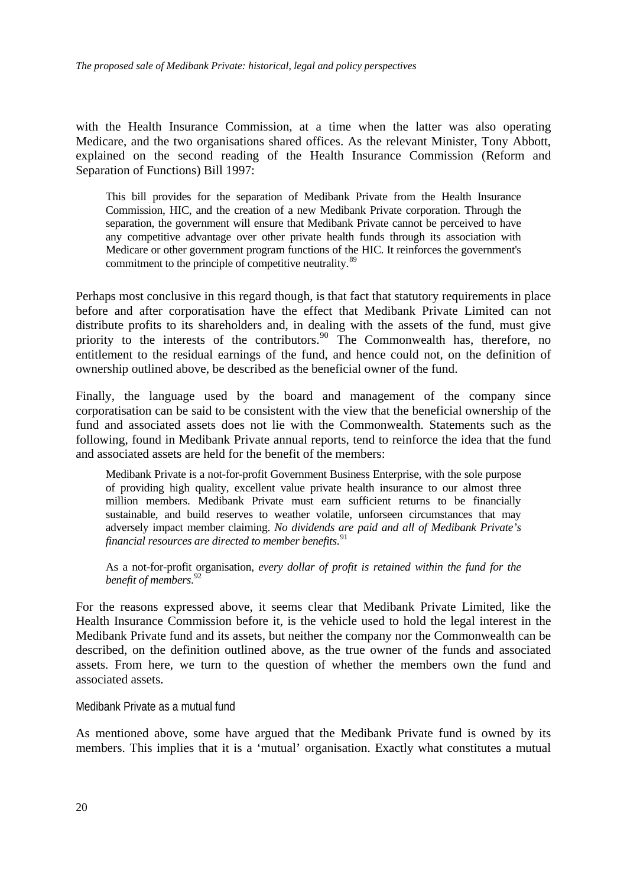with the Health Insurance Commission, at a time when the latter was also operating Medicare, and the two organisations shared offices. As the relevant Minister, Tony Abbott, explained on the second reading of the Health Insurance Commission (Reform and Separation of Functions) Bill 1997:

> This bill provides for the separation of Medibank Private from the Health Insurance Commission, HIC, and the creation of a new Medibank Private corporation. Through the separation, the government will ensure that Medibank Private cannot be perceived to have any competitive advantage over other private health funds through its association with Medicare or other government program functions of the HIC. It reinforces the government's commitment to the principle of competitive neutrality.[89]

Perhaps most conclusive in this regard though, is that fact that statutory requirements in place before and after corporatisation have the effect that Medibank Private Limited can not distribute profits to its shareholders and, in dealing with the assets of the fund, must give priority to the interests of the contributors.[90] The Commonwealth has, therefore, no entitlement to the residual earnings of the fund, and hence could not, on the definition of ownership outlined above, be described as the beneficial owner of the fund.

Finally, the language used by the board and management of the company since corporatisation can be said to be consistent with the view that the beneficial ownership of the fund and associated assets does not lie with the Commonwealth. Statements such as the following, found in Medibank Private annual reports, tend to reinforce the idea that the fund and associated assets are held for the benefit of the members:

> Medibank Private is a not-for-profit Government Business Enterprise, with the sole purpose of providing high quality, excellent value private health insurance to our almost three million members. Medibank Private must earn sufficient returns to be financially sustainable, and build reserves to weather volatile, unforseen circumstances that may adversely impact member claiming. *No dividends are paid and all of Medibank Private's financial resources are directed to member benefits.*[91]

> As a not-for-profit organisation, *every dollar of profit is retained within the fund for the benefit of members*.[92]

For the reasons expressed above, it seems clear that Medibank Private Limited, like the Health Insurance Commission before it, is the vehicle used to hold the legal interest in the Medibank Private fund and its assets, but neither the company nor the Commonwealth can be described, on the definition outlined above, as the true owner of the funds and associated assets. From here, we turn to the question of whether the members own the fund and associated assets.

### Medibank Private as a mutual fund

As mentioned above, some have argued that the Medibank Private fund is owned by its members. This implies that it is a 'mutual' organisation. Exactly what constitutes a mutual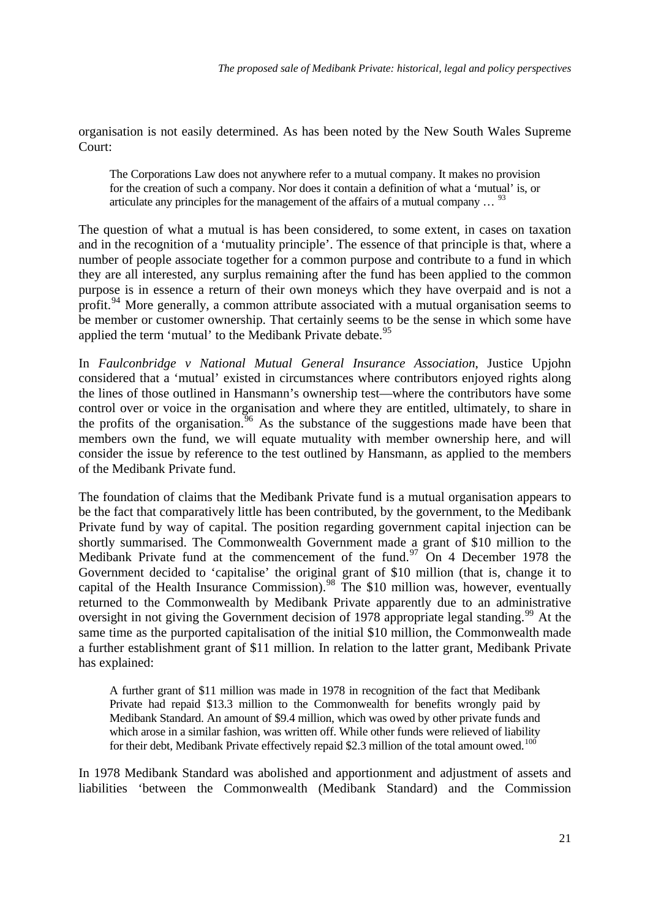organisation is not easily determined. As has been noted by the New South Wales Supreme Court:

> The Corporations Law does not anywhere refer to a mutual company. It makes no provision for the creation of such a company. Nor does it contain a definition of what a 'mutual' is, or articulate any principles for the management of the affairs of a mutual company … [93]

The question of what a mutual is has been considered, to some extent, in cases on taxation and in the recognition of a 'mutuality principle'. The essence of that principle is that, where a number of people associate together for a common purpose and contribute to a fund in which they are all interested, any surplus remaining after the fund has been applied to the common purpose is in essence a return of their own moneys which they have overpaid and is not a profit.[94] More generally, a common attribute associated with a mutual organisation seems to be member or customer ownership. That certainly seems to be the sense in which some have applied the term 'mutual' to the Medibank Private debate.[95]

In *Faulconbridge v National Mutual General Insurance Association*, Justice Upjohn considered that a 'mutual' existed in circumstances where contributors enjoyed rights along the lines of those outlined in Hansmann's ownership test—where the contributors have some control over or voice in the organisation and where they are entitled, ultimately, to share in the profits of the organisation.[96] As the substance of the suggestions made have been that members own the fund, we will equate mutuality with member ownership here, and will consider the issue by reference to the test outlined by Hansmann, as applied to the members of the Medibank Private fund.

The foundation of claims that the Medibank Private fund is a mutual organisation appears to be the fact that comparatively little has been contributed, by the government, to the Medibank Private fund by way of capital. The position regarding government capital injection can be shortly summarised. The Commonwealth Government made a grant of $10 million to the Medibank Private fund at the commencement of the fund.[97] On 4 December 1978 the Government decided to 'capitalise' the original grant of $10 million (that is, change it to capital of the Health Insurance Commission).[98] The $10 million was, however, eventually returned to the Commonwealth by Medibank Private apparently due to an administrative oversight in not giving the Government decision of 1978 appropriate legal standing.[99] At the same time as the purported capitalisation of the initial $10 million, the Commonwealth made a further establishment grant of $11 million. In relation to the latter grant, Medibank Private has explained:

> A further grant of $11 million was made in 1978 in recognition of the fact that Medibank Private had repaid $13.3 million to the Commonwealth for benefits wrongly paid by Medibank Standard. An amount of $9.4 million, which was owed by other private funds and which arose in a similar fashion, was written off. While other funds were relieved of liability for their debt, Medibank Private effectively repaid $2.3 million of the total amount owed.[100]

In 1978 Medibank Standard was abolished and apportionment and adjustment of assets and liabilities 'between the Commonwealth (Medibank Standard) and the Commission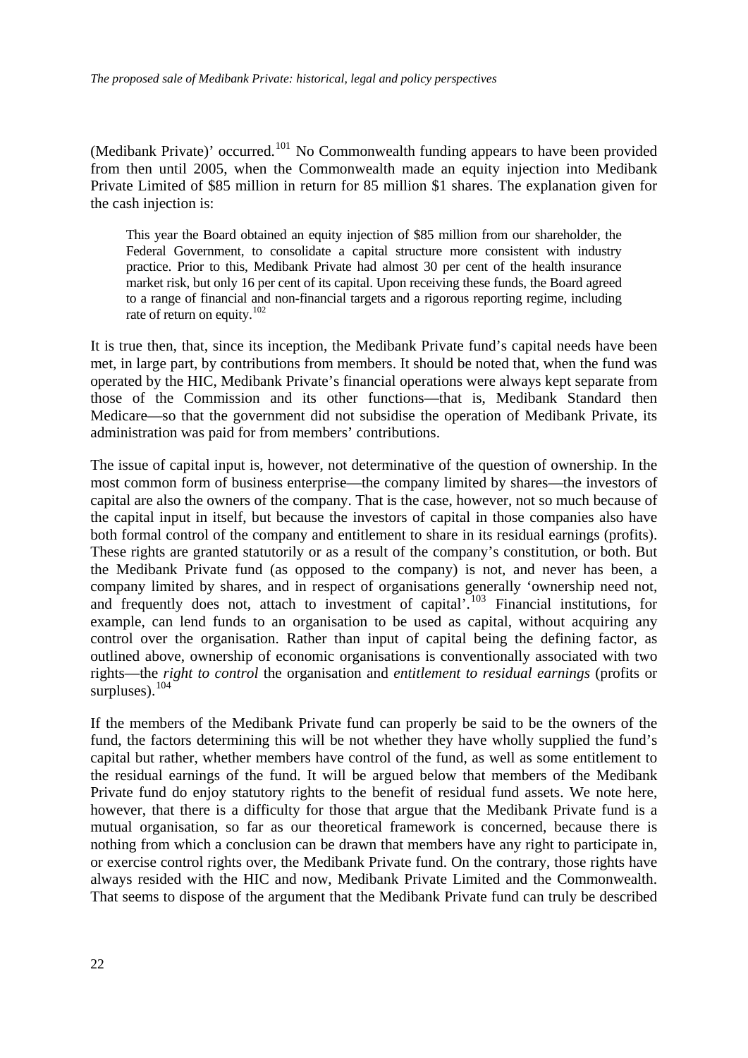(Medibank Private)' occurred.[101] No Commonwealth funding appears to have been provided from then until 2005, when the Commonwealth made an equity injection into Medibank Private Limited of $85 million in return for 85 million $1 shares. The explanation given for the cash injection is:

> This year the Board obtained an equity injection of $85 million from our shareholder, the Federal Government, to consolidate a capital structure more consistent with industry practice. Prior to this, Medibank Private had almost 30 per cent of the health insurance market risk, but only 16 per cent of its capital. Upon receiving these funds, the Board agreed to a range of financial and non-financial targets and a rigorous reporting regime, including rate of return on equity.[102]

It is true then, that, since its inception, the Medibank Private fund's capital needs have been met, in large part, by contributions from members. It should be noted that, when the fund was operated by the HIC, Medibank Private's financial operations were always kept separate from those of the Commission and its other functions—that is, Medibank Standard then Medicare—so that the government did not subsidise the operation of Medibank Private, its administration was paid for from members' contributions.

The issue of capital input is, however, not determinative of the question of ownership. In the most common form of business enterprise—the company limited by shares—the investors of capital are also the owners of the company. That is the case, however, not so much because of the capital input in itself, but because the investors of capital in those companies also have both formal control of the company and entitlement to share in its residual earnings (profits). These rights are granted statutorily or as a result of the company's constitution, or both. But the Medibank Private fund (as opposed to the company) is not, and never has been, a company limited by shares, and in respect of organisations generally 'ownership need not, and frequently does not, attach to investment of capital'.[103] Financial institutions, for example, can lend funds to an organisation to be used as capital, without acquiring any control over the organisation. Rather than input of capital being the defining factor, as outlined above, ownership of economic organisations is conventionally associated with two rights—the *right to control* the organisation and *entitlement to residual earnings* (profits or surpluses).[104]

If the members of the Medibank Private fund can properly be said to be the owners of the fund, the factors determining this will be not whether they have wholly supplied the fund's capital but rather, whether members have control of the fund, as well as some entitlement to the residual earnings of the fund. It will be argued below that members of the Medibank Private fund do enjoy statutory rights to the benefit of residual fund assets. We note here, however, that there is a difficulty for those that argue that the Medibank Private fund is a mutual organisation, so far as our theoretical framework is concerned, because there is nothing from which a conclusion can be drawn that members have any right to participate in, or exercise control rights over, the Medibank Private fund. On the contrary, those rights have always resided with the HIC and now, Medibank Private Limited and the Commonwealth. That seems to dispose of the argument that the Medibank Private fund can truly be described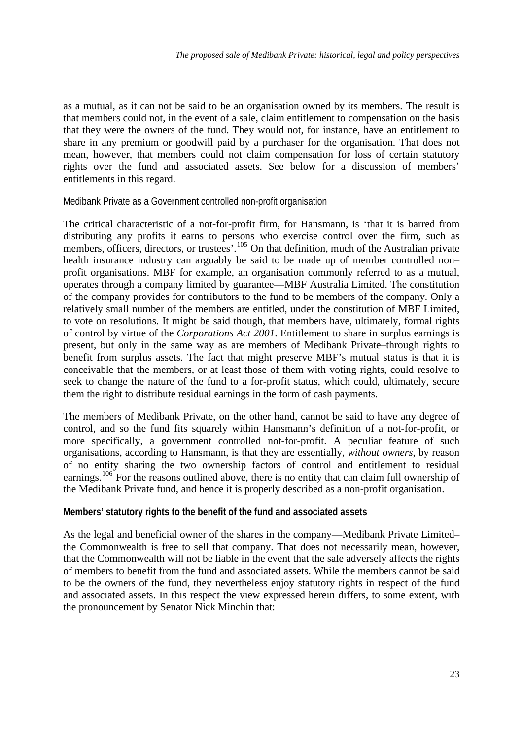as a mutual, as it can not be said to be an organisation owned by its members. The result is that members could not, in the event of a sale, claim entitlement to compensation on the basis that they were the owners of the fund. They would not, for instance, have an entitlement to share in any premium or goodwill paid by a purchaser for the organisation. That does not mean, however, that members could not claim compensation for loss of certain statutory rights over the fund and associated assets. See below for a discussion of members' entitlements in this regard.

### Medibank Private as a Government controlled non-profit organisation

The critical characteristic of a not-for-profit firm, for Hansmann, is 'that it is barred from distributing any profits it earns to persons who exercise control over the firm, such as members, officers, directors, or trustees'.[105] On that definition, much of the Australian private health insurance industry can arguably be said to be made up of member controlled non–profit organisations. MBF for example, an organisation commonly referred to as a mutual, operates through a company limited by guarantee—MBF Australia Limited. The constitution of the company provides for contributors to the fund to be members of the company. Only a relatively small number of the members are entitled, under the constitution of MBF Limited, to vote on resolutions. It might be said though, that members have, ultimately, formal rights of control by virtue of the *Corporations Act 2001*. Entitlement to share in surplus earnings is present, but only in the same way as are members of Medibank Private–through rights to benefit from surplus assets. The fact that might preserve MBF's mutual status is that it is conceivable that the members, or at least those of them with voting rights, could resolve to seek to change the nature of the fund to a for-profit status, which could, ultimately, secure them the right to distribute residual earnings in the form of cash payments.

The members of Medibank Private, on the other hand, cannot be said to have any degree of control, and so the fund fits squarely within Hansmann's definition of a not-for-profit, or more specifically, a government controlled not-for-profit. A peculiar feature of such organisations, according to Hansmann, is that they are essentially, *without owners*, by reason of no entity sharing the two ownership factors of control and entitlement to residual earnings.[106] For the reasons outlined above, there is no entity that can claim full ownership of the Medibank Private fund, and hence it is properly described as a non-profit organisation.

## Members' statutory rights to the benefit of the fund and associated assets

As the legal and beneficial owner of the shares in the company—Medibank Private Limited–the Commonwealth is free to sell that company. That does not necessarily mean, however, that the Commonwealth will not be liable in the event that the sale adversely affects the rights of members to benefit from the fund and associated assets. While the members cannot be said to be the owners of the fund, they nevertheless enjoy statutory rights in respect of the fund and associated assets. In this respect the view expressed herein differs, to some extent, with the pronouncement by Senator Nick Minchin that: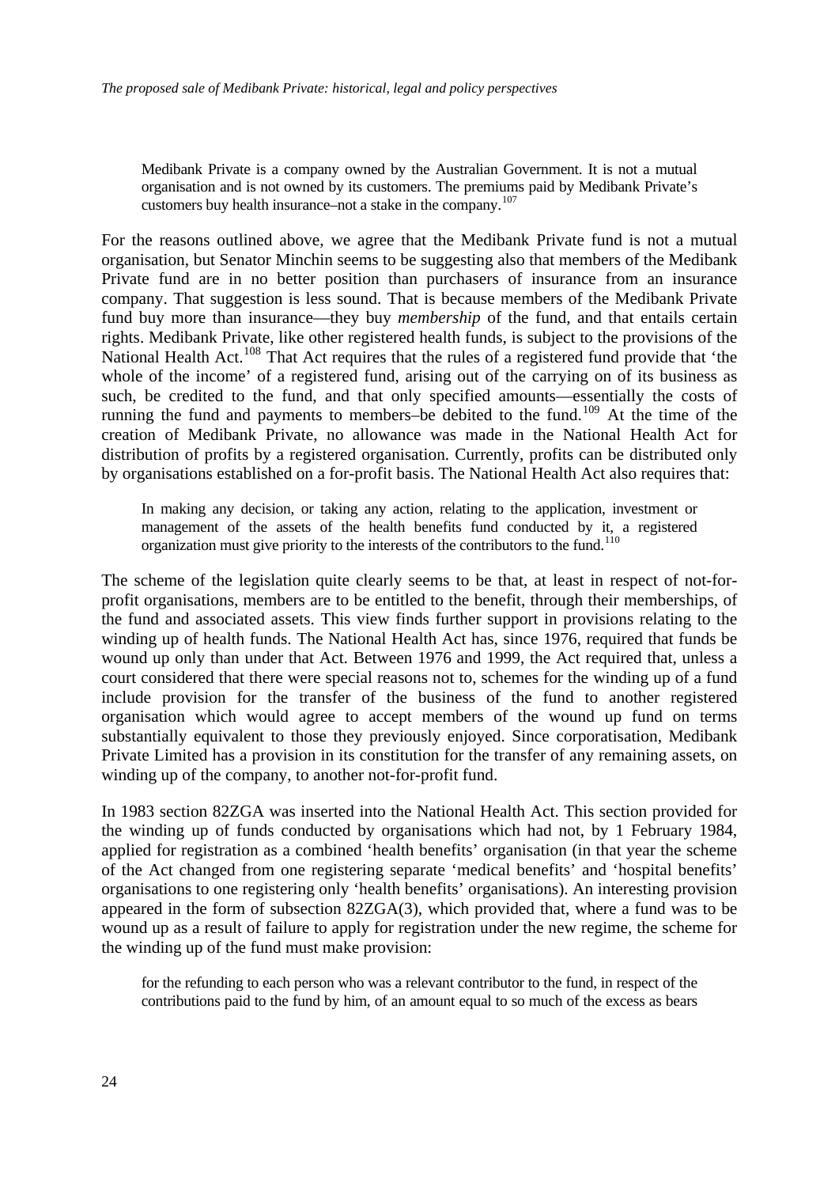> Medibank Private is a company owned by the Australian Government. It is not a mutual organisation and is not owned by its customers. The premiums paid by Medibank Private's customers buy health insurance–not a stake in the company.[107]

For the reasons outlined above, we agree that the Medibank Private fund is not a mutual organisation, but Senator Minchin seems to be suggesting also that members of the Medibank Private fund are in no better position than purchasers of insurance from an insurance company. That suggestion is less sound. That is because members of the Medibank Private fund buy more than insurance—they buy *membership* of the fund, and that entails certain rights. Medibank Private, like other registered health funds, is subject to the provisions of the National Health Act.[108] That Act requires that the rules of a registered fund provide that 'the whole of the income' of a registered fund, arising out of the carrying on of its business as such, be credited to the fund, and that only specified amounts—essentially the costs of running the fund and payments to members–be debited to the fund.[109] At the time of the creation of Medibank Private, no allowance was made in the National Health Act for distribution of profits by a registered organisation. Currently, profits can be distributed only by organisations established on a for-profit basis. The National Health Act also requires that:

> In making any decision, or taking any action, relating to the application, investment or management of the assets of the health benefits fund conducted by it, a registered organization must give priority to the interests of the contributors to the fund.[110]

The scheme of the legislation quite clearly seems to be that, at least in respect of not-for-profit organisations, members are to be entitled to the benefit, through their memberships, of the fund and associated assets. This view finds further support in provisions relating to the winding up of health funds. The National Health Act has, since 1976, required that funds be wound up only than under that Act. Between 1976 and 1999, the Act required that, unless a court considered that there were special reasons not to, schemes for the winding up of a fund include provision for the transfer of the business of the fund to another registered organisation which would agree to accept members of the wound up fund on terms substantially equivalent to those they previously enjoyed. Since corporatisation, Medibank Private Limited has a provision in its constitution for the transfer of any remaining assets, on winding up of the company, to another not-for-profit fund.

In 1983 section 82ZGA was inserted into the National Health Act. This section provided for the winding up of funds conducted by organisations which had not, by 1 February 1984, applied for registration as a combined 'health benefits' organisation (in that year the scheme of the Act changed from one registering separate 'medical benefits' and 'hospital benefits' organisations to one registering only 'health benefits' organisations). An interesting provision appeared in the form of subsection 82ZGA(3), which provided that, where a fund was to be wound up as a result of failure to apply for registration under the new regime, the scheme for the winding up of the fund must make provision:

> for the refunding to each person who was a relevant contributor to the fund, in respect of the contributions paid to the fund by him, of an amount equal to so much of the excess as bears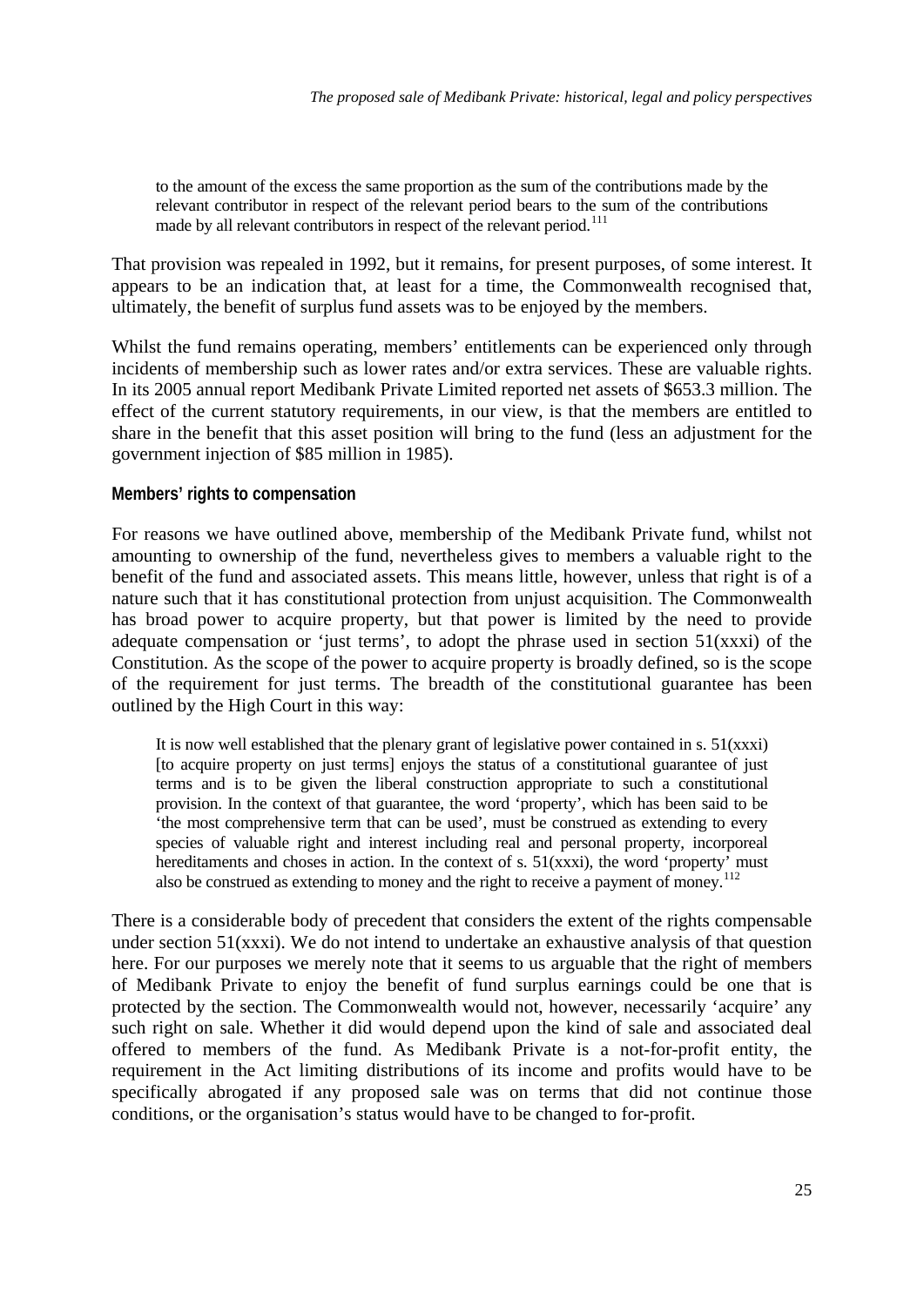> to the amount of the excess the same proportion as the sum of the contributions made by the relevant contributor in respect of the relevant period bears to the sum of the contributions made by all relevant contributors in respect of the relevant period.[111]

That provision was repealed in 1992, but it remains, for present purposes, of some interest. It appears to be an indication that, at least for a time, the Commonwealth recognised that, ultimately, the benefit of surplus fund assets was to be enjoyed by the members.

Whilst the fund remains operating, members' entitlements can be experienced only through incidents of membership such as lower rates and/or extra services. These are valuable rights. In its 2005 annual report Medibank Private Limited reported net assets of $653.3 million. The effect of the current statutory requirements, in our view, is that the members are entitled to share in the benefit that this asset position will bring to the fund (less an adjustment for the government injection of $85 million in 1985).

#### Members' rights to compensation

For reasons we have outlined above, membership of the Medibank Private fund, whilst not amounting to ownership of the fund, nevertheless gives to members a valuable right to the benefit of the fund and associated assets. This means little, however, unless that right is of a nature such that it has constitutional protection from unjust acquisition. The Commonwealth has broad power to acquire property, but that power is limited by the need to provide adequate compensation or 'just terms', to adopt the phrase used in section 51(xxxi) of the Constitution. As the scope of the power to acquire property is broadly defined, so is the scope of the requirement for just terms. The breadth of the constitutional guarantee has been outlined by the High Court in this way:

> It is now well established that the plenary grant of legislative power contained in s. 51(xxxi) [to acquire property on just terms] enjoys the status of a constitutional guarantee of just terms and is to be given the liberal construction appropriate to such a constitutional provision. In the context of that guarantee, the word 'property', which has been said to be 'the most comprehensive term that can be used', must be construed as extending to every species of valuable right and interest including real and personal property, incorporeal hereditaments and choses in action. In the context of s. 51(xxxi), the word 'property' must also be construed as extending to money and the right to receive a payment of money.[112]

There is a considerable body of precedent that considers the extent of the rights compensable under section 51(xxxi). We do not intend to undertake an exhaustive analysis of that question here. For our purposes we merely note that it seems to us arguable that the right of members of Medibank Private to enjoy the benefit of fund surplus earnings could be one that is protected by the section. The Commonwealth would not, however, necessarily 'acquire' any such right on sale. Whether it did would depend upon the kind of sale and associated deal offered to members of the fund. As Medibank Private is a not-for-profit entity, the requirement in the Act limiting distributions of its income and profits would have to be specifically abrogated if any proposed sale was on terms that did not continue those conditions, or the organisation's status would have to be changed to for-profit.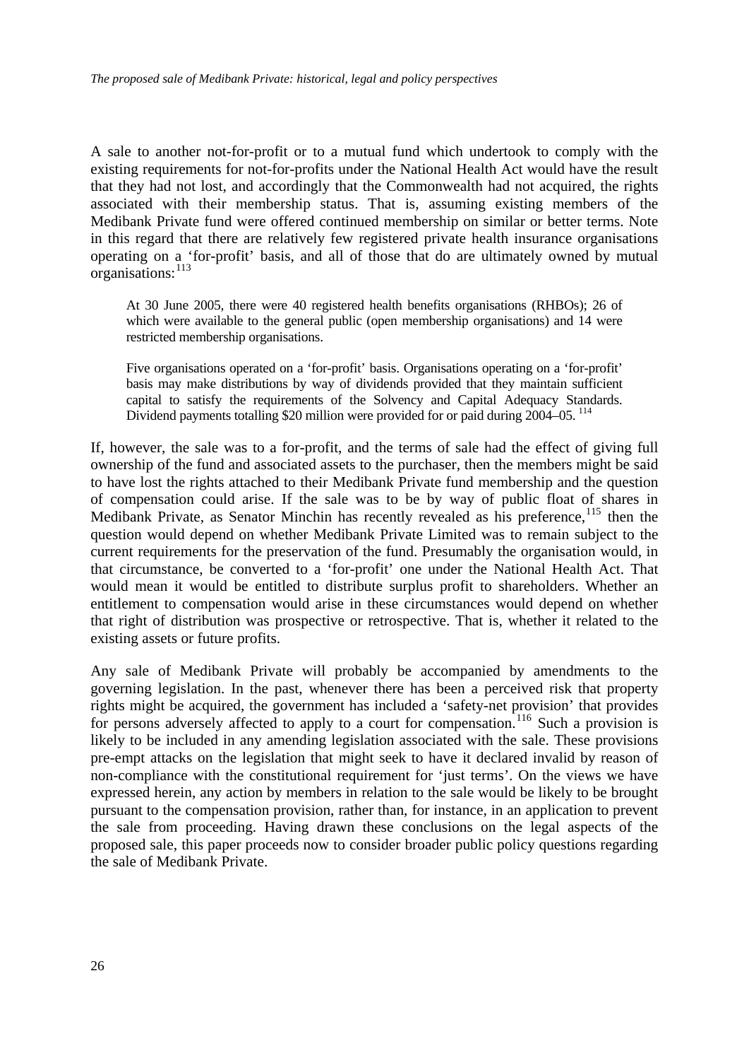A sale to another not-for-profit or to a mutual fund which undertook to comply with the existing requirements for not-for-profits under the National Health Act would have the result that they had not lost, and accordingly that the Commonwealth had not acquired, the rights associated with their membership status. That is, assuming existing members of the Medibank Private fund were offered continued membership on similar or better terms. Note in this regard that there are relatively few registered private health insurance organisations operating on a 'for-profit' basis, and all of those that do are ultimately owned by mutual organisations:[113]

> At 30 June 2005, there were 40 registered health benefits organisations (RHBOs); 26 of which were available to the general public (open membership organisations) and 14 were restricted membership organisations.
>
> Five organisations operated on a 'for-profit' basis. Organisations operating on a 'for-profit' basis may make distributions by way of dividends provided that they maintain sufficient capital to satisfy the requirements of the Solvency and Capital Adequacy Standards. Dividend payments totalling $20 million were provided for or paid during 2004–05.[114]

If, however, the sale was to a for-profit, and the terms of sale had the effect of giving full ownership of the fund and associated assets to the purchaser, then the members might be said to have lost the rights attached to their Medibank Private fund membership and the question of compensation could arise. If the sale was to be by way of public float of shares in Medibank Private, as Senator Minchin has recently revealed as his preference,[115] then the question would depend on whether Medibank Private Limited was to remain subject to the current requirements for the preservation of the fund. Presumably the organisation would, in that circumstance, be converted to a 'for-profit' one under the National Health Act. That would mean it would be entitled to distribute surplus profit to shareholders. Whether an entitlement to compensation would arise in these circumstances would depend on whether that right of distribution was prospective or retrospective. That is, whether it related to the existing assets or future profits.

Any sale of Medibank Private will probably be accompanied by amendments to the governing legislation. In the past, whenever there has been a perceived risk that property rights might be acquired, the government has included a 'safety-net provision' that provides for persons adversely affected to apply to a court for compensation.[116] Such a provision is likely to be included in any amending legislation associated with the sale. These provisions pre-empt attacks on the legislation that might seek to have it declared invalid by reason of non-compliance with the constitutional requirement for 'just terms'. On the views we have expressed herein, any action by members in relation to the sale would be likely to be brought pursuant to the compensation provision, rather than, for instance, in an application to prevent the sale from proceeding. Having drawn these conclusions on the legal aspects of the proposed sale, this paper proceeds now to consider broader public policy questions regarding the sale of Medibank Private.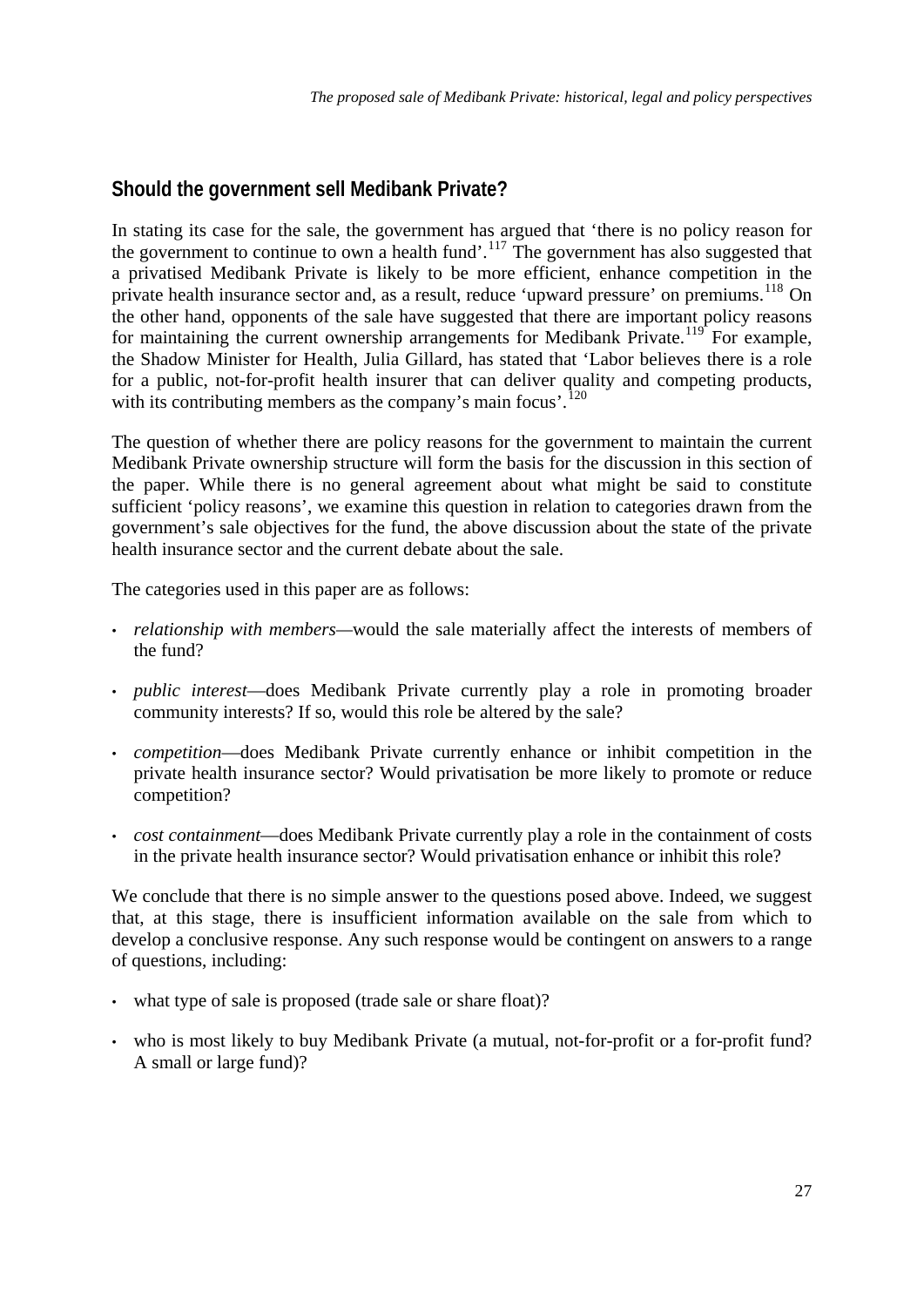## Should the government sell Medibank Private?

In stating its case for the sale, the government has argued that 'there is no policy reason for the government to continue to own a health fund'.[117] The government has also suggested that a privatised Medibank Private is likely to be more efficient, enhance competition in the private health insurance sector and, as a result, reduce 'upward pressure' on premiums.[118] On the other hand, opponents of the sale have suggested that there are important policy reasons for maintaining the current ownership arrangements for Medibank Private.[119] For example, the Shadow Minister for Health, Julia Gillard, has stated that 'Labor believes there is a role for a public, not-for-profit health insurer that can deliver quality and competing products, with its contributing members as the company's main focus'.[120]

The question of whether there are policy reasons for the government to maintain the current Medibank Private ownership structure will form the basis for the discussion in this section of the paper. While there is no general agreement about what might be said to constitute sufficient 'policy reasons', we examine this question in relation to categories drawn from the government's sale objectives for the fund, the above discussion about the state of the private health insurance sector and the current debate about the sale.

The categories used in this paper are as follows:

- *relationship with members*—would the sale materially affect the interests of members of the fund?
- *public interest*—does Medibank Private currently play a role in promoting broader community interests? If so, would this role be altered by the sale?
- *competition*—does Medibank Private currently enhance or inhibit competition in the private health insurance sector? Would privatisation be more likely to promote or reduce competition?
- *cost containment*—does Medibank Private currently play a role in the containment of costs in the private health insurance sector? Would privatisation enhance or inhibit this role?

We conclude that there is no simple answer to the questions posed above. Indeed, we suggest that, at this stage, there is insufficient information available on the sale from which to develop a conclusive response. Any such response would be contingent on answers to a range of questions, including:

- what type of sale is proposed (trade sale or share float)?
- who is most likely to buy Medibank Private (a mutual, not-for-profit or a for-profit fund? A small or large fund)?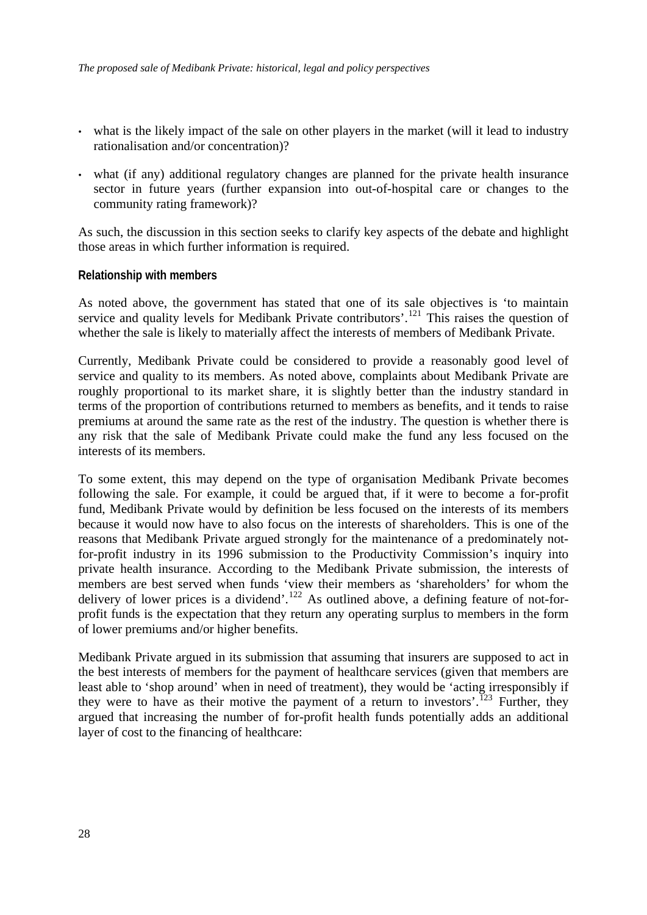- what is the likely impact of the sale on other players in the market (will it lead to industry rationalisation and/or concentration)?
- what (if any) additional regulatory changes are planned for the private health insurance sector in future years (further expansion into out-of-hospital care or changes to the community rating framework)?

As such, the discussion in this section seeks to clarify key aspects of the debate and highlight those areas in which further information is required.

#### Relationship with members

As noted above, the government has stated that one of its sale objectives is 'to maintain service and quality levels for Medibank Private contributors'.[121] This raises the question of whether the sale is likely to materially affect the interests of members of Medibank Private.

Currently, Medibank Private could be considered to provide a reasonably good level of service and quality to its members. As noted above, complaints about Medibank Private are roughly proportional to its market share, it is slightly better than the industry standard in terms of the proportion of contributions returned to members as benefits, and it tends to raise premiums at around the same rate as the rest of the industry. The question is whether there is any risk that the sale of Medibank Private could make the fund any less focused on the interests of its members.

To some extent, this may depend on the type of organisation Medibank Private becomes following the sale. For example, it could be argued that, if it were to become a for-profit fund, Medibank Private would by definition be less focused on the interests of its members because it would now have to also focus on the interests of shareholders. This is one of the reasons that Medibank Private argued strongly for the maintenance of a predominately not-for-profit industry in its 1996 submission to the Productivity Commission's inquiry into private health insurance. According to the Medibank Private submission, the interests of members are best served when funds 'view their members as 'shareholders' for whom the delivery of lower prices is a dividend'.[122] As outlined above, a defining feature of not-for-profit funds is the expectation that they return any operating surplus to members in the form of lower premiums and/or higher benefits.

Medibank Private argued in its submission that assuming that insurers are supposed to act in the best interests of members for the payment of healthcare services (given that members are least able to 'shop around' when in need of treatment), they would be 'acting irresponsibly if they were to have as their motive the payment of a return to investors'.[123] Further, they argued that increasing the number of for-profit health funds potentially adds an additional layer of cost to the financing of healthcare: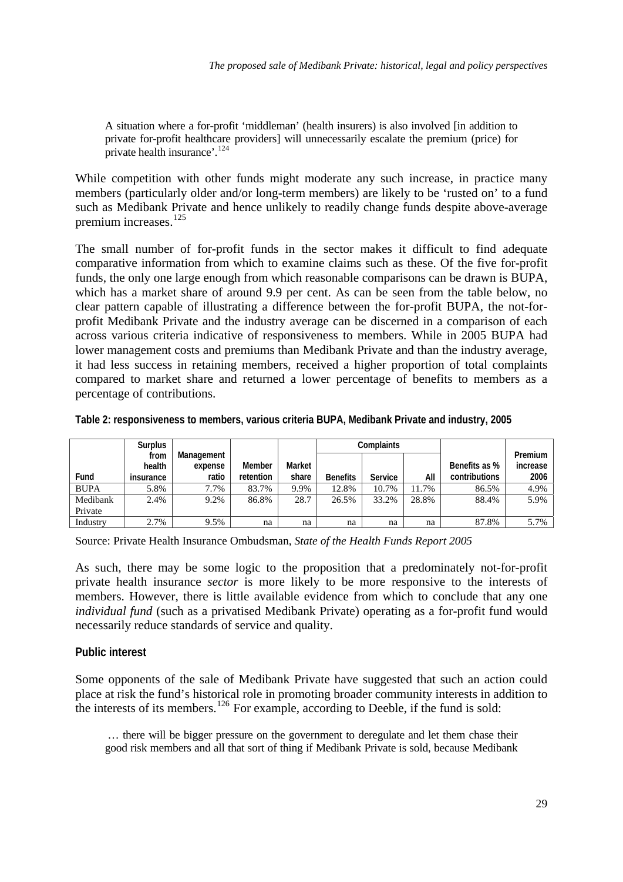> A situation where a for-profit 'middleman' (health insurers) is also involved [in addition to private for-profit healthcare providers] will unnecessarily escalate the premium (price) for private health insurance'.[124]

While competition with other funds might moderate any such increase, in practice many members (particularly older and/or long-term members) are likely to be 'rusted on' to a fund such as Medibank Private and hence unlikely to readily change funds despite above-average premium increases.[125]

The small number of for-profit funds in the sector makes it difficult to find adequate comparative information from which to examine claims such as these. Of the five for-profit funds, the only one large enough from which reasonable comparisons can be drawn is BUPA, which has a market share of around 9.9 per cent. As can be seen from the table below, no clear pattern capable of illustrating a difference between the for-profit BUPA, the not-for-profit Medibank Private and the industry average can be discerned in a comparison of each across various criteria indicative of responsiveness to members. While in 2005 BUPA had lower management costs and premiums than Medibank Private and than the industry average, it had less success in retaining members, received a higher proportion of total complaints compared to market share and returned a lower percentage of benefits to members as a percentage of contributions.

**Table 2: responsiveness to members, various criteria BUPA, Medibank Private and industry, 2005**

| Fund | Surplus from health insurance | Management expense ratio | Member retention | Market share | Complaints | | | Benefits as % contributions | Premium increase 2006 |
|---|---|---|---|---|---|---|---|---|---|
| | | | | | Benefits | Service | All | | |
| BUPA | 5.8% | 7.7% | 83.7% | 9.9% | 12.8% | 10.7% | 11.7% | 86.5% | 4.9% |
| Medibank Private | 2.4% | 9.2% | 86.8% | 28.7 | 26.5% | 33.2% | 28.8% | 88.4% | 5.9% |
| Industry | 2.7% | 9.5% | na | na | na | na | na | 87.8% | 5.7% |

Source: Private Health Insurance Ombudsman, *State of the Health Funds Report 2005*

As such, there may be some logic to the proposition that a predominately not-for-profit private health insurance *sector* is more likely to be more responsive to the interests of members. However, there is little available evidence from which to conclude that any one *individual fund* (such as a privatised Medibank Private) operating as a for-profit fund would necessarily reduce standards of service and quality.

### Public interest

Some opponents of the sale of Medibank Private have suggested that such an action could place at risk the fund's historical role in promoting broader community interests in addition to the interests of its members.[126] For example, according to Deeble, if the fund is sold:

> … there will be bigger pressure on the government to deregulate and let them chase their good risk members and all that sort of thing if Medibank Private is sold, because Medibank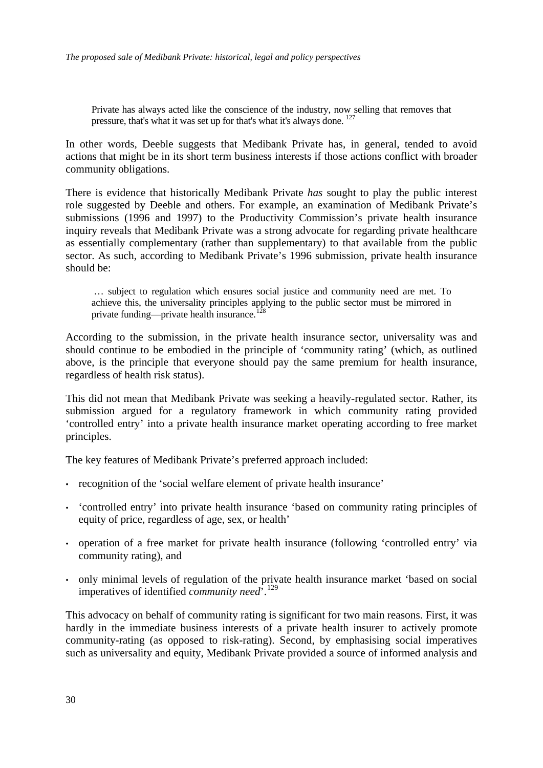> Private has always acted like the conscience of the industry, now selling that removes that pressure, that's what it was set up for that's what it's always done.[127]

In other words, Deeble suggests that Medibank Private has, in general, tended to avoid actions that might be in its short term business interests if those actions conflict with broader community obligations.

There is evidence that historically Medibank Private *has* sought to play the public interest role suggested by Deeble and others. For example, an examination of Medibank Private's submissions (1996 and 1997) to the Productivity Commission's private health insurance inquiry reveals that Medibank Private was a strong advocate for regarding private healthcare as essentially complementary (rather than supplementary) to that available from the public sector. As such, according to Medibank Private's 1996 submission, private health insurance should be:

> … subject to regulation which ensures social justice and community need are met. To achieve this, the universality principles applying to the public sector must be mirrored in private funding—private health insurance.[128]

According to the submission, in the private health insurance sector, universality was and should continue to be embodied in the principle of 'community rating' (which, as outlined above, is the principle that everyone should pay the same premium for health insurance, regardless of health risk status).

This did not mean that Medibank Private was seeking a heavily-regulated sector. Rather, its submission argued for a regulatory framework in which community rating provided 'controlled entry' into a private health insurance market operating according to free market principles.

The key features of Medibank Private's preferred approach included:

- recognition of the 'social welfare element of private health insurance'
- 'controlled entry' into private health insurance 'based on community rating principles of equity of price, regardless of age, sex, or health'
- operation of a free market for private health insurance (following 'controlled entry' via community rating), and
- only minimal levels of regulation of the private health insurance market 'based on social imperatives of identified *community need*'.[129]

This advocacy on behalf of community rating is significant for two main reasons. First, it was hardly in the immediate business interests of a private health insurer to actively promote community-rating (as opposed to risk-rating). Second, by emphasising social imperatives such as universality and equity, Medibank Private provided a source of informed analysis and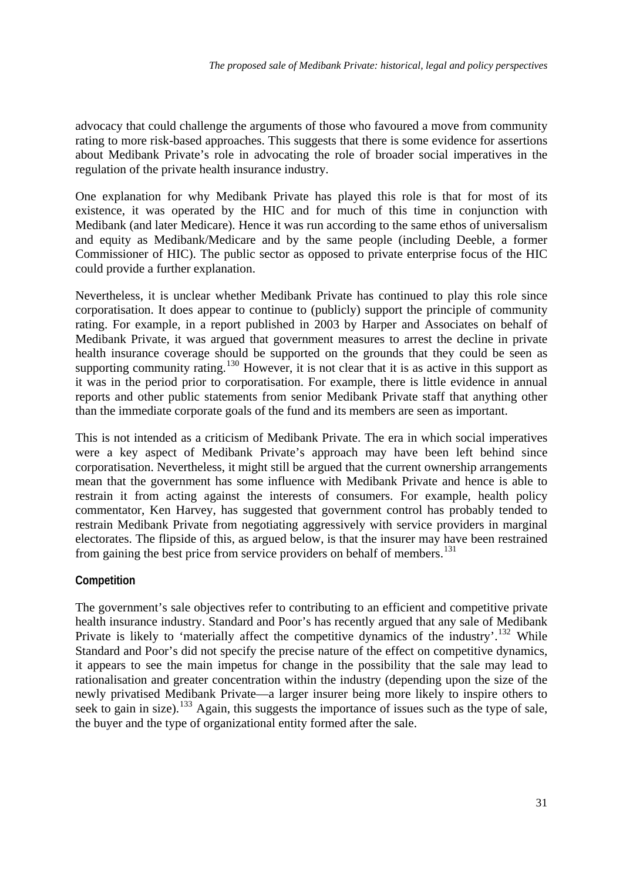advocacy that could challenge the arguments of those who favoured a move from community rating to more risk-based approaches. This suggests that there is some evidence for assertions about Medibank Private's role in advocating the role of broader social imperatives in the regulation of the private health insurance industry.

One explanation for why Medibank Private has played this role is that for most of its existence, it was operated by the HIC and for much of this time in conjunction with Medibank (and later Medicare). Hence it was run according to the same ethos of universalism and equity as Medibank/Medicare and by the same people (including Deeble, a former Commissioner of HIC). The public sector as opposed to private enterprise focus of the HIC could provide a further explanation.

Nevertheless, it is unclear whether Medibank Private has continued to play this role since corporatisation. It does appear to continue to (publicly) support the principle of community rating. For example, in a report published in 2003 by Harper and Associates on behalf of Medibank Private, it was argued that government measures to arrest the decline in private health insurance coverage should be supported on the grounds that they could be seen as supporting community rating.[130] However, it is not clear that it is as active in this support as it was in the period prior to corporatisation. For example, there is little evidence in annual reports and other public statements from senior Medibank Private staff that anything other than the immediate corporate goals of the fund and its members are seen as important.

This is not intended as a criticism of Medibank Private. The era in which social imperatives were a key aspect of Medibank Private's approach may have been left behind since corporatisation. Nevertheless, it might still be argued that the current ownership arrangements mean that the government has some influence with Medibank Private and hence is able to restrain it from acting against the interests of consumers. For example, health policy commentator, Ken Harvey, has suggested that government control has probably tended to restrain Medibank Private from negotiating aggressively with service providers in marginal electorates. The flipside of this, as argued below, is that the insurer may have been restrained from gaining the best price from service providers on behalf of members.[131]

### Competition

The government's sale objectives refer to contributing to an efficient and competitive private health insurance industry. Standard and Poor's has recently argued that any sale of Medibank Private is likely to 'materially affect the competitive dynamics of the industry'.[132] While Standard and Poor's did not specify the precise nature of the effect on competitive dynamics, it appears to see the main impetus for change in the possibility that the sale may lead to rationalisation and greater concentration within the industry (depending upon the size of the newly privatised Medibank Private—a larger insurer being more likely to inspire others to seek to gain in size).[133] Again, this suggests the importance of issues such as the type of sale, the buyer and the type of organizational entity formed after the sale.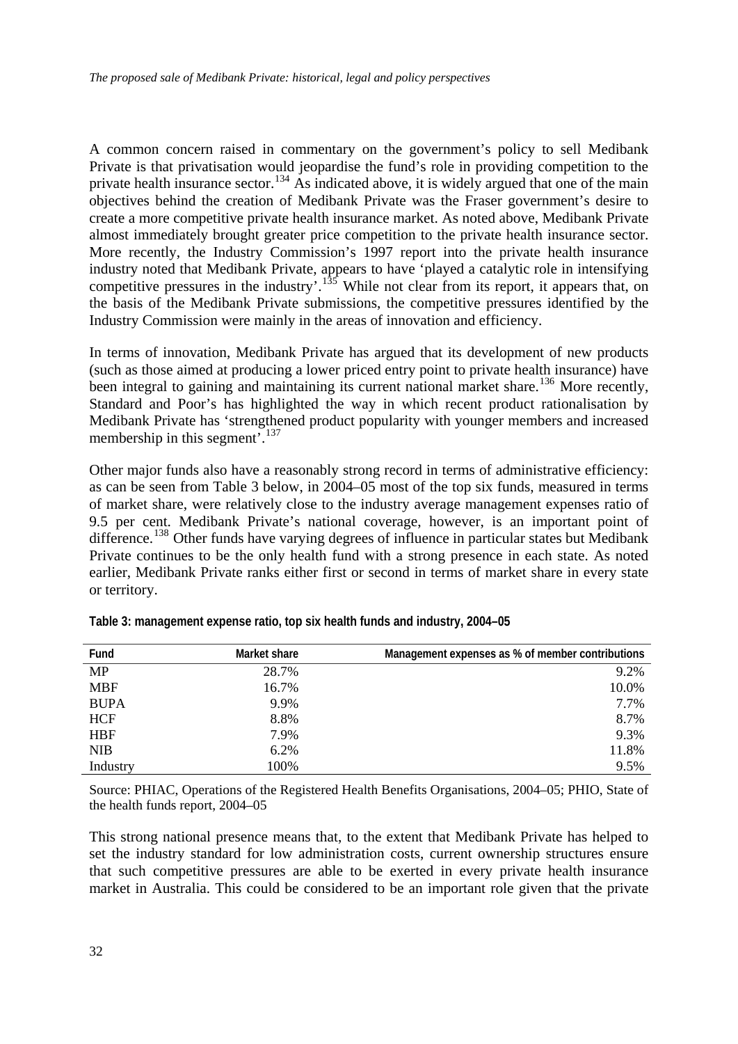A common concern raised in commentary on the government's policy to sell Medibank Private is that privatisation would jeopardise the fund's role in providing competition to the private health insurance sector.[134] As indicated above, it is widely argued that one of the main objectives behind the creation of Medibank Private was the Fraser government's desire to create a more competitive private health insurance market. As noted above, Medibank Private almost immediately brought greater price competition to the private health insurance sector. More recently, the Industry Commission's 1997 report into the private health insurance industry noted that Medibank Private, appears to have 'played a catalytic role in intensifying competitive pressures in the industry'.[135] While not clear from its report, it appears that, on the basis of the Medibank Private submissions, the competitive pressures identified by the Industry Commission were mainly in the areas of innovation and efficiency.

In terms of innovation, Medibank Private has argued that its development of new products (such as those aimed at producing a lower priced entry point to private health insurance) have been integral to gaining and maintaining its current national market share.[136] More recently, Standard and Poor's has highlighted the way in which recent product rationalisation by Medibank Private has 'strengthened product popularity with younger members and increased membership in this segment'.[137]

Other major funds also have a reasonably strong record in terms of administrative efficiency: as can be seen from Table 3 below, in 2004–05 most of the top six funds, measured in terms of market share, were relatively close to the industry average management expenses ratio of 9.5 per cent. Medibank Private's national coverage, however, is an important point of difference.[138] Other funds have varying degrees of influence in particular states but Medibank Private continues to be the only health fund with a strong presence in each state. As noted earlier, Medibank Private ranks either first or second in terms of market share in every state or territory.

**Table 3: management expense ratio, top six health funds and industry, 2004–05**

| Fund | Market share | Management expenses as % of member contributions |
|---|---|---|
| MP | 28.7% | 9.2% |
| MBF | 16.7% | 10.0% |
| BUPA | 9.9% | 7.7% |
| HCF | 8.8% | 8.7% |
| HBF | 7.9% | 9.3% |
| NIB | 6.2% | 11.8% |
| Industry | 100% | 9.5% |

Source: PHIAC, Operations of the Registered Health Benefits Organisations, 2004–05; PHIO, State of the health funds report, 2004–05

This strong national presence means that, to the extent that Medibank Private has helped to set the industry standard for low administration costs, current ownership structures ensure that such competitive pressures are able to be exerted in every private health insurance market in Australia. This could be considered to be an important role given that the private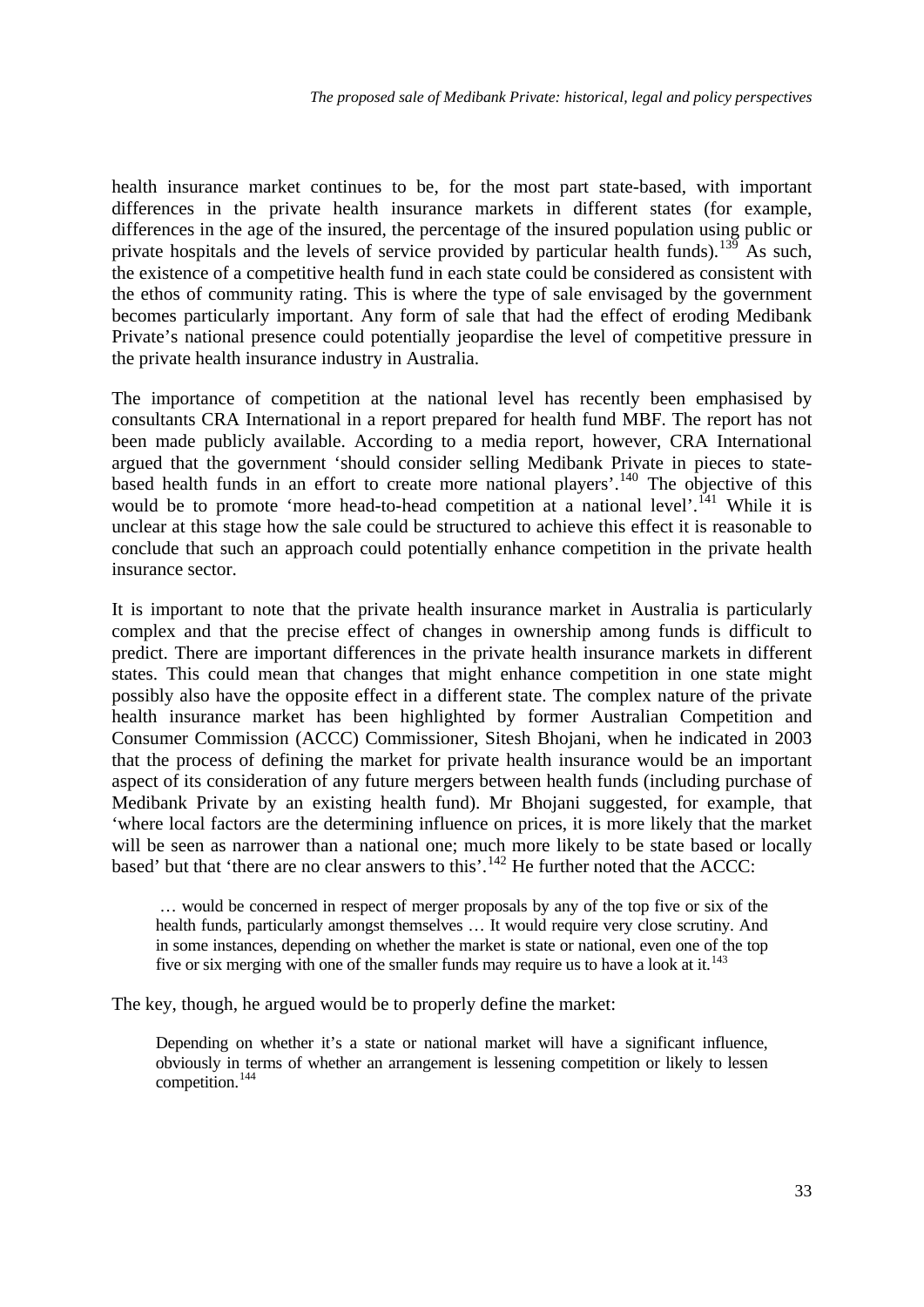health insurance market continues to be, for the most part state-based, with important differences in the private health insurance markets in different states (for example, differences in the age of the insured, the percentage of the insured population using public or private hospitals and the levels of service provided by particular health funds).[139] As such, the existence of a competitive health fund in each state could be considered as consistent with the ethos of community rating. This is where the type of sale envisaged by the government becomes particularly important. Any form of sale that had the effect of eroding Medibank Private's national presence could potentially jeopardise the level of competitive pressure in the private health insurance industry in Australia.

The importance of competition at the national level has recently been emphasised by consultants CRA International in a report prepared for health fund MBF. The report has not been made publicly available. According to a media report, however, CRA International argued that the government 'should consider selling Medibank Private in pieces to state-based health funds in an effort to create more national players'.[140] The objective of this would be to promote 'more head-to-head competition at a national level'.[141] While it is unclear at this stage how the sale could be structured to achieve this effect it is reasonable to conclude that such an approach could potentially enhance competition in the private health insurance sector.

It is important to note that the private health insurance market in Australia is particularly complex and that the precise effect of changes in ownership among funds is difficult to predict. There are important differences in the private health insurance markets in different states. This could mean that changes that might enhance competition in one state might possibly also have the opposite effect in a different state. The complex nature of the private health insurance market has been highlighted by former Australian Competition and Consumer Commission (ACCC) Commissioner, Sitesh Bhojani, when he indicated in 2003 that the process of defining the market for private health insurance would be an important aspect of its consideration of any future mergers between health funds (including purchase of Medibank Private by an existing health fund). Mr Bhojani suggested, for example, that 'where local factors are the determining influence on prices, it is more likely that the market will be seen as narrower than a national one; much more likely to be state based or locally based' but that 'there are no clear answers to this'.[142] He further noted that the ACCC:

> … would be concerned in respect of merger proposals by any of the top five or six of the health funds, particularly amongst themselves … It would require very close scrutiny. And in some instances, depending on whether the market is state or national, even one of the top five or six merging with one of the smaller funds may require us to have a look at it.[143]

The key, though, he argued would be to properly define the market:

> Depending on whether it's a state or national market will have a significant influence, obviously in terms of whether an arrangement is lessening competition or likely to lessen competition.[144]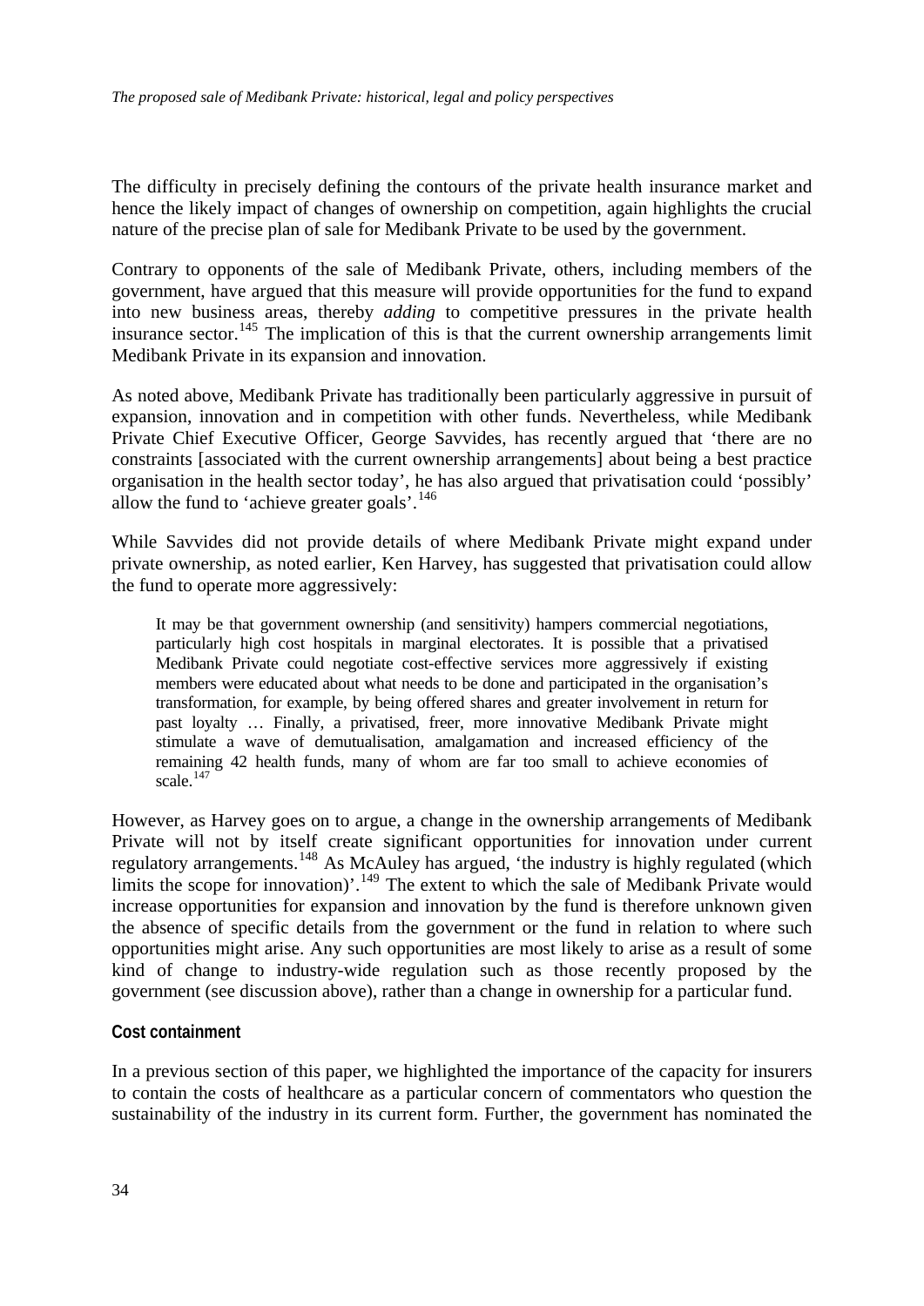The difficulty in precisely defining the contours of the private health insurance market and hence the likely impact of changes of ownership on competition, again highlights the crucial nature of the precise plan of sale for Medibank Private to be used by the government.

Contrary to opponents of the sale of Medibank Private, others, including members of the government, have argued that this measure will provide opportunities for the fund to expand into new business areas, thereby *adding* to competitive pressures in the private health insurance sector.[145] The implication of this is that the current ownership arrangements limit Medibank Private in its expansion and innovation.

As noted above, Medibank Private has traditionally been particularly aggressive in pursuit of expansion, innovation and in competition with other funds. Nevertheless, while Medibank Private Chief Executive Officer, George Savvides, has recently argued that 'there are no constraints [associated with the current ownership arrangements] about being a best practice organisation in the health sector today', he has also argued that privatisation could 'possibly' allow the fund to 'achieve greater goals'.[146]

While Savvides did not provide details of where Medibank Private might expand under private ownership, as noted earlier, Ken Harvey, has suggested that privatisation could allow the fund to operate more aggressively:

> It may be that government ownership (and sensitivity) hampers commercial negotiations, particularly high cost hospitals in marginal electorates. It is possible that a privatised Medibank Private could negotiate cost-effective services more aggressively if existing members were educated about what needs to be done and participated in the organisation's transformation, for example, by being offered shares and greater involvement in return for past loyalty … Finally, a privatised, freer, more innovative Medibank Private might stimulate a wave of demutualisation, amalgamation and increased efficiency of the remaining 42 health funds, many of whom are far too small to achieve economies of scale.[147]

However, as Harvey goes on to argue, a change in the ownership arrangements of Medibank Private will not by itself create significant opportunities for innovation under current regulatory arrangements.[148] As McAuley has argued, 'the industry is highly regulated (which limits the scope for innovation)'.[149] The extent to which the sale of Medibank Private would increase opportunities for expansion and innovation by the fund is therefore unknown given the absence of specific details from the government or the fund in relation to where such opportunities might arise. Any such opportunities are most likely to arise as a result of some kind of change to industry-wide regulation such as those recently proposed by the government (see discussion above), rather than a change in ownership for a particular fund.

#### Cost containment

In a previous section of this paper, we highlighted the importance of the capacity for insurers to contain the costs of healthcare as a particular concern of commentators who question the sustainability of the industry in its current form. Further, the government has nominated the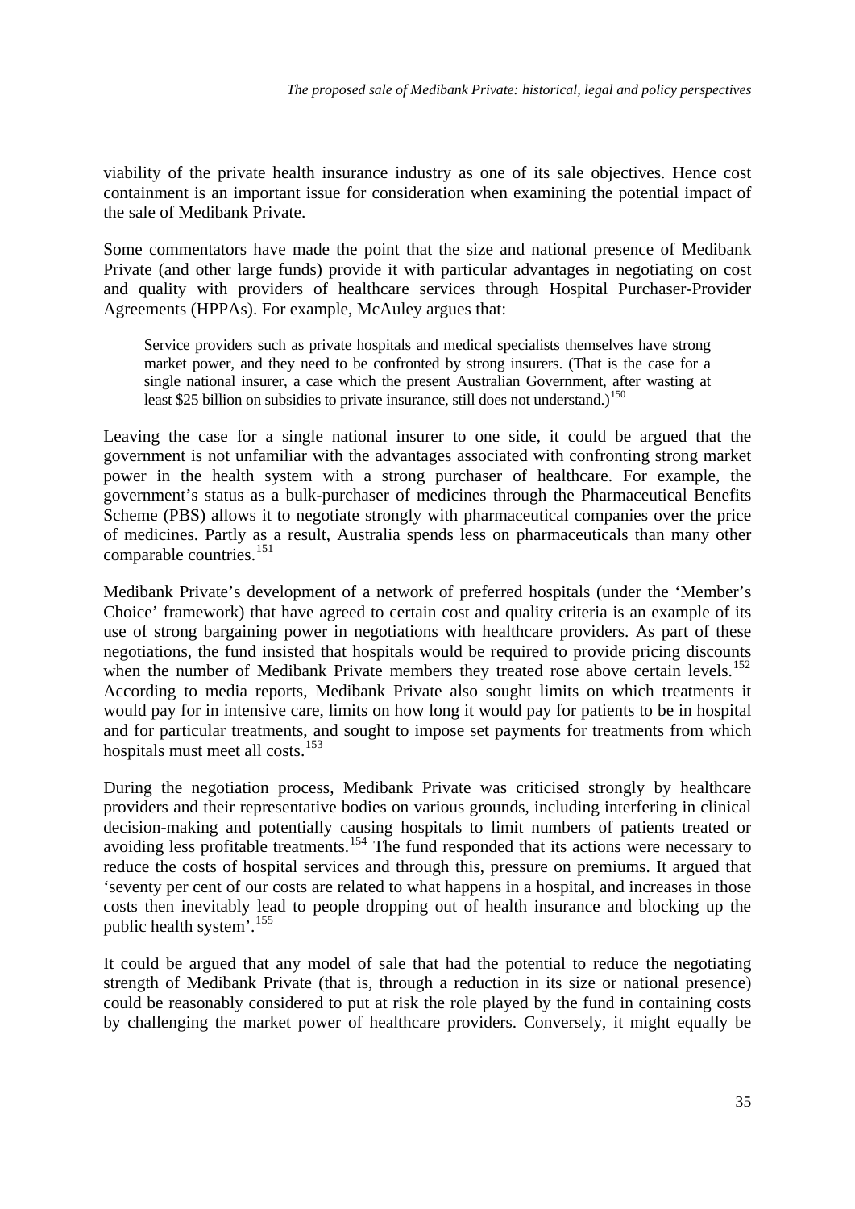viability of the private health insurance industry as one of its sale objectives. Hence cost containment is an important issue for consideration when examining the potential impact of the sale of Medibank Private.

Some commentators have made the point that the size and national presence of Medibank Private (and other large funds) provide it with particular advantages in negotiating on cost and quality with providers of healthcare services through Hospital Purchaser-Provider Agreements (HPPAs). For example, McAuley argues that:

> Service providers such as private hospitals and medical specialists themselves have strong market power, and they need to be confronted by strong insurers. (That is the case for a single national insurer, a case which the present Australian Government, after wasting at least $25 billion on subsidies to private insurance, still does not understand.)[150]

Leaving the case for a single national insurer to one side, it could be argued that the government is not unfamiliar with the advantages associated with confronting strong market power in the health system with a strong purchaser of healthcare. For example, the government's status as a bulk-purchaser of medicines through the Pharmaceutical Benefits Scheme (PBS) allows it to negotiate strongly with pharmaceutical companies over the price of medicines. Partly as a result, Australia spends less on pharmaceuticals than many other comparable countries.[151]

Medibank Private's development of a network of preferred hospitals (under the 'Member's Choice' framework) that have agreed to certain cost and quality criteria is an example of its use of strong bargaining power in negotiations with healthcare providers. As part of these negotiations, the fund insisted that hospitals would be required to provide pricing discounts when the number of Medibank Private members they treated rose above certain levels.[152] According to media reports, Medibank Private also sought limits on which treatments it would pay for in intensive care, limits on how long it would pay for patients to be in hospital and for particular treatments, and sought to impose set payments for treatments from which hospitals must meet all costs.[153]

During the negotiation process, Medibank Private was criticised strongly by healthcare providers and their representative bodies on various grounds, including interfering in clinical decision-making and potentially causing hospitals to limit numbers of patients treated or avoiding less profitable treatments.[154] The fund responded that its actions were necessary to reduce the costs of hospital services and through this, pressure on premiums. It argued that 'seventy per cent of our costs are related to what happens in a hospital, and increases in those costs then inevitably lead to people dropping out of health insurance and blocking up the public health system'.[155]

It could be argued that any model of sale that had the potential to reduce the negotiating strength of Medibank Private (that is, through a reduction in its size or national presence) could be reasonably considered to put at risk the role played by the fund in containing costs by challenging the market power of healthcare providers. Conversely, it might equally be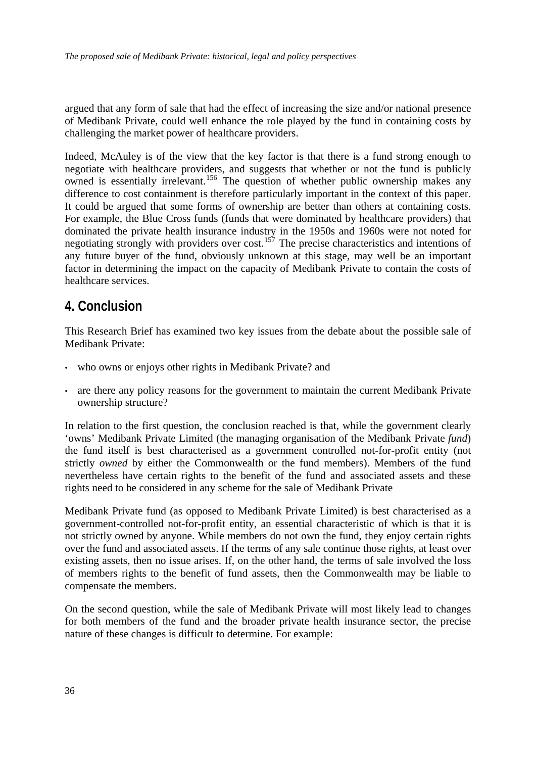argued that any form of sale that had the effect of increasing the size and/or national presence of Medibank Private, could well enhance the role played by the fund in containing costs by challenging the market power of healthcare providers.

Indeed, McAuley is of the view that the key factor is that there is a fund strong enough to negotiate with healthcare providers, and suggests that whether or not the fund is publicly owned is essentially irrelevant.[156] The question of whether public ownership makes any difference to cost containment is therefore particularly important in the context of this paper. It could be argued that some forms of ownership are better than others at containing costs. For example, the Blue Cross funds (funds that were dominated by healthcare providers) that dominated the private health insurance industry in the 1950s and 1960s were not noted for negotiating strongly with providers over cost.[157] The precise characteristics and intentions of any future buyer of the fund, obviously unknown at this stage, may well be an important factor in determining the impact on the capacity of Medibank Private to contain the costs of healthcare services.

## 4. Conclusion

This Research Brief has examined two key issues from the debate about the possible sale of Medibank Private:

- who owns or enjoys other rights in Medibank Private? and
- are there any policy reasons for the government to maintain the current Medibank Private ownership structure?

In relation to the first question, the conclusion reached is that, while the government clearly 'owns' Medibank Private Limited (the managing organisation of the Medibank Private *fund*) the fund itself is best characterised as a government controlled not-for-profit entity (not strictly *owned* by either the Commonwealth or the fund members). Members of the fund nevertheless have certain rights to the benefit of the fund and associated assets and these rights need to be considered in any scheme for the sale of Medibank Private

Medibank Private fund (as opposed to Medibank Private Limited) is best characterised as a government-controlled not-for-profit entity, an essential characteristic of which is that it is not strictly owned by anyone. While members do not own the fund, they enjoy certain rights over the fund and associated assets. If the terms of any sale continue those rights, at least over existing assets, then no issue arises. If, on the other hand, the terms of sale involved the loss of members rights to the benefit of fund assets, then the Commonwealth may be liable to compensate the members.

On the second question, while the sale of Medibank Private will most likely lead to changes for both members of the fund and the broader private health insurance sector, the precise nature of these changes is difficult to determine. For example: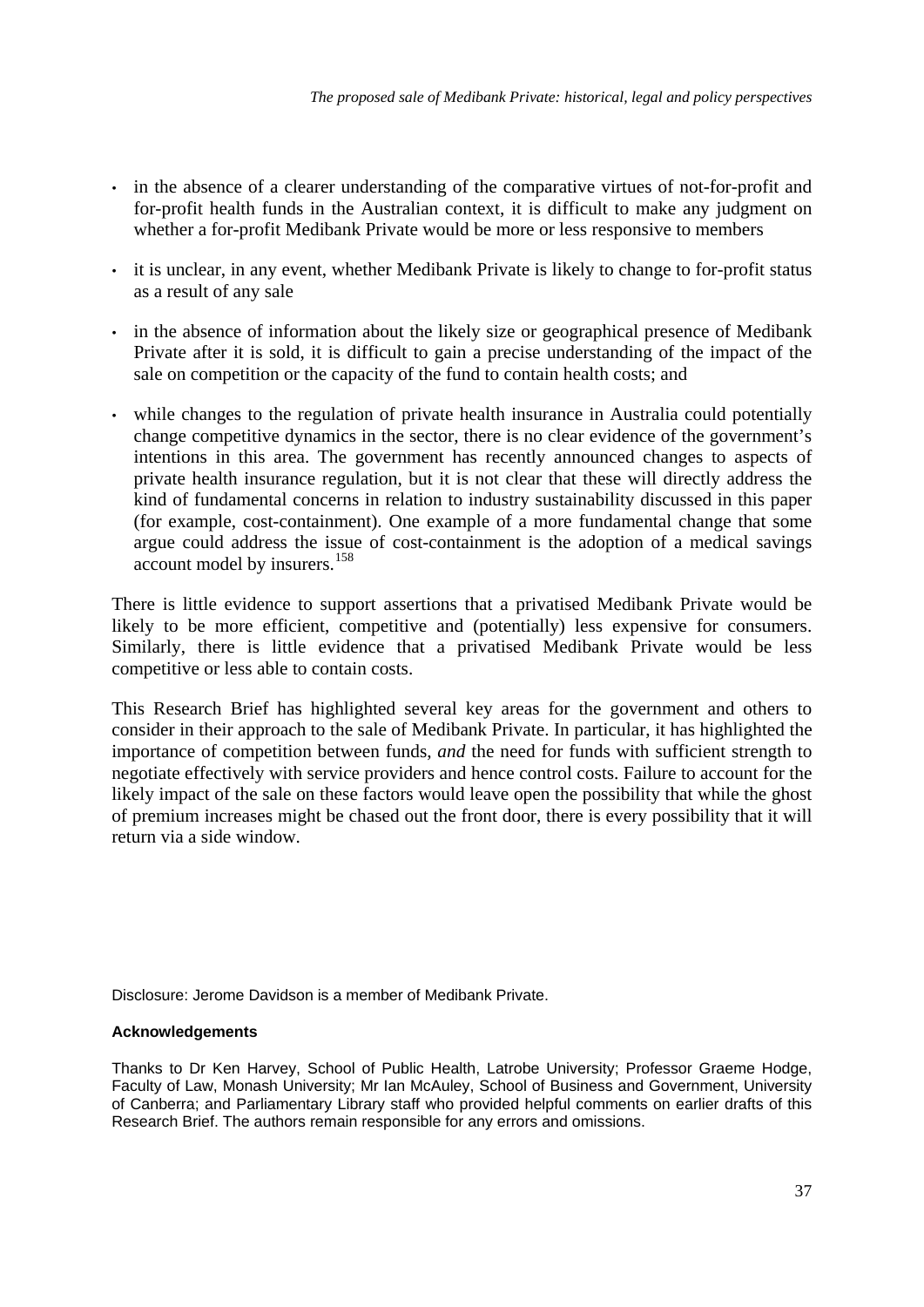- in the absence of a clearer understanding of the comparative virtues of not-for-profit and for-profit health funds in the Australian context, it is difficult to make any judgment on whether a for-profit Medibank Private would be more or less responsive to members
- it is unclear, in any event, whether Medibank Private is likely to change to for-profit status as a result of any sale
- in the absence of information about the likely size or geographical presence of Medibank Private after it is sold, it is difficult to gain a precise understanding of the impact of the sale on competition or the capacity of the fund to contain health costs; and
- while changes to the regulation of private health insurance in Australia could potentially change competitive dynamics in the sector, there is no clear evidence of the government's intentions in this area. The government has recently announced changes to aspects of private health insurance regulation, but it is not clear that these will directly address the kind of fundamental concerns in relation to industry sustainability discussed in this paper (for example, cost-containment). One example of a more fundamental change that some argue could address the issue of cost-containment is the adoption of a medical savings account model by insurers.[158]

There is little evidence to support assertions that a privatised Medibank Private would be likely to be more efficient, competitive and (potentially) less expensive for consumers. Similarly, there is little evidence that a privatised Medibank Private would be less competitive or less able to contain costs.

This Research Brief has highlighted several key areas for the government and others to consider in their approach to the sale of Medibank Private. In particular, it has highlighted the importance of competition between funds, *and* the need for funds with sufficient strength to negotiate effectively with service providers and hence control costs. Failure to account for the likely impact of the sale on these factors would leave open the possibility that while the ghost of premium increases might be chased out the front door, there is every possibility that it will return via a side window.

Disclosure: Jerome Davidson is a member of Medibank Private.

**Acknowledgements**

Thanks to Dr Ken Harvey, School of Public Health, Latrobe University; Professor Graeme Hodge, Faculty of Law, Monash University; Mr Ian McAuley, School of Business and Government, University of Canberra; and Parliamentary Library staff who provided helpful comments on earlier drafts of this Research Brief. The authors remain responsible for any errors and omissions.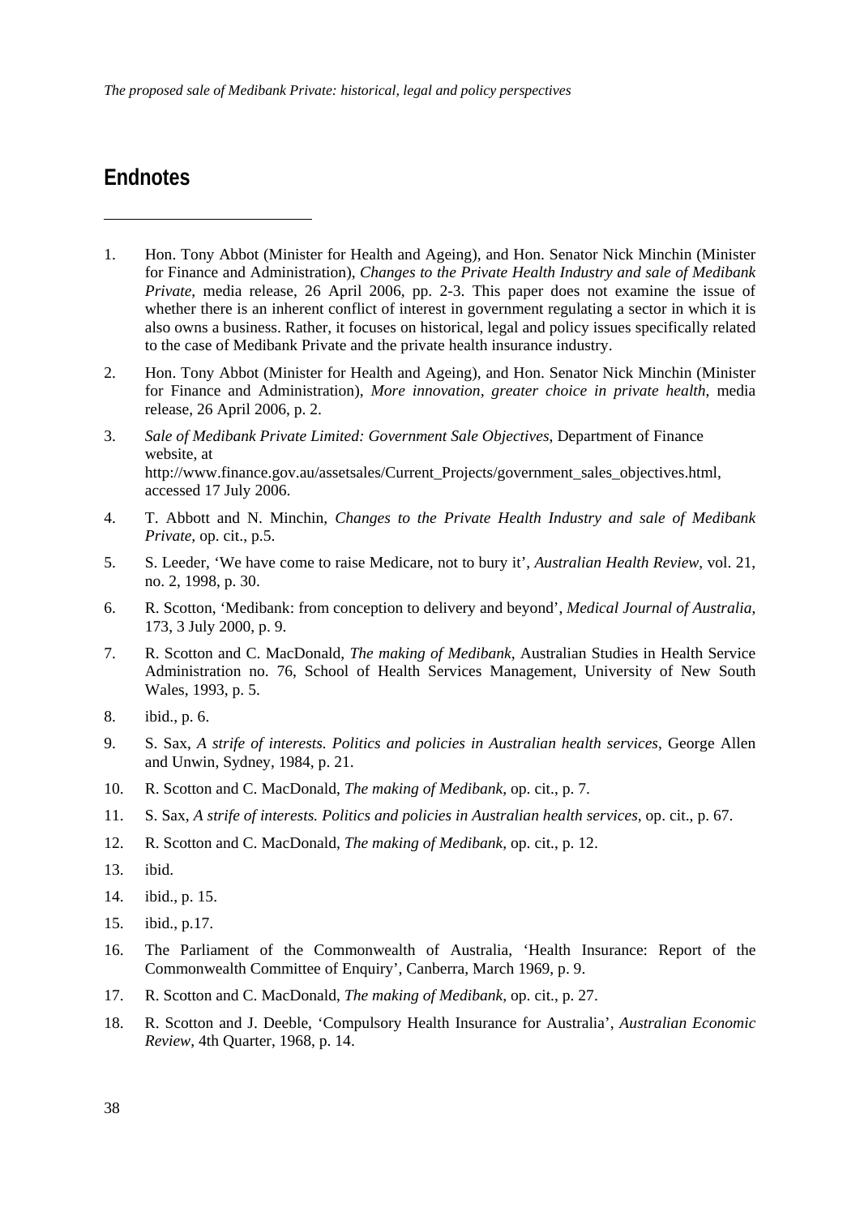## Endnotes

1. Hon. Tony Abbot (Minister for Health and Ageing), and Hon. Senator Nick Minchin (Minister for Finance and Administration), *Changes to the Private Health Industry and sale of Medibank Private*, media release, 26 April 2006, pp. 2-3. This paper does not examine the issue of whether there is an inherent conflict of interest in government regulating a sector in which it is also owns a business. Rather, it focuses on historical, legal and policy issues specifically related to the case of Medibank Private and the private health insurance industry.

2. Hon. Tony Abbot (Minister for Health and Ageing), and Hon. Senator Nick Minchin (Minister for Finance and Administration), *More innovation, greater choice in private health*, media release, 26 April 2006, p. 2.

3. *Sale of Medibank Private Limited: Government Sale Objectives*, Department of Finance website, at http://www.finance.gov.au/assetsales/Current_Projects/government_sales_objectives.html, accessed 17 July 2006.

4. T. Abbott and N. Minchin, *Changes to the Private Health Industry and sale of Medibank Private*, op. cit., p.5.

5. S. Leeder, 'We have come to raise Medicare, not to bury it', *Australian Health Review*, vol. 21, no. 2, 1998, p. 30.

6. R. Scotton, 'Medibank: from conception to delivery and beyond', *Medical Journal of Australia*, 173, 3 July 2000, p. 9.

7. R. Scotton and C. MacDonald, *The making of Medibank*, Australian Studies in Health Service Administration no. 76, School of Health Services Management, University of New South Wales, 1993, p. 5.

8. ibid., p. 6.

9. S. Sax, *A strife of interests. Politics and policies in Australian health services*, George Allen and Unwin, Sydney, 1984, p. 21.

10. R. Scotton and C. MacDonald, *The making of Medibank*, op. cit., p. 7.

11. S. Sax, *A strife of interests. Politics and policies in Australian health services*, op. cit., p. 67.

12. R. Scotton and C. MacDonald, *The making of Medibank*, op. cit., p. 12.

13. ibid.

14. ibid., p. 15.

15. ibid., p.17.

16. The Parliament of the Commonwealth of Australia, 'Health Insurance: Report of the Commonwealth Committee of Enquiry', Canberra, March 1969, p. 9.

17. R. Scotton and C. MacDonald, *The making of Medibank*, op. cit., p. 27.

18. R. Scotton and J. Deeble, 'Compulsory Health Insurance for Australia', *Australian Economic Review*, 4th Quarter, 1968, p. 14.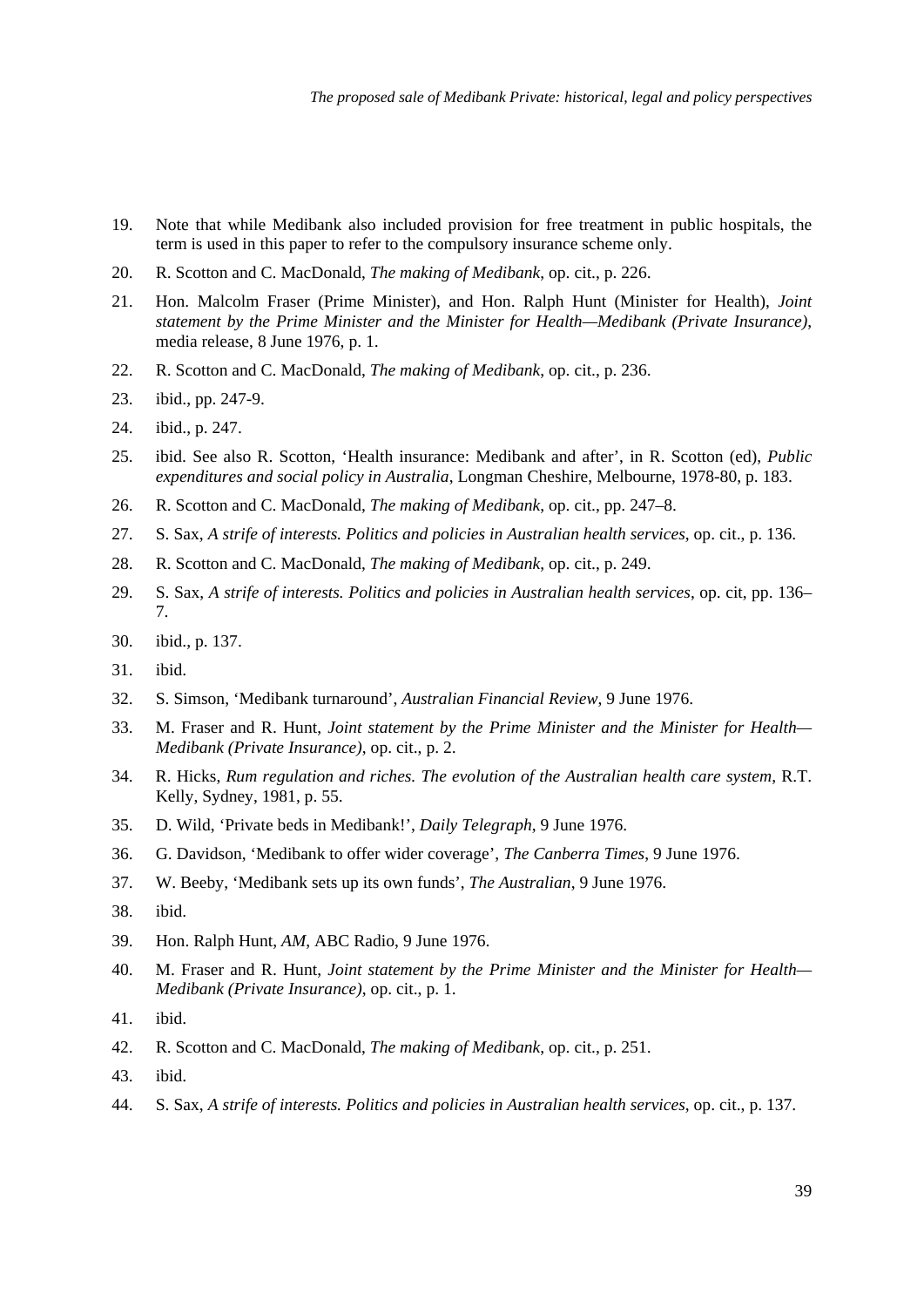19. Note that while Medibank also included provision for free treatment in public hospitals, the term is used in this paper to refer to the compulsory insurance scheme only.

20. R. Scotton and C. MacDonald, *The making of Medibank*, op. cit., p. 226.

21. Hon. Malcolm Fraser (Prime Minister), and Hon. Ralph Hunt (Minister for Health), *Joint statement by the Prime Minister and the Minister for Health—Medibank (Private Insurance)*, media release, 8 June 1976, p. 1.

22. R. Scotton and C. MacDonald, *The making of Medibank*, op. cit., p. 236.

23. ibid., pp. 247-9.

24. ibid., p. 247.

25. ibid. See also R. Scotton, 'Health insurance: Medibank and after', in R. Scotton (ed), *Public expenditures and social policy in Australia*, Longman Cheshire, Melbourne, 1978-80, p. 183.

26. R. Scotton and C. MacDonald, *The making of Medibank*, op. cit., pp. 247–8.

27. S. Sax, *A strife of interests. Politics and policies in Australian health services*, op. cit., p. 136.

28. R. Scotton and C. MacDonald, *The making of Medibank*, op. cit., p. 249.

29. S. Sax, *A strife of interests. Politics and policies in Australian health services*, op. cit, pp. 136–7.

30. ibid., p. 137.

31. ibid.

32. S. Simson, 'Medibank turnaround', *Australian Financial Review*, 9 June 1976.

33. M. Fraser and R. Hunt, *Joint statement by the Prime Minister and the Minister for Health—Medibank (Private Insurance)*, op. cit., p. 2.

34. R. Hicks, *Rum regulation and riches. The evolution of the Australian health care system*, R.T. Kelly, Sydney, 1981, p. 55.

35. D. Wild, 'Private beds in Medibank!', *Daily Telegraph*, 9 June 1976.

36. G. Davidson, 'Medibank to offer wider coverage', *The Canberra Times*, 9 June 1976.

37. W. Beeby, 'Medibank sets up its own funds', *The Australian*, 9 June 1976.

38. ibid.

39. Hon. Ralph Hunt, *AM*, ABC Radio, 9 June 1976.

40. M. Fraser and R. Hunt, *Joint statement by the Prime Minister and the Minister for Health—Medibank (Private Insurance)*, op. cit., p. 1.

41. ibid.

42. R. Scotton and C. MacDonald, *The making of Medibank*, op. cit., p. 251.

43. ibid.

44. S. Sax, *A strife of interests. Politics and policies in Australian health services*, op. cit., p. 137.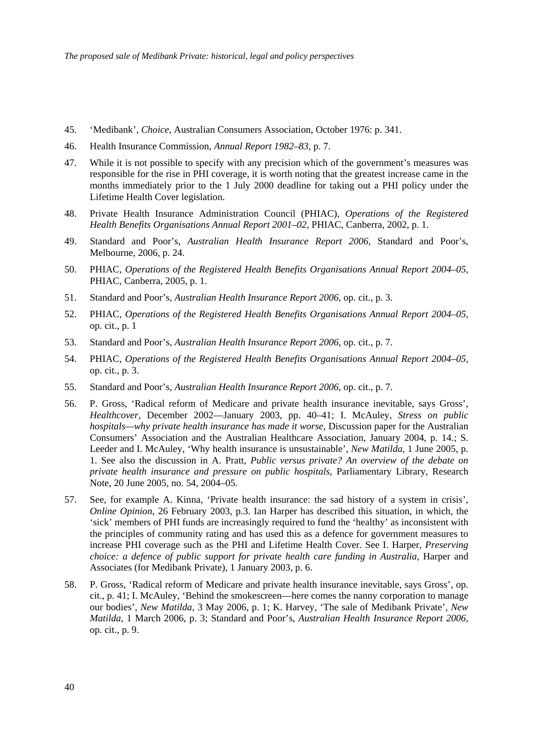45. 'Medibank', *Choice*, Australian Consumers Association, October 1976: p. 341.

46. Health Insurance Commission, *Annual Report 1982–83*, p. 7.

47. While it is not possible to specify with any precision which of the government's measures was responsible for the rise in PHI coverage, it is worth noting that the greatest increase came in the months immediately prior to the 1 July 2000 deadline for taking out a PHI policy under the Lifetime Health Cover legislation.

48. Private Health Insurance Administration Council (PHIAC), *Operations of the Registered Health Benefits Organisations Annual Report 2001–02*, PHIAC, Canberra, 2002, p. 1.

49. Standard and Poor's, *Australian Health Insurance Report 2006*, Standard and Poor's, Melbourne, 2006, p. 24.

50. PHIAC, *Operations of the Registered Health Benefits Organisations Annual Report 2004–05*, PHIAC, Canberra, 2005, p. 1.

51. Standard and Poor's, *Australian Health Insurance Report 2006*, op. cit., p. 3.

52. PHIAC, *Operations of the Registered Health Benefits Organisations Annual Report 2004–05*, op. cit., p. 1

53. Standard and Poor's, *Australian Health Insurance Report 2006*, op. cit., p. 7.

54. PHIAC, *Operations of the Registered Health Benefits Organisations Annual Report 2004–05*, op. cit., p. 3.

55. Standard and Poor's, *Australian Health Insurance Report 2006*, op. cit., p. 7.

56. P. Gross, 'Radical reform of Medicare and private health insurance inevitable, says Gross', *Healthcover*, December 2002—January 2003, pp. 40–41; I. McAuley, *Stress on public hospitals—why private health insurance has made it worse*, Discussion paper for the Australian Consumers' Association and the Australian Healthcare Association, January 2004, p. 14.; S. Leeder and I. McAuley, 'Why health insurance is unsustainable', *New Matilda*, 1 June 2005, p. 1. See also the discussion in A. Pratt, *Public versus private? An overview of the debate on private health insurance and pressure on public hospitals*, Parliamentary Library, Research Note, 20 June 2005, no. 54, 2004–05.

57. See, for example A. Kinna, 'Private health insurance: the sad history of a system in crisis', *Online Opinion*, 26 February 2003, p.3. Ian Harper has described this situation, in which, the 'sick' members of PHI funds are increasingly required to fund the 'healthy' as inconsistent with the principles of community rating and has used this as a defence for government measures to increase PHI coverage such as the PHI and Lifetime Health Cover. See I. Harper, *Preserving choice: a defence of public support for private health care funding in Australia*, Harper and Associates (for Medibank Private), 1 January 2003, p. 6.

58. P. Gross, 'Radical reform of Medicare and private health insurance inevitable, says Gross', op. cit., p. 41; I. McAuley, 'Behind the smokescreen—here comes the nanny corporation to manage our bodies', *New Matilda*, 3 May 2006, p. 1; K. Harvey, 'The sale of Medibank Private', *New Matilda*, 1 March 2006, p. 3; Standard and Poor's, *Australian Health Insurance Report 2006*, op. cit., p. 9.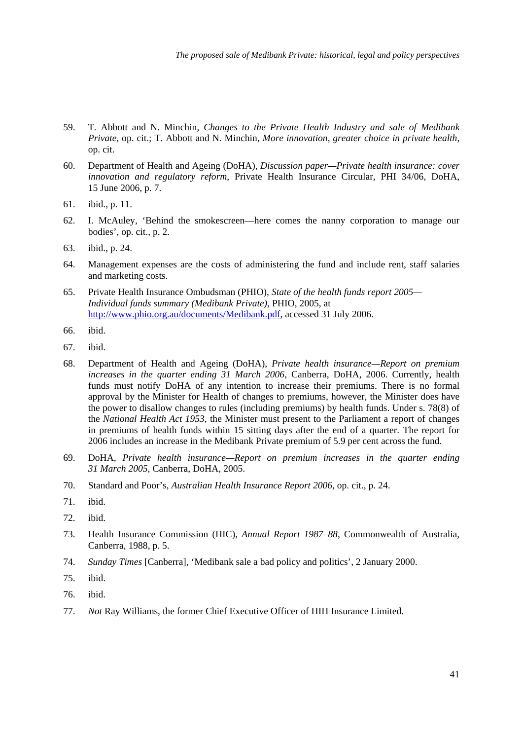59. T. Abbott and N. Minchin, *Changes to the Private Health Industry and sale of Medibank Private,* op. cit.; T. Abbott and N. Minchin, *More innovation, greater choice in private health*, op. cit.

60. Department of Health and Ageing (DoHA), *Discussion paper—Private health insurance: cover innovation and regulatory reform*, Private Health Insurance Circular, PHI 34/06, DoHA, 15 June 2006, p. 7.

61. ibid., p. 11.

62. I. McAuley, 'Behind the smokescreen—here comes the nanny corporation to manage our bodies', op. cit., p. 2.

63. ibid., p. 24.

64. Management expenses are the costs of administering the fund and include rent, staff salaries and marketing costs.

65. Private Health Insurance Ombudsman (PHIO), *State of the health funds report 2005—Individual funds summary (Medibank Private)*, PHIO, 2005, at http://www.phio.org.au/documents/Medibank.pdf, accessed 31 July 2006.

66. ibid.

67. ibid.

68. Department of Health and Ageing (DoHA), *Private health insurance—Report on premium increases in the quarter ending 31 March 2006*, Canberra, DoHA, 2006. Currently, health funds must notify DoHA of any intention to increase their premiums. There is no formal approval by the Minister for Health of changes to premiums, however, the Minister does have the power to disallow changes to rules (including premiums) by health funds. Under s. 78(8) of the *National Health Act 1953*, the Minister must present to the Parliament a report of changes in premiums of health funds within 15 sitting days after the end of a quarter. The report for 2006 includes an increase in the Medibank Private premium of 5.9 per cent across the fund.

69. DoHA, *Private health insurance—Report on premium increases in the quarter ending 31 March 2005*, Canberra, DoHA, 2005.

70. Standard and Poor's, *Australian Health Insurance Report 2006*, op. cit., p. 24.

71. ibid.

72. ibid.

73. Health Insurance Commission (HIC), *Annual Report 1987–88*, Commonwealth of Australia, Canberra, 1988, p. 5.

74. *Sunday Times* [Canberra], 'Medibank sale a bad policy and politics', 2 January 2000.

75. ibid.

76. ibid.

77. *Not* Ray Williams, the former Chief Executive Officer of HIH Insurance Limited.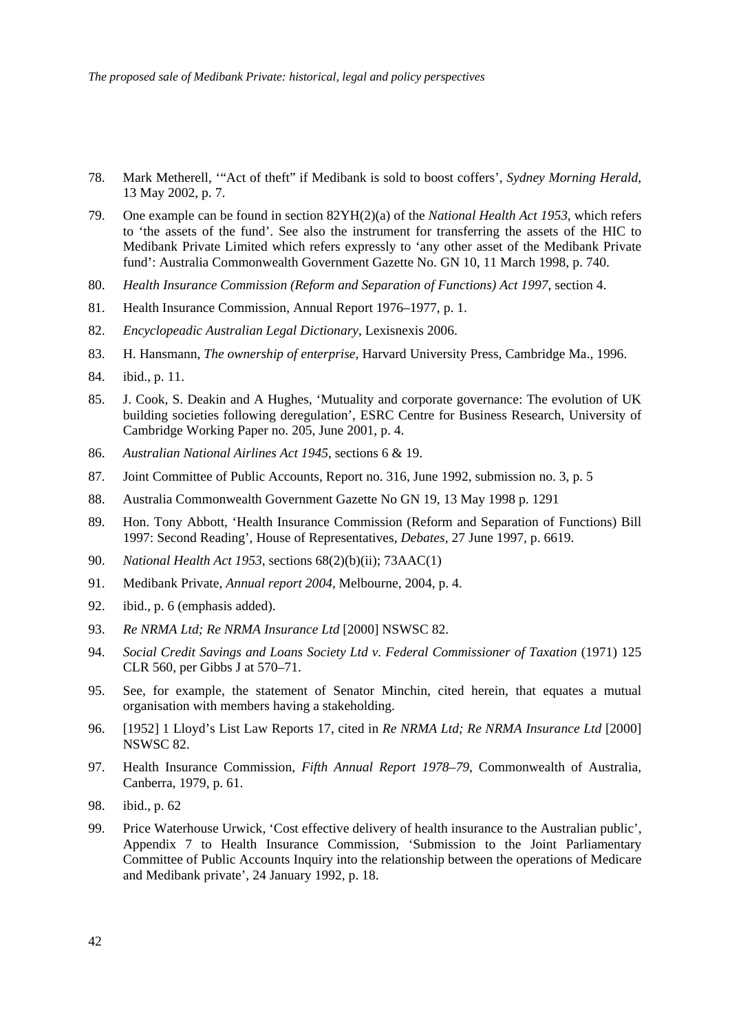78. Mark Metherell, '"Act of theft" if Medibank is sold to boost coffers', *Sydney Morning Herald*, 13 May 2002, p. 7.

79. One example can be found in section 82YH(2)(a) of the *National Health Act 1953*, which refers to 'the assets of the fund'. See also the instrument for transferring the assets of the HIC to Medibank Private Limited which refers expressly to 'any other asset of the Medibank Private fund': Australia Commonwealth Government Gazette No. GN 10, 11 March 1998, p. 740.

80. *Health Insurance Commission (Reform and Separation of Functions) Act 1997*, section 4.

81. Health Insurance Commission, Annual Report 1976–1977, p. 1.

82. *Encyclopeadic Australian Legal Dictionary*, Lexisnexis 2006.

83. H. Hansmann, *The ownership of enterprise*, Harvard University Press, Cambridge Ma., 1996.

84. ibid., p. 11.

85. J. Cook, S. Deakin and A Hughes, 'Mutuality and corporate governance: The evolution of UK building societies following deregulation', ESRC Centre for Business Research, University of Cambridge Working Paper no. 205, June 2001, p. 4.

86. *Australian National Airlines Act 1945*, sections 6 & 19.

87. Joint Committee of Public Accounts, Report no. 316, June 1992, submission no. 3, p. 5

88. Australia Commonwealth Government Gazette No GN 19, 13 May 1998 p. 1291

89. Hon. Tony Abbott, 'Health Insurance Commission (Reform and Separation of Functions) Bill 1997: Second Reading', House of Representatives, *Debates*, 27 June 1997, p. 6619.

90. *National Health Act 1953*, sections 68(2)(b)(ii); 73AAC(1)

91. Medibank Private, *Annual report 2004*, Melbourne, 2004, p. 4.

92. ibid., p. 6 (emphasis added).

93. *Re NRMA Ltd; Re NRMA Insurance Ltd* [2000] NSWSC 82.

94. *Social Credit Savings and Loans Society Ltd v. Federal Commissioner of Taxation* (1971) 125 CLR 560, per Gibbs J at 570–71.

95. See, for example, the statement of Senator Minchin, cited herein, that equates a mutual organisation with members having a stakeholding.

96. [1952] 1 Lloyd's List Law Reports 17, cited in *Re NRMA Ltd; Re NRMA Insurance Ltd* [2000] NSWSC 82.

97. Health Insurance Commission, *Fifth Annual Report 1978–79*, Commonwealth of Australia, Canberra, 1979, p. 61.

98. ibid., p. 62

99. Price Waterhouse Urwick, 'Cost effective delivery of health insurance to the Australian public', Appendix 7 to Health Insurance Commission, 'Submission to the Joint Parliamentary Committee of Public Accounts Inquiry into the relationship between the operations of Medicare and Medibank private', 24 January 1992, p. 18.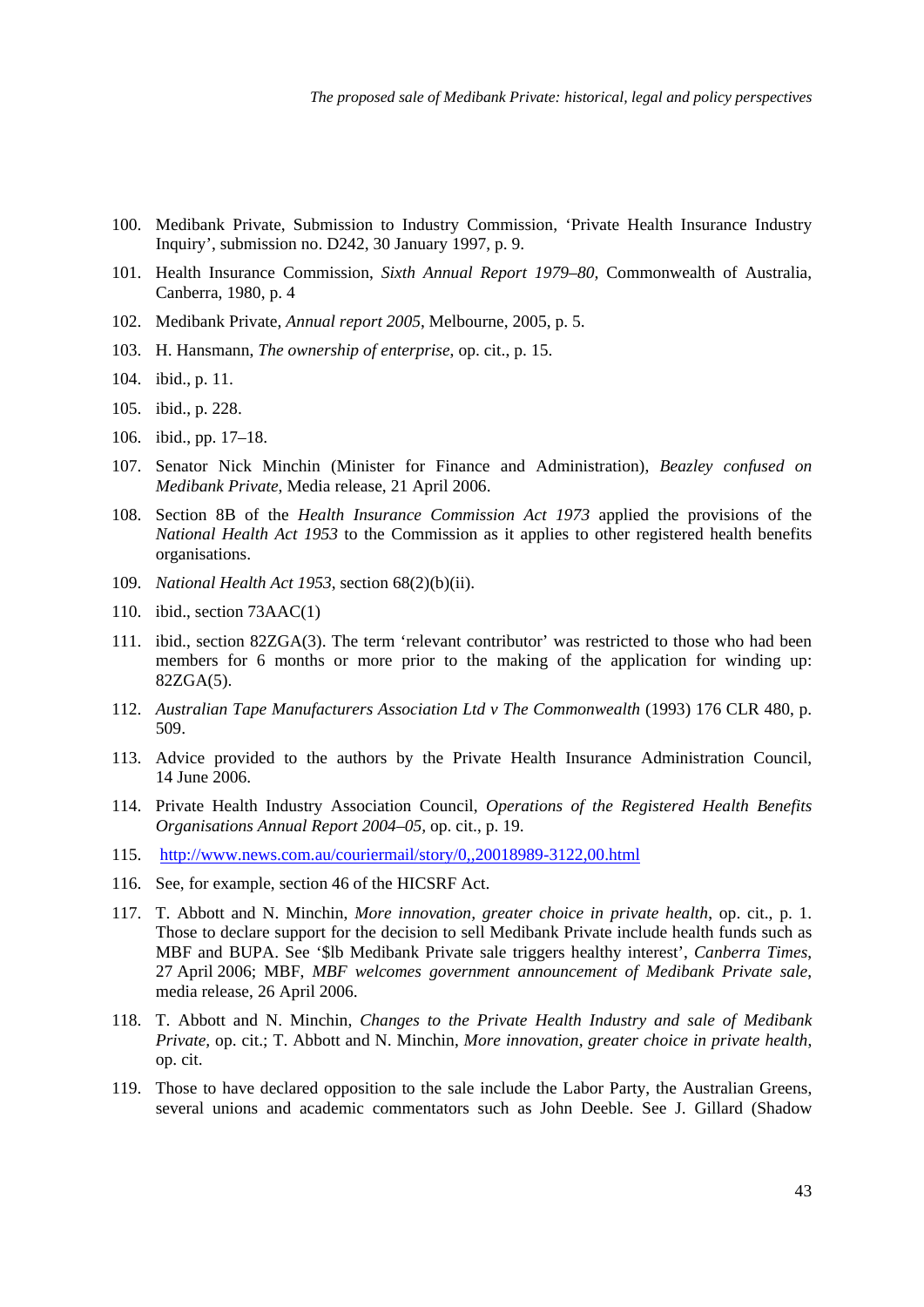100. Medibank Private, Submission to Industry Commission, 'Private Health Insurance Industry Inquiry', submission no. D242, 30 January 1997, p. 9.

101. Health Insurance Commission, *Sixth Annual Report 1979–80*, Commonwealth of Australia, Canberra, 1980, p. 4

102. Medibank Private, *Annual report 2005*, Melbourne, 2005, p. 5.

103. H. Hansmann, *The ownership of enterprise*, op. cit., p. 15.

104. ibid., p. 11.

105. ibid., p. 228.

106. ibid., pp. 17–18.

107. Senator Nick Minchin (Minister for Finance and Administration), *Beazley confused on Medibank Private*, Media release, 21 April 2006.

108. Section 8B of the *Health Insurance Commission Act 1973* applied the provisions of the *National Health Act 1953* to the Commission as it applies to other registered health benefits organisations.

109. *National Health Act 1953*, section 68(2)(b)(ii).

110. ibid., section 73AAC(1)

111. ibid., section 82ZGA(3). The term 'relevant contributor' was restricted to those who had been members for 6 months or more prior to the making of the application for winding up: 82ZGA(5).

112. *Australian Tape Manufacturers Association Ltd v The Commonwealth* (1993) 176 CLR 480, p. 509.

113. Advice provided to the authors by the Private Health Insurance Administration Council, 14 June 2006.

114. Private Health Industry Association Council, *Operations of the Registered Health Benefits Organisations Annual Report 2004–05*, op. cit., p. 19.

115. http://www.news.com.au/couriermail/story/0,,20018989-3122,00.html

116. See, for example, section 46 of the HICSRF Act.

117. T. Abbott and N. Minchin, *More innovation, greater choice in private health*, op. cit., p. 1. Those to declare support for the decision to sell Medibank Private include health funds such as MBF and BUPA. See '$lb Medibank Private sale triggers healthy interest', *Canberra Times*, 27 April 2006; MBF, *MBF welcomes government announcement of Medibank Private sale*, media release, 26 April 2006.

118. T. Abbott and N. Minchin, *Changes to the Private Health Industry and sale of Medibank Private*, op. cit.; T. Abbott and N. Minchin, *More innovation, greater choice in private health*, op. cit.

119. Those to have declared opposition to the sale include the Labor Party, the Australian Greens, several unions and academic commentators such as John Deeble. See J. Gillard (Shadow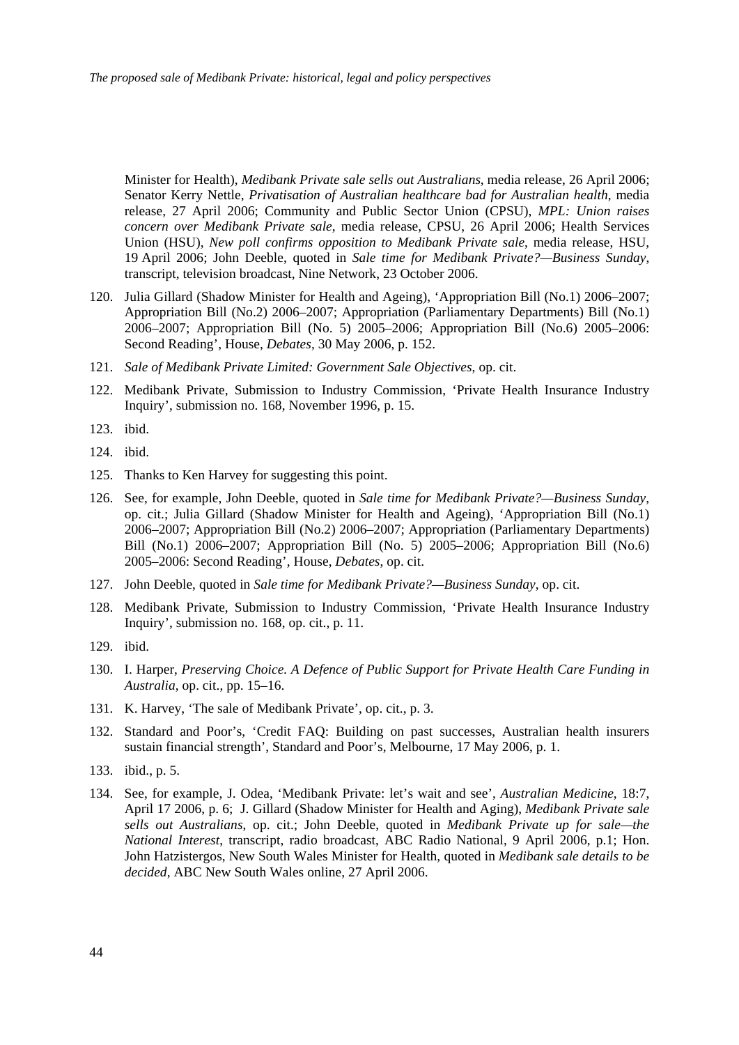Minister for Health), *Medibank Private sale sells out Australians*, media release, 26 April 2006; Senator Kerry Nettle, *Privatisation of Australian healthcare bad for Australian health*, media release, 27 April 2006; Community and Public Sector Union (CPSU), *MPL: Union raises concern over Medibank Private sale*, media release, CPSU, 26 April 2006; Health Services Union (HSU), *New poll confirms opposition to Medibank Private sale*, media release, HSU, 19 April 2006; John Deeble, quoted in *Sale time for Medibank Private?—Business Sunday*, transcript, television broadcast, Nine Network, 23 October 2006.

120. Julia Gillard (Shadow Minister for Health and Ageing), 'Appropriation Bill (No.1) 2006–2007; Appropriation Bill (No.2) 2006–2007; Appropriation (Parliamentary Departments) Bill (No.1) 2006–2007; Appropriation Bill (No. 5) 2005–2006; Appropriation Bill (No.6) 2005–2006: Second Reading', House, *Debates*, 30 May 2006, p. 152.
121. *Sale of Medibank Private Limited: Government Sale Objectives*, op. cit.
122. Medibank Private, Submission to Industry Commission, 'Private Health Insurance Industry Inquiry', submission no. 168, November 1996, p. 15.
123. ibid.
124. ibid.
125. Thanks to Ken Harvey for suggesting this point.
126. See, for example, John Deeble, quoted in *Sale time for Medibank Private?—Business Sunday*, op. cit.; Julia Gillard (Shadow Minister for Health and Ageing), 'Appropriation Bill (No.1) 2006–2007; Appropriation Bill (No.2) 2006–2007; Appropriation (Parliamentary Departments) Bill (No.1) 2006–2007; Appropriation Bill (No. 5) 2005–2006; Appropriation Bill (No.6) 2005–2006: Second Reading', House, *Debates*, op. cit.
127. John Deeble, quoted in *Sale time for Medibank Private?—Business Sunday*, op. cit.
128. Medibank Private, Submission to Industry Commission, 'Private Health Insurance Industry Inquiry', submission no. 168, op. cit., p. 11.
129. ibid.
130. I. Harper, *Preserving Choice. A Defence of Public Support for Private Health Care Funding in Australia*, op. cit., pp. 15–16.
131. K. Harvey, 'The sale of Medibank Private', op. cit., p. 3.
132. Standard and Poor's, 'Credit FAQ: Building on past successes, Australian health insurers sustain financial strength', Standard and Poor's, Melbourne, 17 May 2006, p. 1.
133. ibid., p. 5.
134. See, for example, J. Odea, 'Medibank Private: let's wait and see', *Australian Medicine*, 18:7, April 17 2006, p. 6; J. Gillard (Shadow Minister for Health and Aging), *Medibank Private sale sells out Australians*, op. cit.; John Deeble, quoted in *Medibank Private up for sale—the National Interest*, transcript, radio broadcast, ABC Radio National, 9 April 2006, p.1; Hon. John Hatzistergos, New South Wales Minister for Health, quoted in *Medibank sale details to be decided*, ABC New South Wales online, 27 April 2006.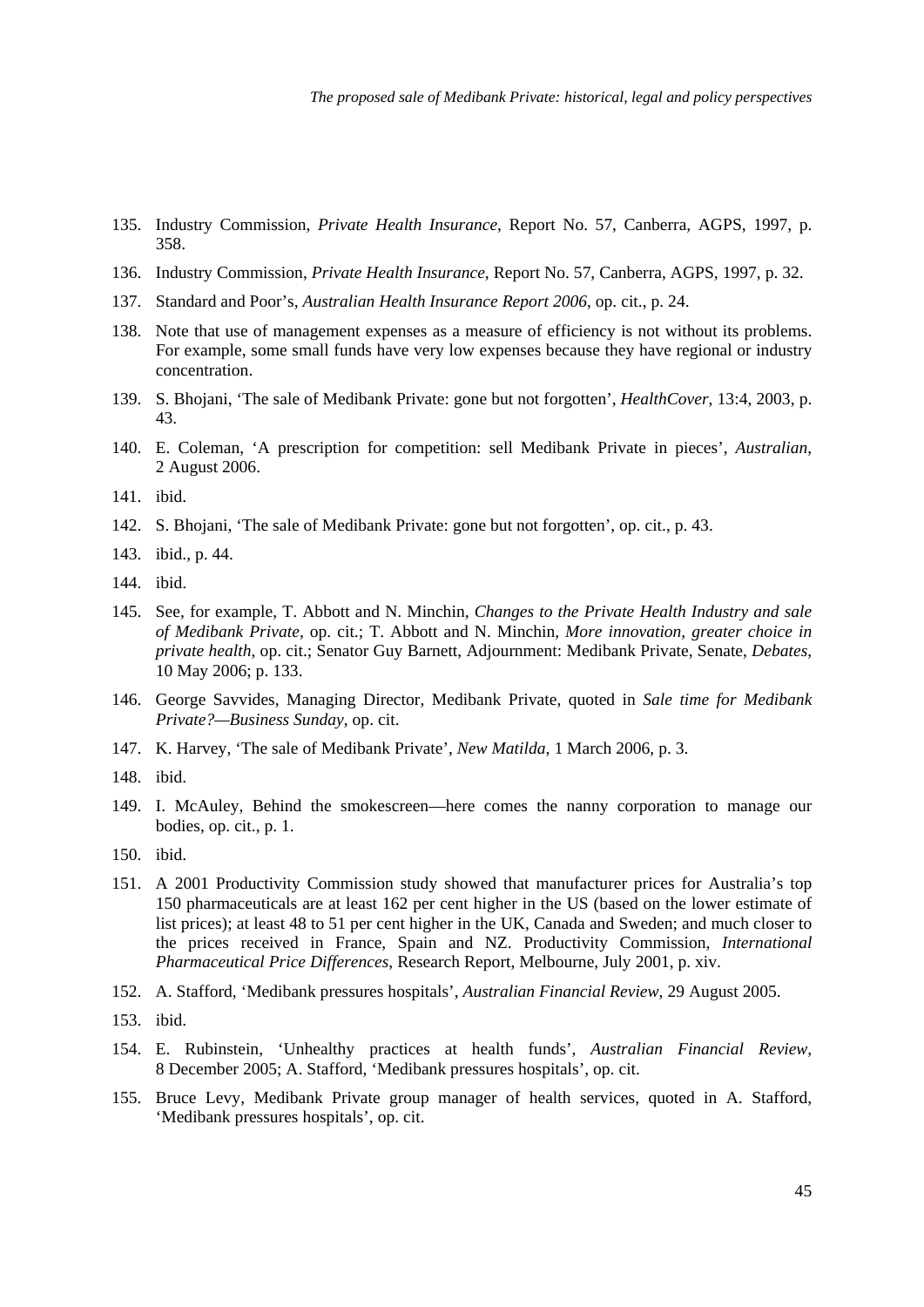135. Industry Commission, *Private Health Insurance*, Report No. 57, Canberra, AGPS, 1997, p. 358.

136. Industry Commission, *Private Health Insurance*, Report No. 57, Canberra, AGPS, 1997, p. 32.

137. Standard and Poor's, *Australian Health Insurance Report 2006*, op. cit., p. 24.

138. Note that use of management expenses as a measure of efficiency is not without its problems. For example, some small funds have very low expenses because they have regional or industry concentration.

139. S. Bhojani, 'The sale of Medibank Private: gone but not forgotten', *HealthCover*, 13:4, 2003, p. 43.

140. E. Coleman, 'A prescription for competition: sell Medibank Private in pieces', *Australian*, 2 August 2006.

141. ibid.

142. S. Bhojani, 'The sale of Medibank Private: gone but not forgotten', op. cit., p. 43.

143. ibid., p. 44.

144. ibid.

145. See, for example, T. Abbott and N. Minchin, *Changes to the Private Health Industry and sale of Medibank Private*, op. cit.; T. Abbott and N. Minchin, *More innovation, greater choice in private health*, op. cit.; Senator Guy Barnett, Adjournment: Medibank Private, Senate, *Debates*, 10 May 2006; p. 133.

146. George Savvides, Managing Director, Medibank Private, quoted in *Sale time for Medibank Private?—Business Sunday*, op. cit.

147. K. Harvey, 'The sale of Medibank Private', *New Matilda*, 1 March 2006, p. 3.

148. ibid.

149. I. McAuley, Behind the smokescreen—here comes the nanny corporation to manage our bodies, op. cit., p. 1.

150. ibid.

151. A 2001 Productivity Commission study showed that manufacturer prices for Australia's top 150 pharmaceuticals are at least 162 per cent higher in the US (based on the lower estimate of list prices); at least 48 to 51 per cent higher in the UK, Canada and Sweden; and much closer to the prices received in France, Spain and NZ. Productivity Commission, *International Pharmaceutical Price Differences*, Research Report, Melbourne, July 2001, p. xiv.

152. A. Stafford, 'Medibank pressures hospitals', *Australian Financial Review*, 29 August 2005.

153. ibid.

154. E. Rubinstein, 'Unhealthy practices at health funds', *Australian Financial Review*, 8 December 2005; A. Stafford, 'Medibank pressures hospitals', op. cit.

155. Bruce Levy, Medibank Private group manager of health services, quoted in A. Stafford, 'Medibank pressures hospitals', op. cit.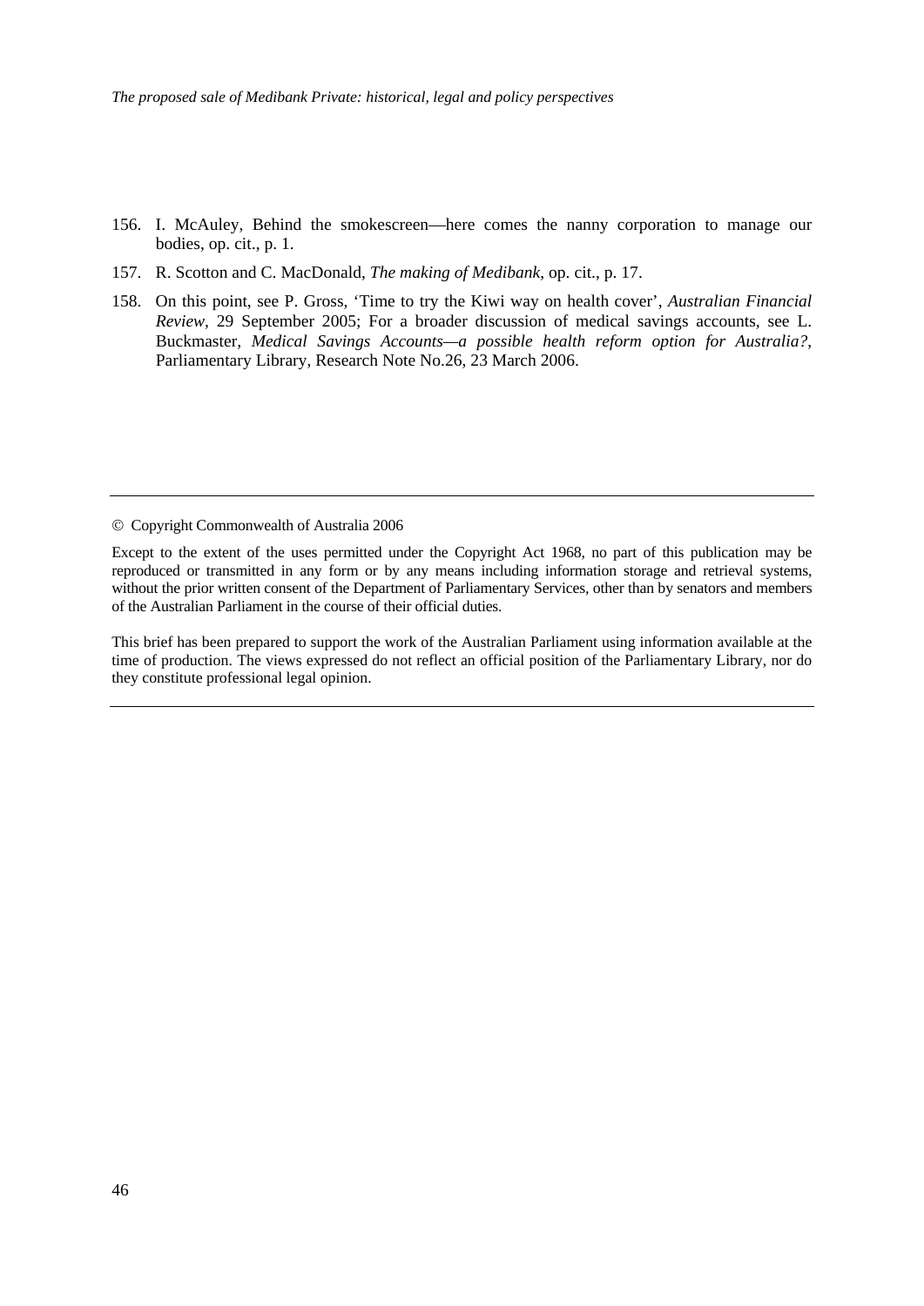156. I. McAuley, Behind the smokescreen—here comes the nanny corporation to manage our bodies, op. cit., p. 1.

157. R. Scotton and C. MacDonald, *The making of Medibank*, op. cit., p. 17.

158. On this point, see P. Gross, 'Time to try the Kiwi way on health cover', *Australian Financial Review*, 29 September 2005; For a broader discussion of medical savings accounts, see L. Buckmaster, *Medical Savings Accounts—a possible health reform option for Australia?*, Parliamentary Library, Research Note No.26, 23 March 2006.

---

© Copyright Commonwealth of Australia 2006

Except to the extent of the uses permitted under the Copyright Act 1968, no part of this publication may be reproduced or transmitted in any form or by any means including information storage and retrieval systems, without the prior written consent of the Department of Parliamentary Services, other than by senators and members of the Australian Parliament in the course of their official duties.

This brief has been prepared to support the work of the Australian Parliament using information available at the time of production. The views expressed do not reflect an official position of the Parliamentary Library, nor do they constitute professional legal opinion.

---